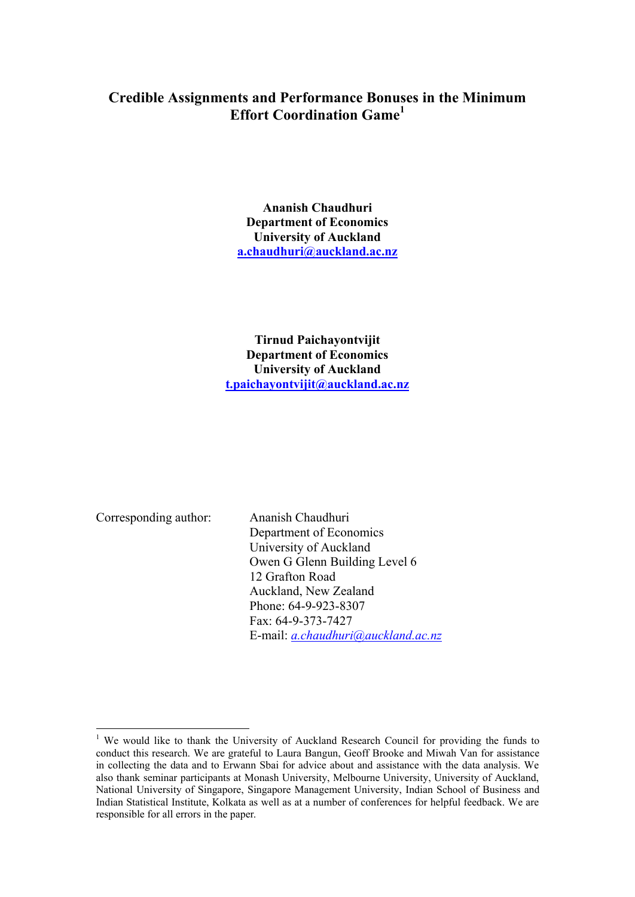# Credible Assignments and Performance Bonuses in the Minimum Effort Coordination Game[1]

**Ananish Chaudhuri**
**Department of Economics**
**University of Auckland**
**a.chaudhuri@auckland.ac.nz**

**Tirnud Paichayontvijit**
**Department of Economics**
**University of Auckland**
**t.paichayontvijit@auckland.ac.nz**

Corresponding author:

Ananish Chaudhuri
Department of Economics
University of Auckland
Owen G Glenn Building Level 6
12 Grafton Road
Auckland, New Zealand
Phone: 64-9-923-8307
Fax: 64-9-373-7427
E-mail: *a.chaudhuri@auckland.ac.nz*

---

[1] We would like to thank the University of Auckland Research Council for providing the funds to conduct this research. We are grateful to Laura Bangun, Geoff Brooke and Miwah Van for assistance in collecting the data and to Erwann Sbai for advice about and assistance with the data analysis. We also thank seminar participants at Monash University, Melbourne University, University of Auckland, National University of Singapore, Singapore Management University, Indian School of Business and Indian Statistical Institute, Kolkata as well as at a number of conferences for helpful feedback. We are responsible for all errors in the paper.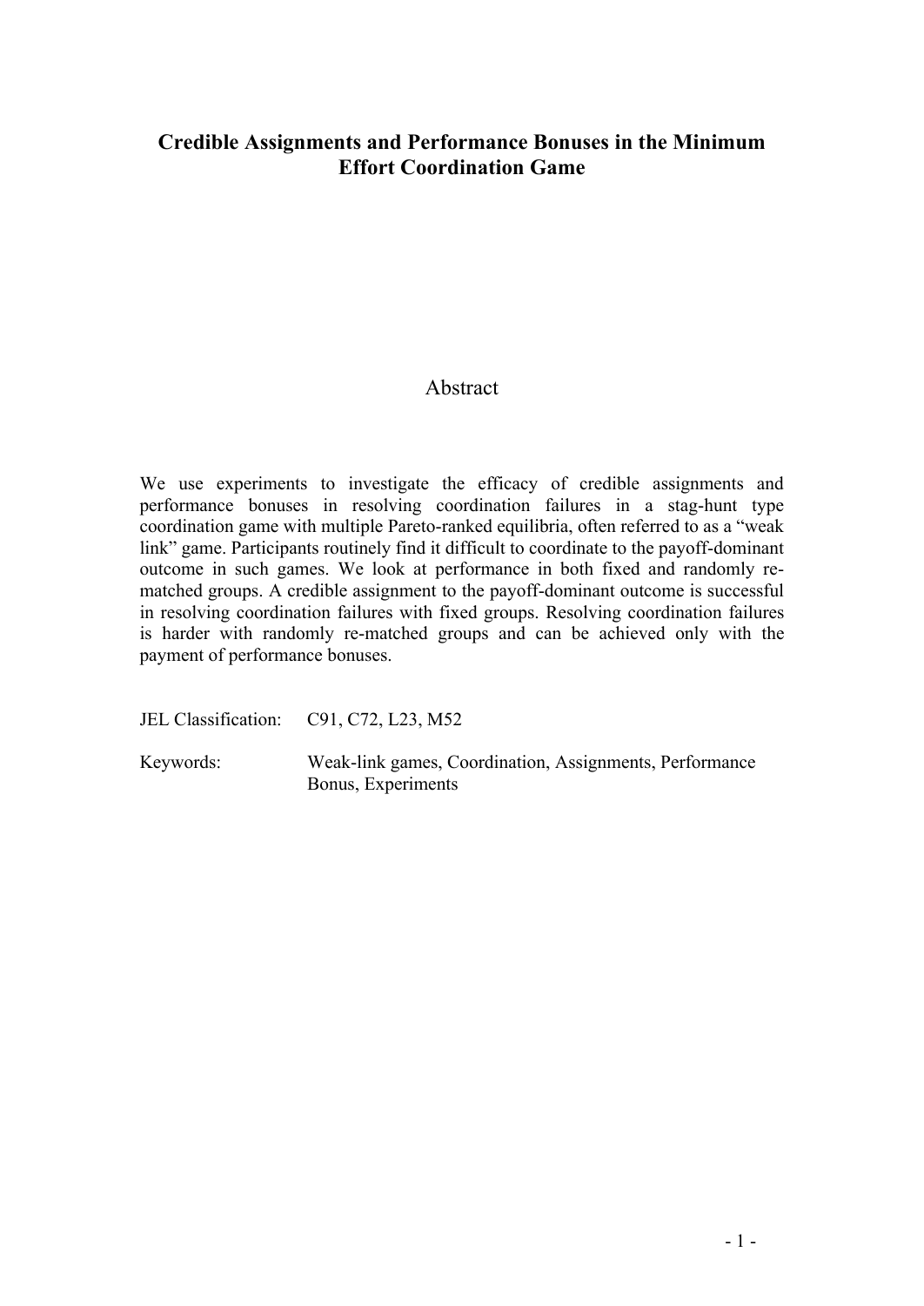# Credible Assignments and Performance Bonuses in the Minimum Effort Coordination Game

## Abstract

We use experiments to investigate the efficacy of credible assignments and performance bonuses in resolving coordination failures in a stag-hunt type coordination game with multiple Pareto-ranked equilibria, often referred to as a "weak link" game. Participants routinely find it difficult to coordinate to the payoff-dominant outcome in such games. We look at performance in both fixed and randomly re-matched groups. A credible assignment to the payoff-dominant outcome is successful in resolving coordination failures with fixed groups. Resolving coordination failures is harder with randomly re-matched groups and can be achieved only with the payment of performance bonuses.

JEL Classification: C91, C72, L23, M52

Keywords: Weak-link games, Coordination, Assignments, Performance Bonus, Experiments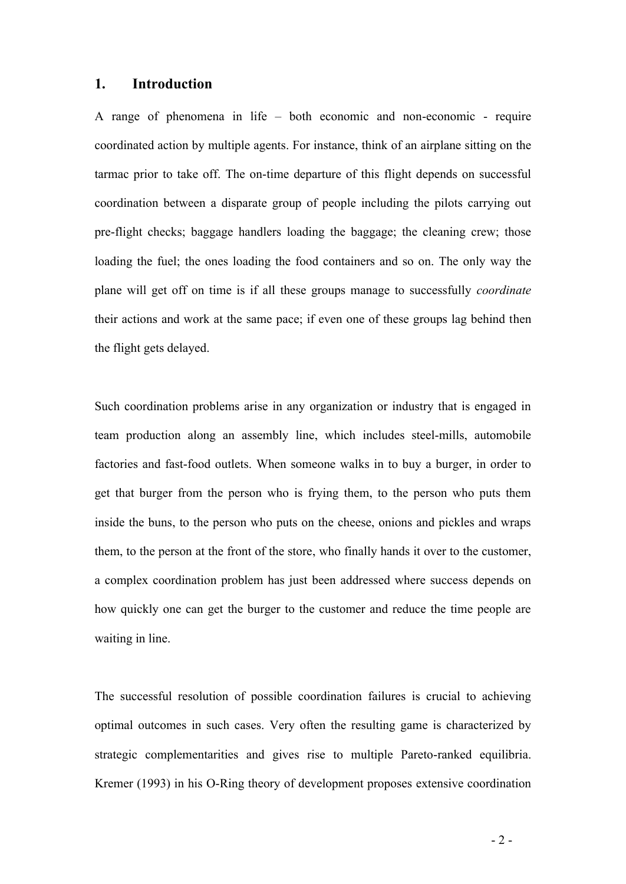# 1. Introduction

A range of phenomena in life – both economic and non-economic - require coordinated action by multiple agents. For instance, think of an airplane sitting on the tarmac prior to take off. The on-time departure of this flight depends on successful coordination between a disparate group of people including the pilots carrying out pre-flight checks; baggage handlers loading the baggage; the cleaning crew; those loading the fuel; the ones loading the food containers and so on. The only way the plane will get off on time is if all these groups manage to successfully *coordinate* their actions and work at the same pace; if even one of these groups lag behind then the flight gets delayed.

Such coordination problems arise in any organization or industry that is engaged in team production along an assembly line, which includes steel-mills, automobile factories and fast-food outlets. When someone walks in to buy a burger, in order to get that burger from the person who is frying them, to the person who puts them inside the buns, to the person who puts on the cheese, onions and pickles and wraps them, to the person at the front of the store, who finally hands it over to the customer, a complex coordination problem has just been addressed where success depends on how quickly one can get the burger to the customer and reduce the time people are waiting in line.

The successful resolution of possible coordination failures is crucial to achieving optimal outcomes in such cases. Very often the resulting game is characterized by strategic complementarities and gives rise to multiple Pareto-ranked equilibria. Kremer (1993) in his O-Ring theory of development proposes extensive coordination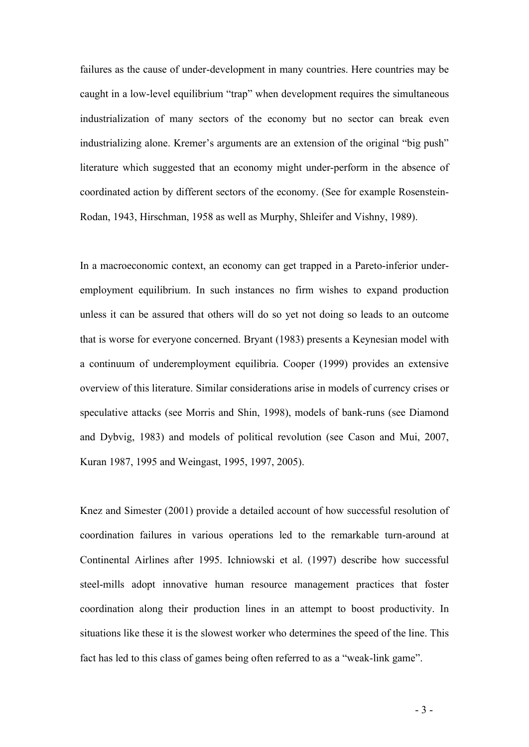failures as the cause of under-development in many countries. Here countries may be caught in a low-level equilibrium "trap" when development requires the simultaneous industrialization of many sectors of the economy but no sector can break even industrializing alone. Kremer's arguments are an extension of the original "big push" literature which suggested that an economy might under-perform in the absence of coordinated action by different sectors of the economy. (See for example Rosenstein-Rodan, 1943, Hirschman, 1958 as well as Murphy, Shleifer and Vishny, 1989).

In a macroeconomic context, an economy can get trapped in a Pareto-inferior under-employment equilibrium. In such instances no firm wishes to expand production unless it can be assured that others will do so yet not doing so leads to an outcome that is worse for everyone concerned. Bryant (1983) presents a Keynesian model with a continuum of underemployment equilibria. Cooper (1999) provides an extensive overview of this literature. Similar considerations arise in models of currency crises or speculative attacks (see Morris and Shin, 1998), models of bank-runs (see Diamond and Dybvig, 1983) and models of political revolution (see Cason and Mui, 2007, Kuran 1987, 1995 and Weingast, 1995, 1997, 2005).

Knez and Simester (2001) provide a detailed account of how successful resolution of coordination failures in various operations led to the remarkable turn-around at Continental Airlines after 1995. Ichniowski et al. (1997) describe how successful steel-mills adopt innovative human resource management practices that foster coordination along their production lines in an attempt to boost productivity. In situations like these it is the slowest worker who determines the speed of the line. This fact has led to this class of games being often referred to as a "weak-link game".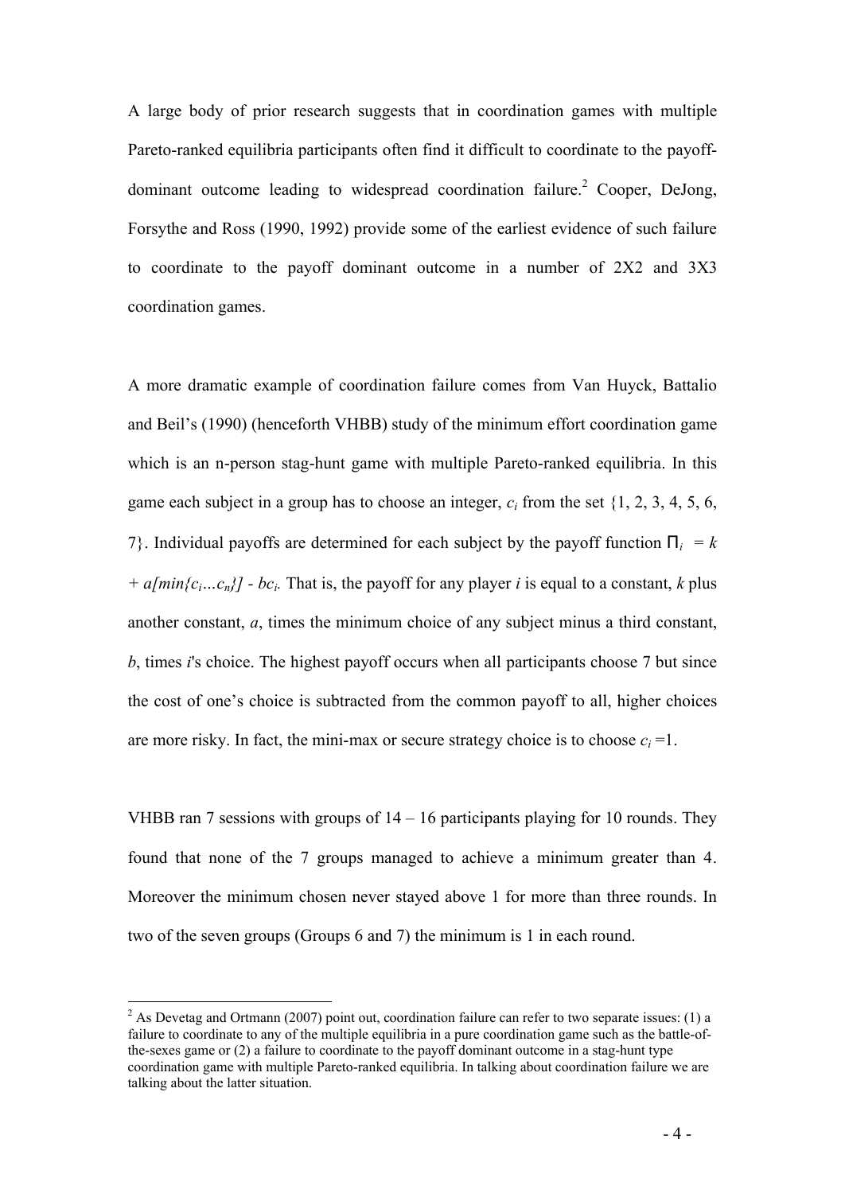A large body of prior research suggests that in coordination games with multiple Pareto-ranked equilibria participants often find it difficult to coordinate to the payoff-dominant outcome leading to widespread coordination failure.[2] Cooper, DeJong, Forsythe and Ross (1990, 1992) provide some of the earliest evidence of such failure to coordinate to the payoff dominant outcome in a number of 2X2 and 3X3 coordination games.

A more dramatic example of coordination failure comes from Van Huyck, Battalio and Beil's (1990) (henceforth VHBB) study of the minimum effort coordination game which is an n-person stag-hunt game with multiple Pareto-ranked equilibria. In this game each subject in a group has to choose an integer, $c_i$ from the set {1, 2, 3, 4, 5, 6, 7}. Individual payoffs are determined for each subject by the payoff function $\Pi_i = k + a[\min\{c_i \ldots c_n\}] - bc_i$. That is, the payoff for any player $i$ is equal to a constant, $k$ plus another constant, $a$, times the minimum choice of any subject minus a third constant, $b$, times $i$'s choice. The highest payoff occurs when all participants choose 7 but since the cost of one's choice is subtracted from the common payoff to all, higher choices are more risky. In fact, the mini-max or secure strategy choice is to choose $c_i = 1$.

VHBB ran 7 sessions with groups of 14 – 16 participants playing for 10 rounds. They found that none of the 7 groups managed to achieve a minimum greater than 4. Moreover the minimum chosen never stayed above 1 for more than three rounds. In two of the seven groups (Groups 6 and 7) the minimum is 1 in each round.

[2] As Devetag and Ortmann (2007) point out, coordination failure can refer to two separate issues: (1) a failure to coordinate to any of the multiple equilibria in a pure coordination game such as the battle-of-the-sexes game or (2) a failure to coordinate to the payoff dominant outcome in a stag-hunt type coordination game with multiple Pareto-ranked equilibria. In talking about coordination failure we are talking about the latter situation.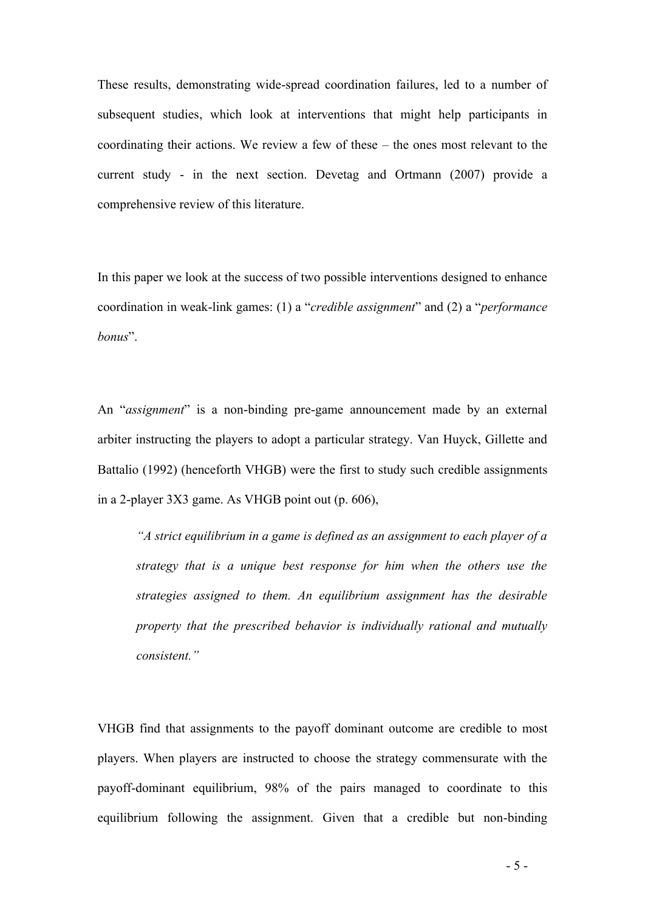These results, demonstrating wide-spread coordination failures, led to a number of subsequent studies, which look at interventions that might help participants in coordinating their actions. We review a few of these – the ones most relevant to the current study - in the next section. Devetag and Ortmann (2007) provide a comprehensive review of this literature.

In this paper we look at the success of two possible interventions designed to enhance coordination in weak-link games: (1) a "*credible assignment*" and (2) a "*performance bonus*".

An "*assignment*" is a non-binding pre-game announcement made by an external arbiter instructing the players to adopt a particular strategy. Van Huyck, Gillette and Battalio (1992) (henceforth VHGB) were the first to study such credible assignments in a 2-player 3X3 game. As VHGB point out (p. 606),

> *"A strict equilibrium in a game is defined as an assignment to each player of a strategy that is a unique best response for him when the others use the strategies assigned to them. An equilibrium assignment has the desirable property that the prescribed behavior is individually rational and mutually consistent."*

VHGB find that assignments to the payoff dominant outcome are credible to most players. When players are instructed to choose the strategy commensurate with the payoff-dominant equilibrium, 98% of the pairs managed to coordinate to this equilibrium following the assignment. Given that a credible but non-binding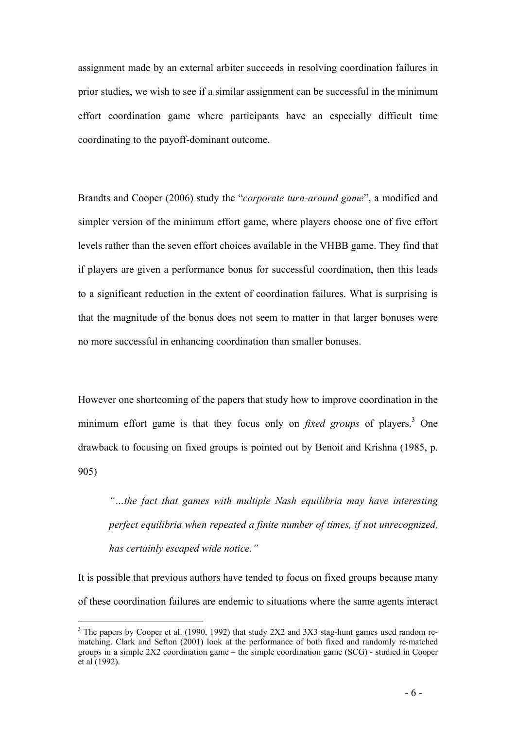assignment made by an external arbiter succeeds in resolving coordination failures in prior studies, we wish to see if a similar assignment can be successful in the minimum effort coordination game where participants have an especially difficult time coordinating to the payoff-dominant outcome.

Brandts and Cooper (2006) study the "*corporate turn-around game*", a modified and simpler version of the minimum effort game, where players choose one of five effort levels rather than the seven effort choices available in the VHBB game. They find that if players are given a performance bonus for successful coordination, then this leads to a significant reduction in the extent of coordination failures. What is surprising is that the magnitude of the bonus does not seem to matter in that larger bonuses were no more successful in enhancing coordination than smaller bonuses.

However one shortcoming of the papers that study how to improve coordination in the minimum effort game is that they focus only on *fixed groups* of players.[3] One drawback to focusing on fixed groups is pointed out by Benoit and Krishna (1985, p. 905)

> *"…the fact that games with multiple Nash equilibria may have interesting perfect equilibria when repeated a finite number of times, if not unrecognized, has certainly escaped wide notice."*

It is possible that previous authors have tended to focus on fixed groups because many of these coordination failures are endemic to situations where the same agents interact

[3] The papers by Cooper et al. (1990, 1992) that study 2X2 and 3X3 stag-hunt games used random re-matching. Clark and Sefton (2001) look at the performance of both fixed and randomly re-matched groups in a simple 2X2 coordination game – the simple coordination game (SCG) - studied in Cooper et al (1992).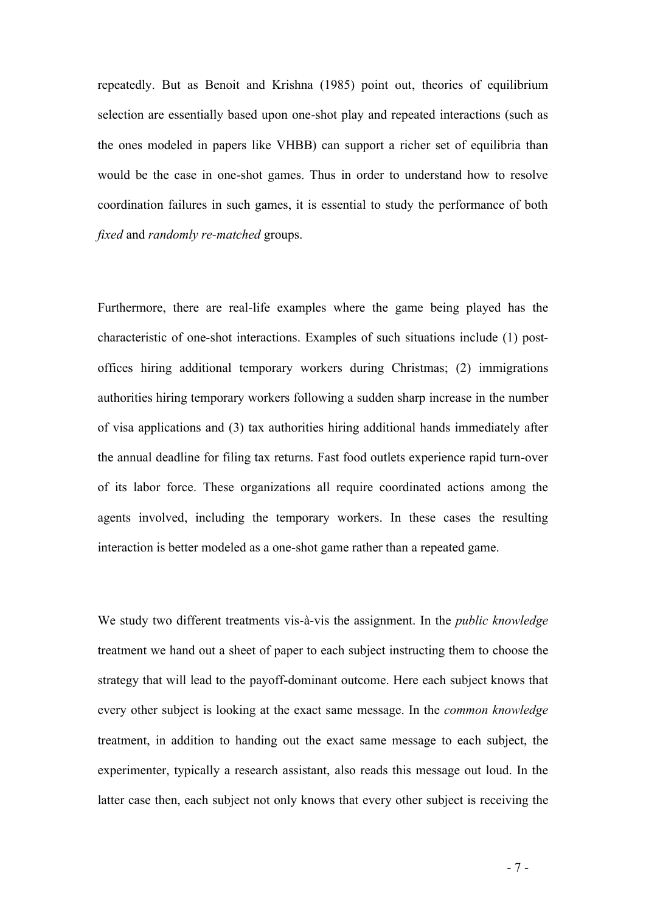repeatedly. But as Benoit and Krishna (1985) point out, theories of equilibrium selection are essentially based upon one-shot play and repeated interactions (such as the ones modeled in papers like VHBB) can support a richer set of equilibria than would be the case in one-shot games. Thus in order to understand how to resolve coordination failures in such games, it is essential to study the performance of both *fixed* and *randomly re-matched* groups.

Furthermore, there are real-life examples where the game being played has the characteristic of one-shot interactions. Examples of such situations include (1) post-offices hiring additional temporary workers during Christmas; (2) immigrations authorities hiring temporary workers following a sudden sharp increase in the number of visa applications and (3) tax authorities hiring additional hands immediately after the annual deadline for filing tax returns. Fast food outlets experience rapid turn-over of its labor force. These organizations all require coordinated actions among the agents involved, including the temporary workers. In these cases the resulting interaction is better modeled as a one-shot game rather than a repeated game.

We study two different treatments vis-à-vis the assignment. In the *public knowledge* treatment we hand out a sheet of paper to each subject instructing them to choose the strategy that will lead to the payoff-dominant outcome. Here each subject knows that every other subject is looking at the exact same message. In the *common knowledge* treatment, in addition to handing out the exact same message to each subject, the experimenter, typically a research assistant, also reads this message out loud. In the latter case then, each subject not only knows that every other subject is receiving the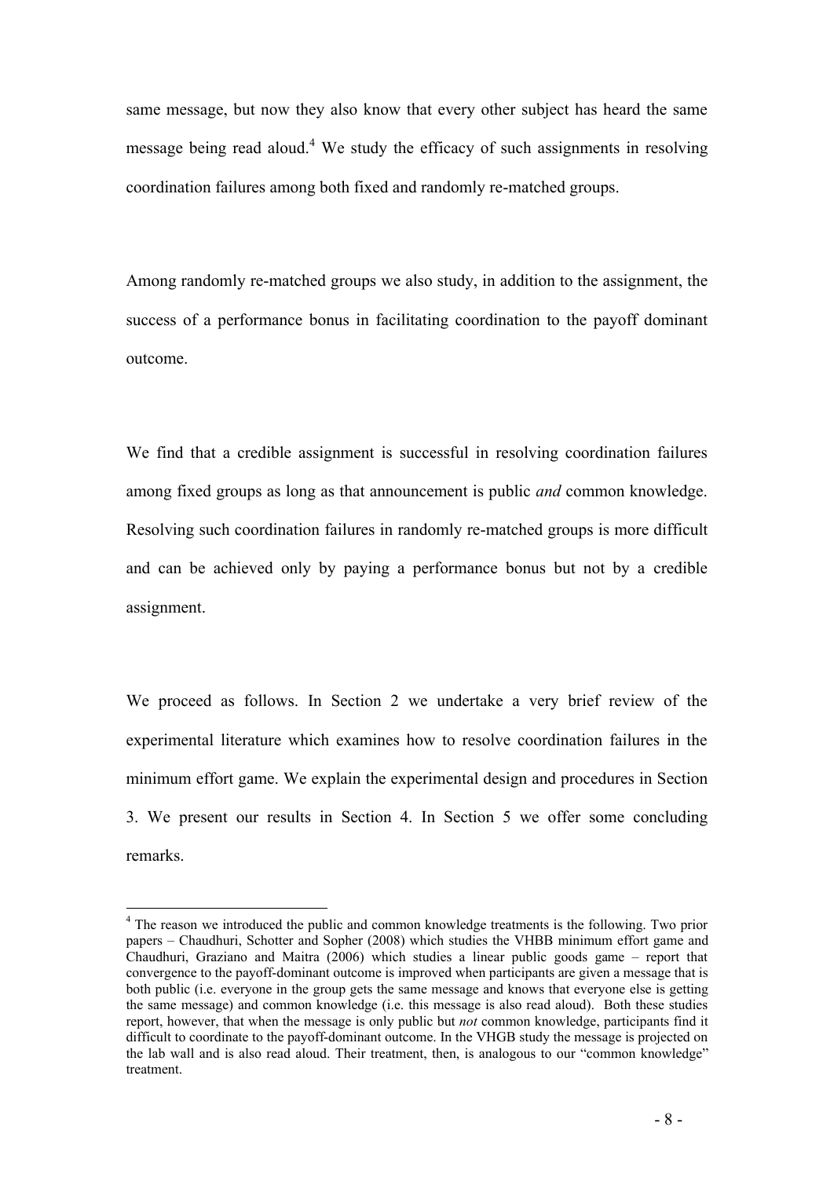same message, but now they also know that every other subject has heard the same message being read aloud.[4] We study the efficacy of such assignments in resolving coordination failures among both fixed and randomly re-matched groups.

Among randomly re-matched groups we also study, in addition to the assignment, the success of a performance bonus in facilitating coordination to the payoff dominant outcome.

We find that a credible assignment is successful in resolving coordination failures among fixed groups as long as that announcement is public *and* common knowledge. Resolving such coordination failures in randomly re-matched groups is more difficult and can be achieved only by paying a performance bonus but not by a credible assignment.

We proceed as follows. In Section 2 we undertake a very brief review of the experimental literature which examines how to resolve coordination failures in the minimum effort game. We explain the experimental design and procedures in Section 3. We present our results in Section 4. In Section 5 we offer some concluding remarks.

---

[4] The reason we introduced the public and common knowledge treatments is the following. Two prior papers – Chaudhuri, Schotter and Sopher (2008) which studies the VHBB minimum effort game and Chaudhuri, Graziano and Maitra (2006) which studies a linear public goods game – report that convergence to the payoff-dominant outcome is improved when participants are given a message that is both public (i.e. everyone in the group gets the same message and knows that everyone else is getting the same message) and common knowledge (i.e. this message is also read aloud). Both these studies report, however, that when the message is only public but *not* common knowledge, participants find it difficult to coordinate to the payoff-dominant outcome. In the VHGB study the message is projected on the lab wall and is also read aloud. Their treatment, then, is analogous to our "common knowledge" treatment.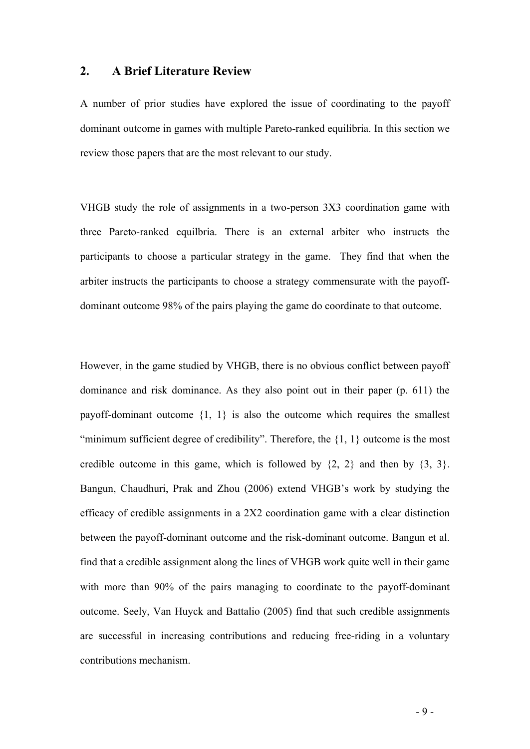## 2. A Brief Literature Review

A number of prior studies have explored the issue of coordinating to the payoff dominant outcome in games with multiple Pareto-ranked equilibria. In this section we review those papers that are the most relevant to our study.

VHGB study the role of assignments in a two-person 3X3 coordination game with three Pareto-ranked equilbria. There is an external arbiter who instructs the participants to choose a particular strategy in the game. They find that when the arbiter instructs the participants to choose a strategy commensurate with the payoff-dominant outcome 98% of the pairs playing the game do coordinate to that outcome.

However, in the game studied by VHGB, there is no obvious conflict between payoff dominance and risk dominance. As they also point out in their paper (p. 611) the payoff-dominant outcome {1, 1} is also the outcome which requires the smallest "minimum sufficient degree of credibility". Therefore, the {1, 1} outcome is the most credible outcome in this game, which is followed by {2, 2} and then by {3, 3}. Bangun, Chaudhuri, Prak and Zhou (2006) extend VHGB's work by studying the efficacy of credible assignments in a 2X2 coordination game with a clear distinction between the payoff-dominant outcome and the risk-dominant outcome. Bangun et al. find that a credible assignment along the lines of VHGB work quite well in their game with more than 90% of the pairs managing to coordinate to the payoff-dominant outcome. Seely, Van Huyck and Battalio (2005) find that such credible assignments are successful in increasing contributions and reducing free-riding in a voluntary contributions mechanism.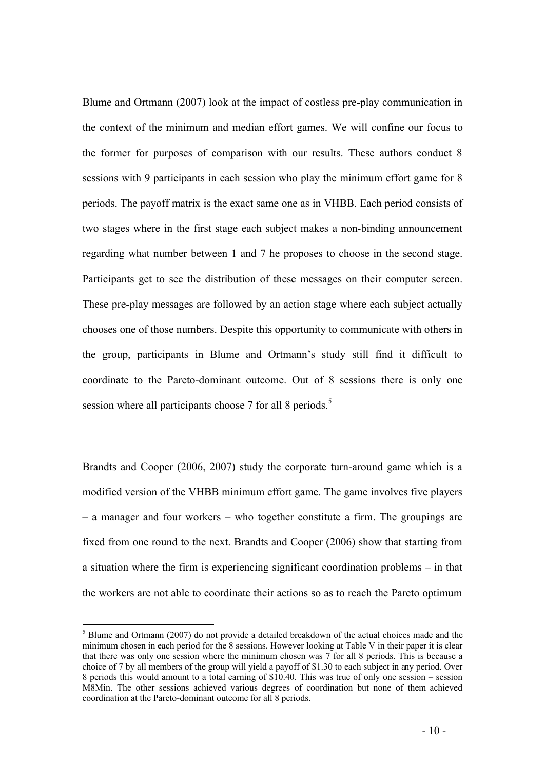Blume and Ortmann (2007) look at the impact of costless pre-play communication in the context of the minimum and median effort games. We will confine our focus to the former for purposes of comparison with our results. These authors conduct 8 sessions with 9 participants in each session who play the minimum effort game for 8 periods. The payoff matrix is the exact same one as in VHBB. Each period consists of two stages where in the first stage each subject makes a non-binding announcement regarding what number between 1 and 7 he proposes to choose in the second stage. Participants get to see the distribution of these messages on their computer screen. These pre-play messages are followed by an action stage where each subject actually chooses one of those numbers. Despite this opportunity to communicate with others in the group, participants in Blume and Ortmann's study still find it difficult to coordinate to the Pareto-dominant outcome. Out of 8 sessions there is only one session where all participants choose 7 for all 8 periods.[5]

Brandts and Cooper (2006, 2007) study the corporate turn-around game which is a modified version of the VHBB minimum effort game. The game involves five players – a manager and four workers – who together constitute a firm. The groupings are fixed from one round to the next. Brandts and Cooper (2006) show that starting from a situation where the firm is experiencing significant coordination problems – in that the workers are not able to coordinate their actions so as to reach the Pareto optimum

[5] Blume and Ortmann (2007) do not provide a detailed breakdown of the actual choices made and the minimum chosen in each period for the 8 sessions. However looking at Table V in their paper it is clear that there was only one session where the minimum chosen was 7 for all 8 periods. This is because a choice of 7 by all members of the group will yield a payoff of $1.30 to each subject in any period. Over 8 periods this would amount to a total earning of $10.40. This was true of only one session – session M8Min. The other sessions achieved various degrees of coordination but none of them achieved coordination at the Pareto-dominant outcome for all 8 periods.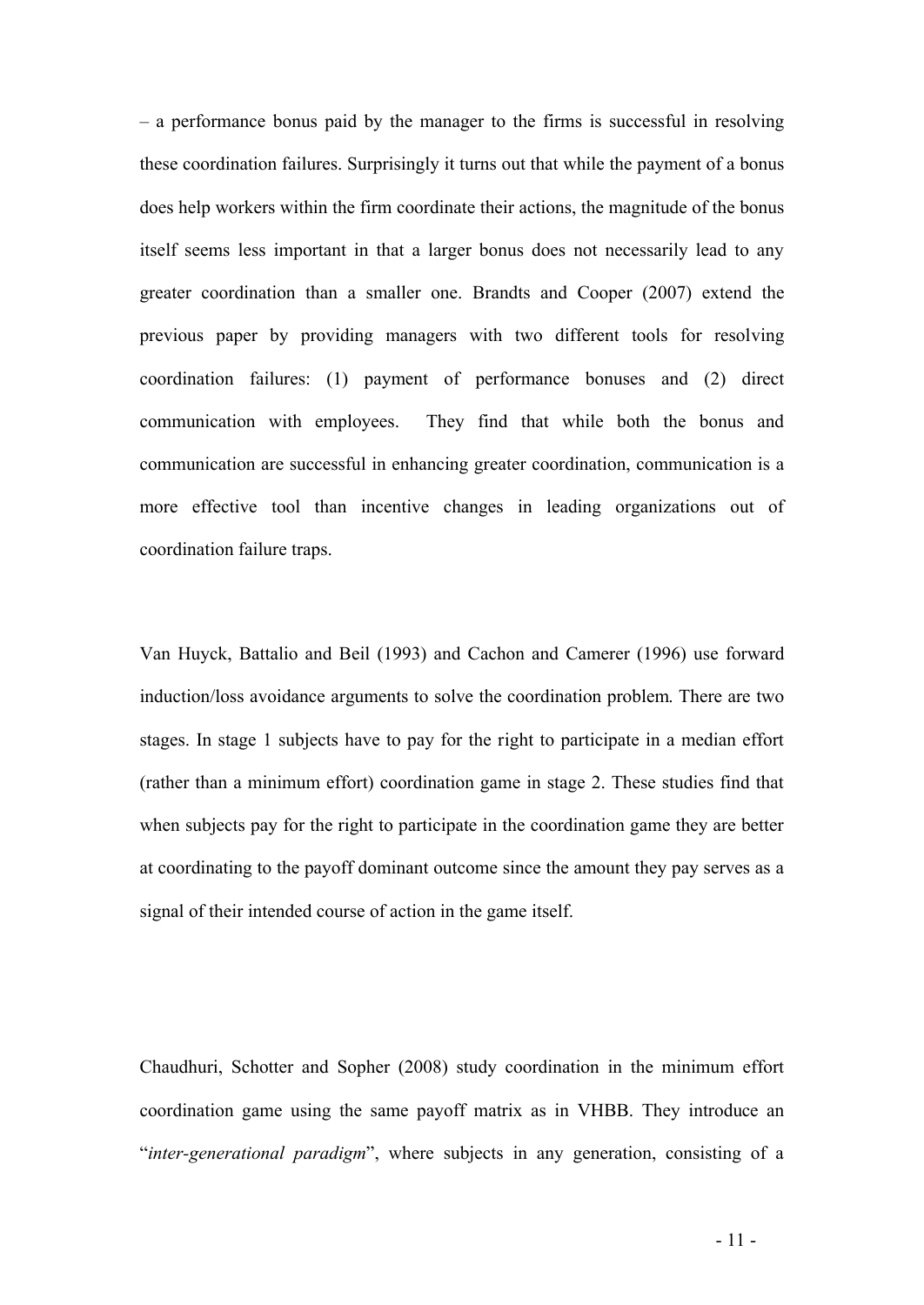– a performance bonus paid by the manager to the firms is successful in resolving these coordination failures. Surprisingly it turns out that while the payment of a bonus does help workers within the firm coordinate their actions, the magnitude of the bonus itself seems less important in that a larger bonus does not necessarily lead to any greater coordination than a smaller one. Brandts and Cooper (2007) extend the previous paper by providing managers with two different tools for resolving coordination failures: (1) payment of performance bonuses and (2) direct communication with employees. They find that while both the bonus and communication are successful in enhancing greater coordination, communication is a more effective tool than incentive changes in leading organizations out of coordination failure traps.

Van Huyck, Battalio and Beil (1993) and Cachon and Camerer (1996) use forward induction/loss avoidance arguments to solve the coordination problem. There are two stages. In stage 1 subjects have to pay for the right to participate in a median effort (rather than a minimum effort) coordination game in stage 2. These studies find that when subjects pay for the right to participate in the coordination game they are better at coordinating to the payoff dominant outcome since the amount they pay serves as a signal of their intended course of action in the game itself.

Chaudhuri, Schotter and Sopher (2008) study coordination in the minimum effort coordination game using the same payoff matrix as in VHBB. They introduce an "*inter-generational paradigm*", where subjects in any generation, consisting of a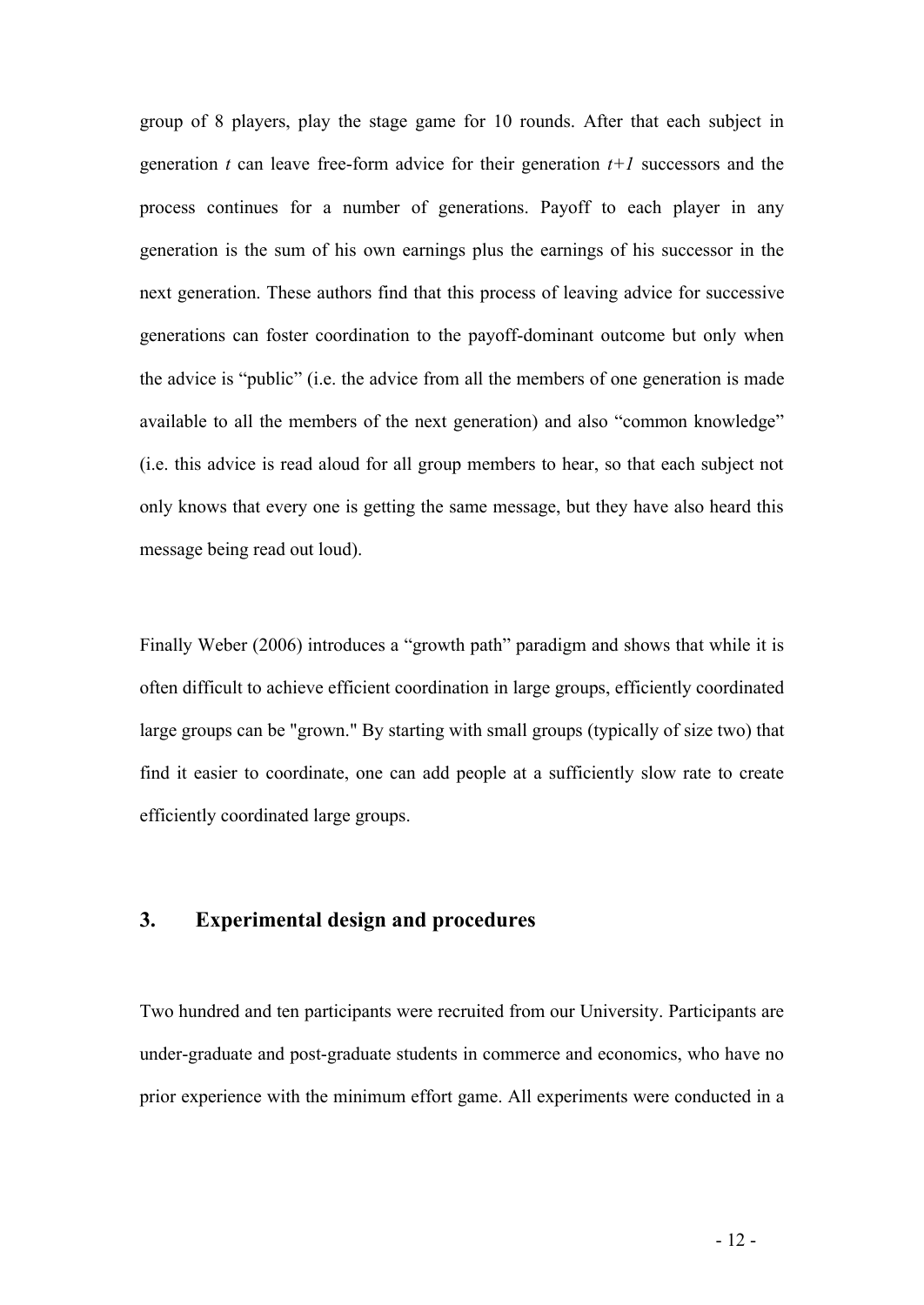group of 8 players, play the stage game for 10 rounds. After that each subject in generation $t$ can leave free-form advice for their generation $t+1$ successors and the process continues for a number of generations. Payoff to each player in any generation is the sum of his own earnings plus the earnings of his successor in the next generation. These authors find that this process of leaving advice for successive generations can foster coordination to the payoff-dominant outcome but only when the advice is "public" (i.e. the advice from all the members of one generation is made available to all the members of the next generation) and also "common knowledge" (i.e. this advice is read aloud for all group members to hear, so that each subject not only knows that every one is getting the same message, but they have also heard this message being read out loud).

Finally Weber (2006) introduces a "growth path" paradigm and shows that while it is often difficult to achieve efficient coordination in large groups, efficiently coordinated large groups can be "grown." By starting with small groups (typically of size two) that find it easier to coordinate, one can add people at a sufficiently slow rate to create efficiently coordinated large groups.

## 3. Experimental design and procedures

Two hundred and ten participants were recruited from our University. Participants are under-graduate and post-graduate students in commerce and economics, who have no prior experience with the minimum effort game. All experiments were conducted in a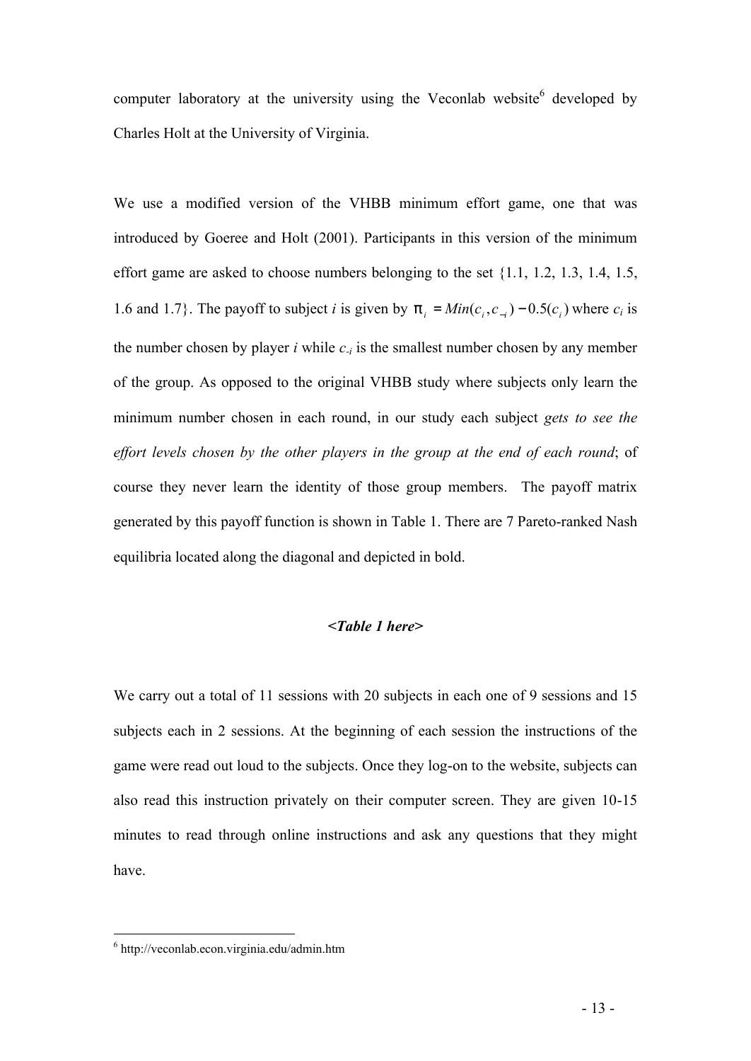computer laboratory at the university using the Veconlab website[6] developed by Charles Holt at the University of Virginia.

We use a modified version of the VHBB minimum effort game, one that was introduced by Goeree and Holt (2001). Participants in this version of the minimum effort game are asked to choose numbers belonging to the set {1.1, 1.2, 1.3, 1.4, 1.5, 1.6 and 1.7}. The payoff to subject *i* is given by $\pi_i = Min(c_i, c_{-i}) - 0.5(c_i)$ where $c_i$ is the number chosen by player *i* while $c_{-i}$ is the smallest number chosen by any member of the group. As opposed to the original VHBB study where subjects only learn the minimum number chosen in each round, in our study each subject *gets to see the effort levels chosen by the other players in the group at the end of each round*; of course they never learn the identity of those group members. The payoff matrix generated by this payoff function is shown in Table 1. There are 7 Pareto-ranked Nash equilibria located along the diagonal and depicted in bold.

***<Table 1 here>***

We carry out a total of 11 sessions with 20 subjects in each one of 9 sessions and 15 subjects each in 2 sessions. At the beginning of each session the instructions of the game were read out loud to the subjects. Once they log-on to the website, subjects can also read this instruction privately on their computer screen. They are given 10-15 minutes to read through online instructions and ask any questions that they might have.

[6] http://veconlab.econ.virginia.edu/admin.htm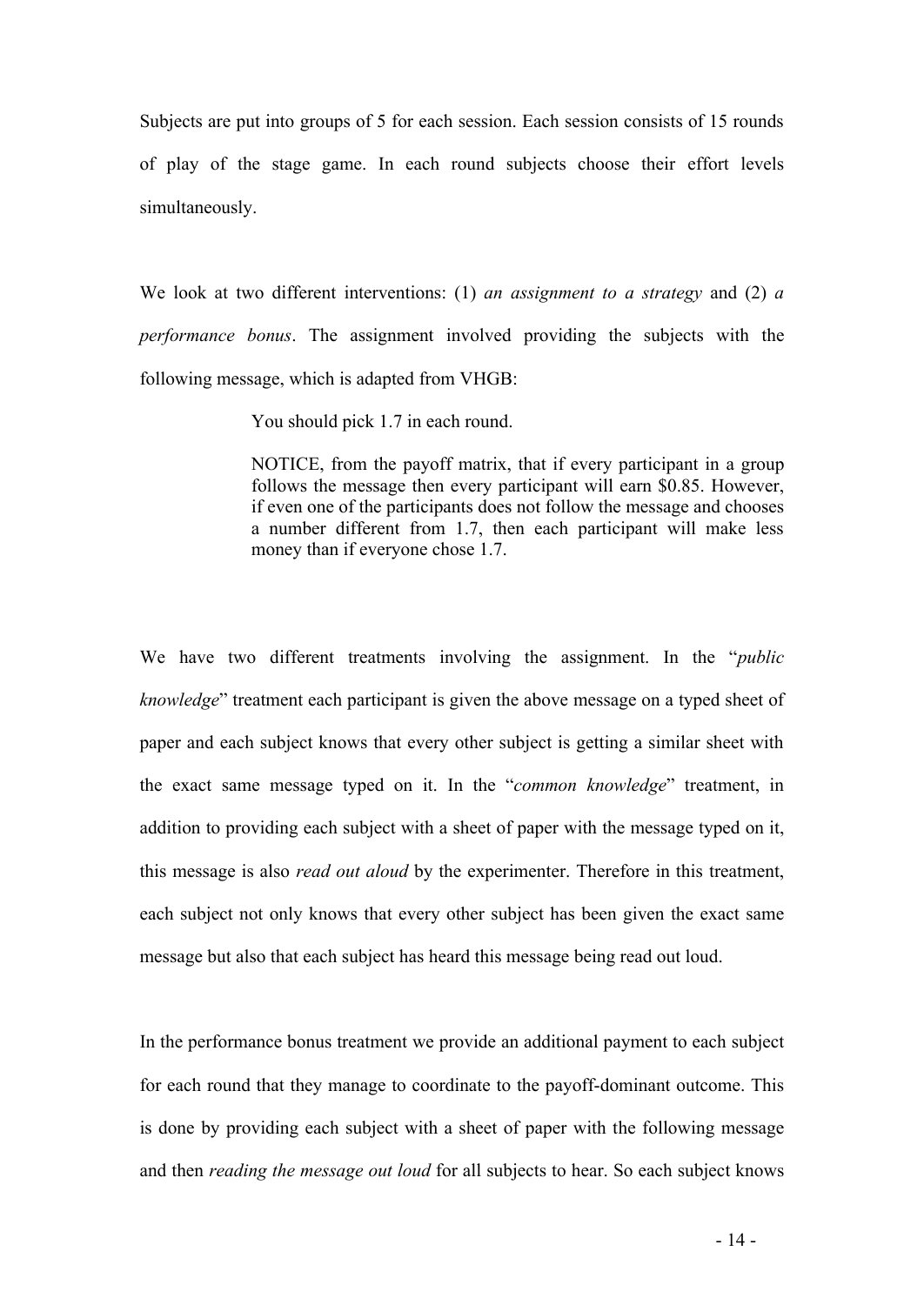Subjects are put into groups of 5 for each session. Each session consists of 15 rounds of play of the stage game. In each round subjects choose their effort levels simultaneously.

We look at two different interventions: (1) *an assignment to a strategy* and (2) *a performance bonus*. The assignment involved providing the subjects with the following message, which is adapted from VHGB:

> You should pick 1.7 in each round.
>
> NOTICE, from the payoff matrix, that if every participant in a group follows the message then every participant will earn $0.85. However, if even one of the participants does not follow the message and chooses a number different from 1.7, then each participant will make less money than if everyone chose 1.7.

We have two different treatments involving the assignment. In the "*public knowledge*" treatment each participant is given the above message on a typed sheet of paper and each subject knows that every other subject is getting a similar sheet with the exact same message typed on it. In the "*common knowledge*" treatment, in addition to providing each subject with a sheet of paper with the message typed on it, this message is also *read out aloud* by the experimenter. Therefore in this treatment, each subject not only knows that every other subject has been given the exact same message but also that each subject has heard this message being read out loud.

In the performance bonus treatment we provide an additional payment to each subject for each round that they manage to coordinate to the payoff-dominant outcome. This is done by providing each subject with a sheet of paper with the following message and then *reading the message out loud* for all subjects to hear. So each subject knows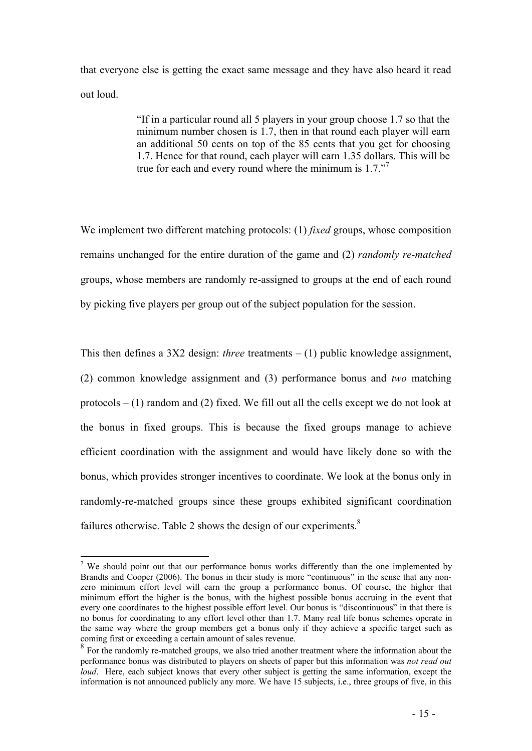that everyone else is getting the exact same message and they have also heard it read out loud.

> "If in a particular round all 5 players in your group choose 1.7 so that the minimum number chosen is 1.7, then in that round each player will earn an additional 50 cents on top of the 85 cents that you get for choosing 1.7. Hence for that round, each player will earn 1.35 dollars. This will be true for each and every round where the minimum is 1.7."[7]

We implement two different matching protocols: (1) *fixed* groups, whose composition remains unchanged for the entire duration of the game and (2) *randomly re-matched* groups, whose members are randomly re-assigned to groups at the end of each round by picking five players per group out of the subject population for the session.

This then defines a 3X2 design: *three* treatments – (1) public knowledge assignment, (2) common knowledge assignment and (3) performance bonus and *two* matching protocols – (1) random and (2) fixed. We fill out all the cells except we do not look at the bonus in fixed groups. This is because the fixed groups manage to achieve efficient coordination with the assignment and would have likely done so with the bonus, which provides stronger incentives to coordinate. We look at the bonus only in randomly-re-matched groups since these groups exhibited significant coordination failures otherwise. Table 2 shows the design of our experiments.[8]

---

[7] We should point out that our performance bonus works differently than the one implemented by Brandts and Cooper (2006). The bonus in their study is more "continuous" in the sense that any non-zero minimum effort level will earn the group a performance bonus. Of course, the higher that minimum effort the higher is the bonus, with the highest possible bonus accruing in the event that every one coordinates to the highest possible effort level. Our bonus is "discontinuous" in that there is no bonus for coordinating to any effort level other than 1.7. Many real life bonus schemes operate in the same way where the group members get a bonus only if they achieve a specific target such as coming first or exceeding a certain amount of sales revenue.

[8] For the randomly re-matched groups, we also tried another treatment where the information about the performance bonus was distributed to players on sheets of paper but this information was *not read out loud*. Here, each subject knows that every other subject is getting the same information, except the information is not announced publicly any more. We have 15 subjects, i.e., three groups of five, in this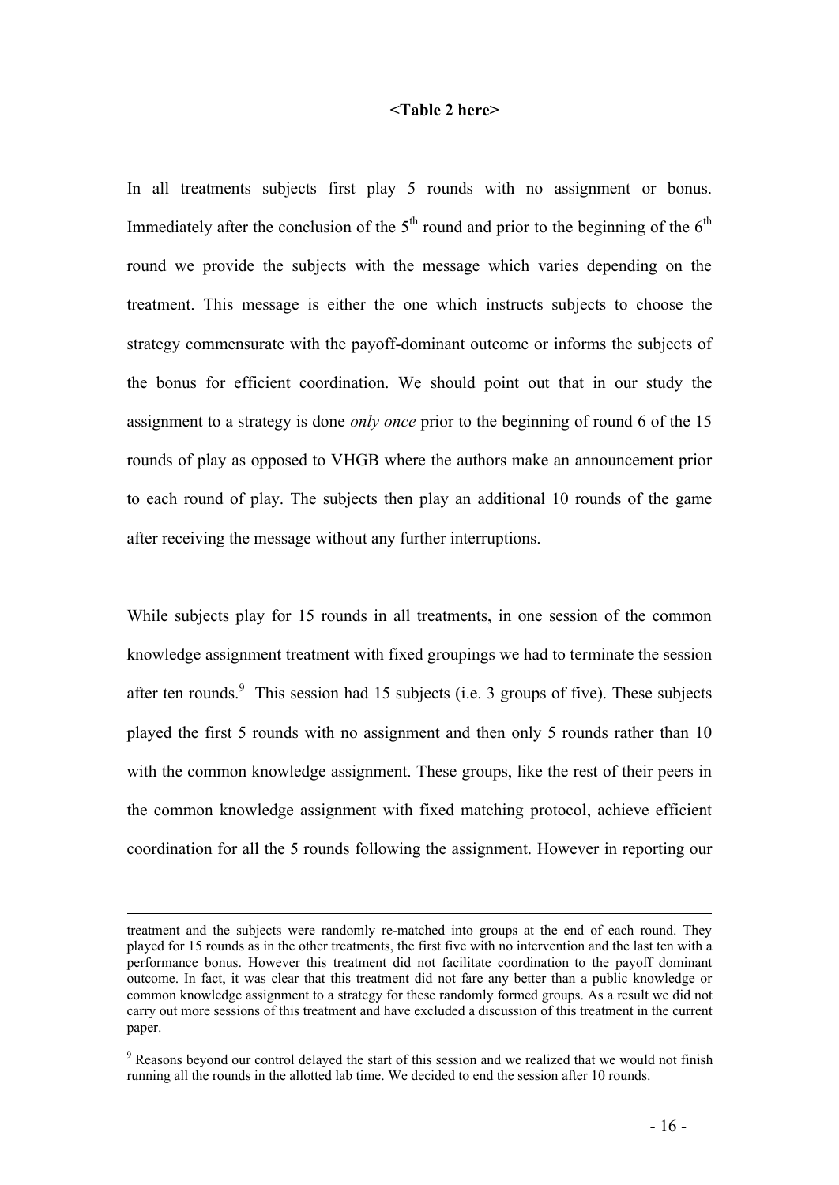**<Table 2 here>**

In all treatments subjects first play 5 rounds with no assignment or bonus. Immediately after the conclusion of the 5th round and prior to the beginning of the 6th round we provide the subjects with the message which varies depending on the treatment. This message is either the one which instructs subjects to choose the strategy commensurate with the payoff-dominant outcome or informs the subjects of the bonus for efficient coordination. We should point out that in our study the assignment to a strategy is done *only once* prior to the beginning of round 6 of the 15 rounds of play as opposed to VHGB where the authors make an announcement prior to each round of play. The subjects then play an additional 10 rounds of the game after receiving the message without any further interruptions.

While subjects play for 15 rounds in all treatments, in one session of the common knowledge assignment treatment with fixed groupings we had to terminate the session after ten rounds.[9] This session had 15 subjects (i.e. 3 groups of five). These subjects played the first 5 rounds with no assignment and then only 5 rounds rather than 10 with the common knowledge assignment. These groups, like the rest of their peers in the common knowledge assignment with fixed matching protocol, achieve efficient coordination for all the 5 rounds following the assignment. However in reporting our

---

treatment and the subjects were randomly re-matched into groups at the end of each round. They played for 15 rounds as in the other treatments, the first five with no intervention and the last ten with a performance bonus. However this treatment did not facilitate coordination to the payoff dominant outcome. In fact, it was clear that this treatment did not fare any better than a public knowledge or common knowledge assignment to a strategy for these randomly formed groups. As a result we did not carry out more sessions of this treatment and have excluded a discussion of this treatment in the current paper.

[9] Reasons beyond our control delayed the start of this session and we realized that we would not finish running all the rounds in the allotted lab time. We decided to end the session after 10 rounds.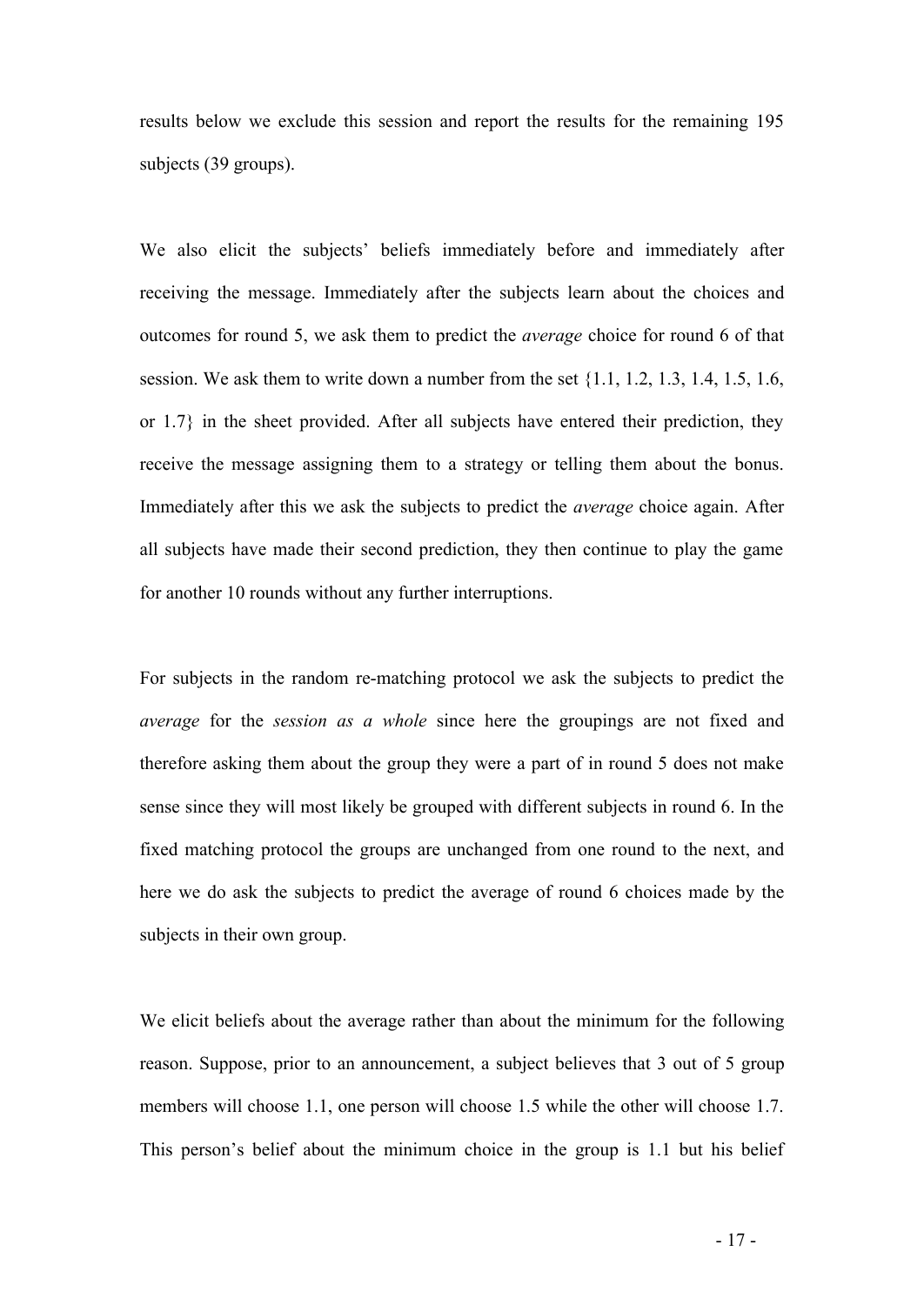results below we exclude this session and report the results for the remaining 195 subjects (39 groups).

We also elicit the subjects' beliefs immediately before and immediately after receiving the message. Immediately after the subjects learn about the choices and outcomes for round 5, we ask them to predict the *average* choice for round 6 of that session. We ask them to write down a number from the set {1.1, 1.2, 1.3, 1.4, 1.5, 1.6, or 1.7} in the sheet provided. After all subjects have entered their prediction, they receive the message assigning them to a strategy or telling them about the bonus. Immediately after this we ask the subjects to predict the *average* choice again. After all subjects have made their second prediction, they then continue to play the game for another 10 rounds without any further interruptions.

For subjects in the random re-matching protocol we ask the subjects to predict the *average* for the *session as a whole* since here the groupings are not fixed and therefore asking them about the group they were a part of in round 5 does not make sense since they will most likely be grouped with different subjects in round 6. In the fixed matching protocol the groups are unchanged from one round to the next, and here we do ask the subjects to predict the average of round 6 choices made by the subjects in their own group.

We elicit beliefs about the average rather than about the minimum for the following reason. Suppose, prior to an announcement, a subject believes that 3 out of 5 group members will choose 1.1, one person will choose 1.5 while the other will choose 1.7. This person's belief about the minimum choice in the group is 1.1 but his belief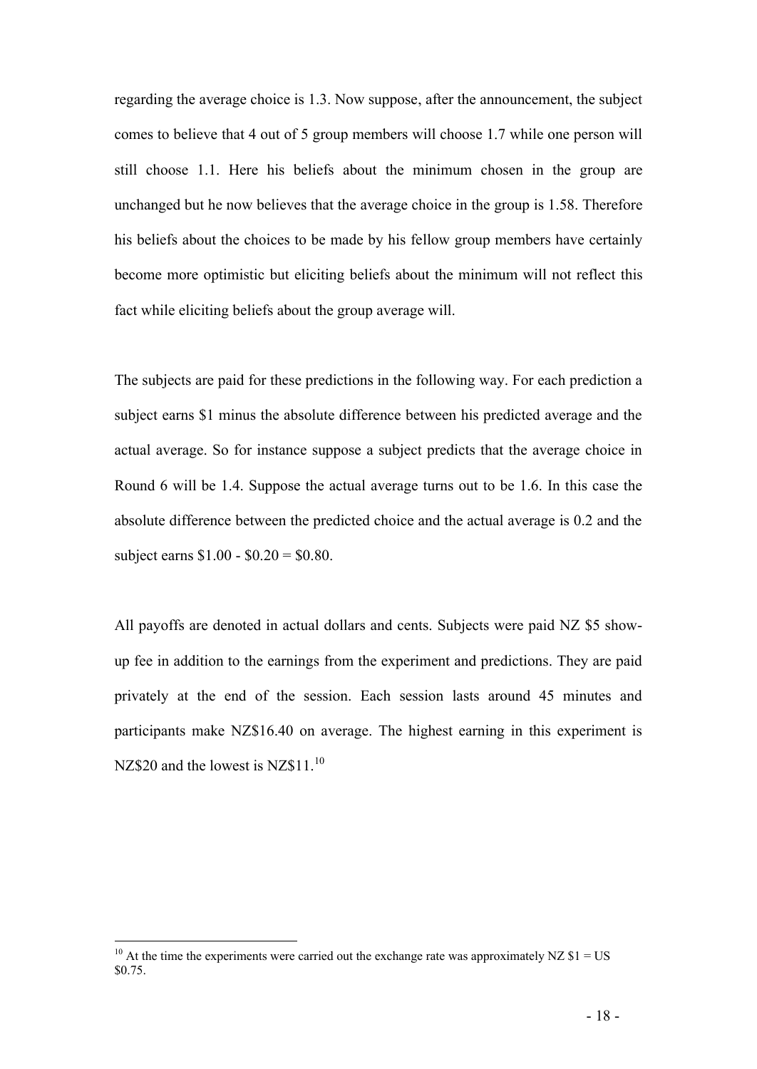regarding the average choice is 1.3. Now suppose, after the announcement, the subject comes to believe that 4 out of 5 group members will choose 1.7 while one person will still choose 1.1. Here his beliefs about the minimum chosen in the group are unchanged but he now believes that the average choice in the group is 1.58. Therefore his beliefs about the choices to be made by his fellow group members have certainly become more optimistic but eliciting beliefs about the minimum will not reflect this fact while eliciting beliefs about the group average will.

The subjects are paid for these predictions in the following way. For each prediction a subject earns \$1 minus the absolute difference between his predicted average and the actual average. So for instance suppose a subject predicts that the average choice in Round 6 will be 1.4. Suppose the actual average turns out to be 1.6. In this case the absolute difference between the predicted choice and the actual average is 0.2 and the subject earns \$1.00 - \$0.20 = \$0.80.

All payoffs are denoted in actual dollars and cents. Subjects were paid NZ \$5 show-up fee in addition to the earnings from the experiment and predictions. They are paid privately at the end of the session. Each session lasts around 45 minutes and participants make NZ\$16.40 on average. The highest earning in this experiment is NZ\$20 and the lowest is NZ\$11.[10]

---

[10] At the time the experiments were carried out the exchange rate was approximately NZ \$1 = US \$0.75.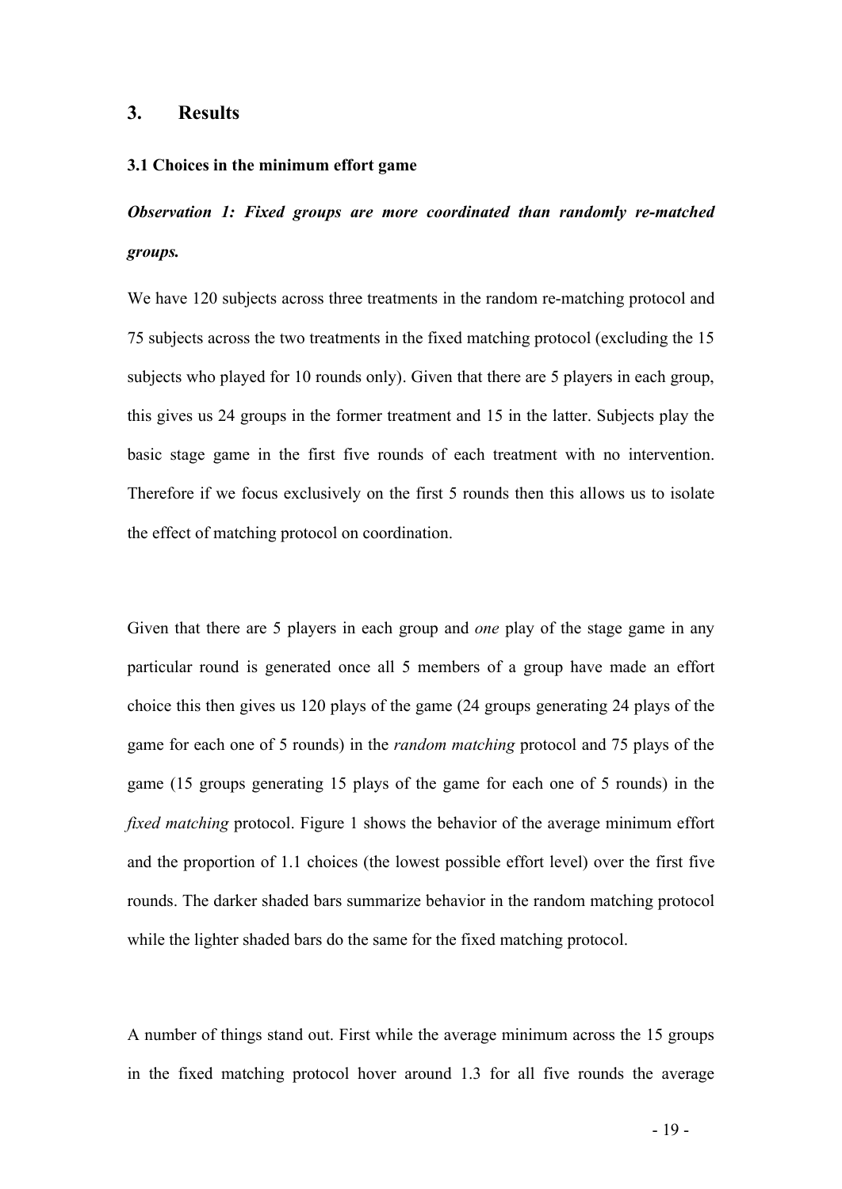## 3. Results

### 3.1 Choices in the minimum effort game

***Observation 1: Fixed groups are more coordinated than randomly re-matched groups.***

We have 120 subjects across three treatments in the random re-matching protocol and 75 subjects across the two treatments in the fixed matching protocol (excluding the 15 subjects who played for 10 rounds only). Given that there are 5 players in each group, this gives us 24 groups in the former treatment and 15 in the latter. Subjects play the basic stage game in the first five rounds of each treatment with no intervention. Therefore if we focus exclusively on the first 5 rounds then this allows us to isolate the effect of matching protocol on coordination.

Given that there are 5 players in each group and *one* play of the stage game in any particular round is generated once all 5 members of a group have made an effort choice this then gives us 120 plays of the game (24 groups generating 24 plays of the game for each one of 5 rounds) in the *random matching* protocol and 75 plays of the game (15 groups generating 15 plays of the game for each one of 5 rounds) in the *fixed matching* protocol. Figure 1 shows the behavior of the average minimum effort and the proportion of 1.1 choices (the lowest possible effort level) over the first five rounds. The darker shaded bars summarize behavior in the random matching protocol while the lighter shaded bars do the same for the fixed matching protocol.

A number of things stand out. First while the average minimum across the 15 groups in the fixed matching protocol hover around 1.3 for all five rounds the average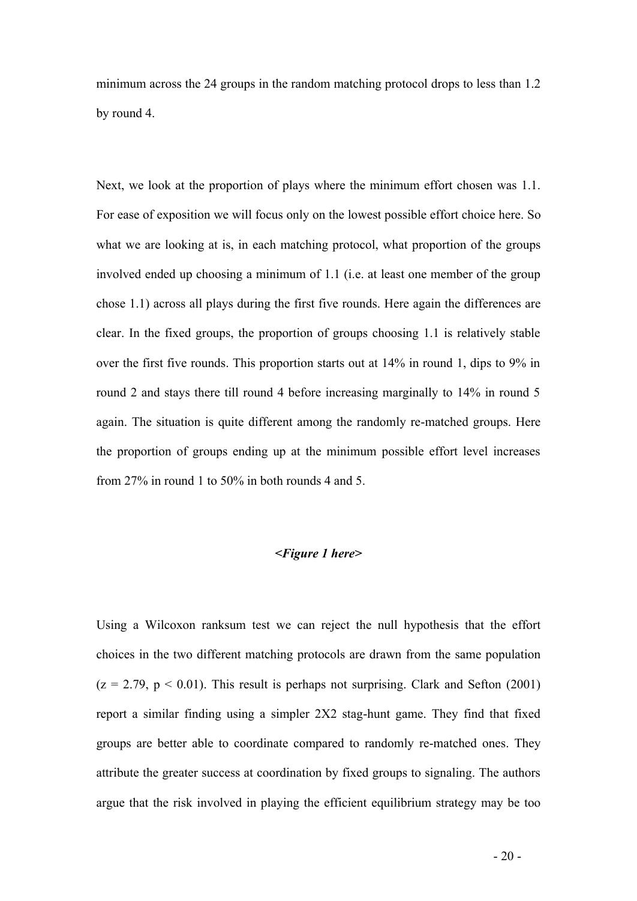minimum across the 24 groups in the random matching protocol drops to less than 1.2 by round 4.

Next, we look at the proportion of plays where the minimum effort chosen was 1.1. For ease of exposition we will focus only on the lowest possible effort choice here. So what we are looking at is, in each matching protocol, what proportion of the groups involved ended up choosing a minimum of 1.1 (i.e. at least one member of the group chose 1.1) across all plays during the first five rounds. Here again the differences are clear. In the fixed groups, the proportion of groups choosing 1.1 is relatively stable over the first five rounds. This proportion starts out at 14% in round 1, dips to 9% in round 2 and stays there till round 4 before increasing marginally to 14% in round 5 again. The situation is quite different among the randomly re-matched groups. Here the proportion of groups ending up at the minimum possible effort level increases from 27% in round 1 to 50% in both rounds 4 and 5.

***<Figure 1 here>***

Using a Wilcoxon ranksum test we can reject the null hypothesis that the effort choices in the two different matching protocols are drawn from the same population ($z = 2.79$, $p < 0.01$). This result is perhaps not surprising. Clark and Sefton (2001) report a similar finding using a simpler 2X2 stag-hunt game. They find that fixed groups are better able to coordinate compared to randomly re-matched ones. They attribute the greater success at coordination by fixed groups to signaling. The authors argue that the risk involved in playing the efficient equilibrium strategy may be too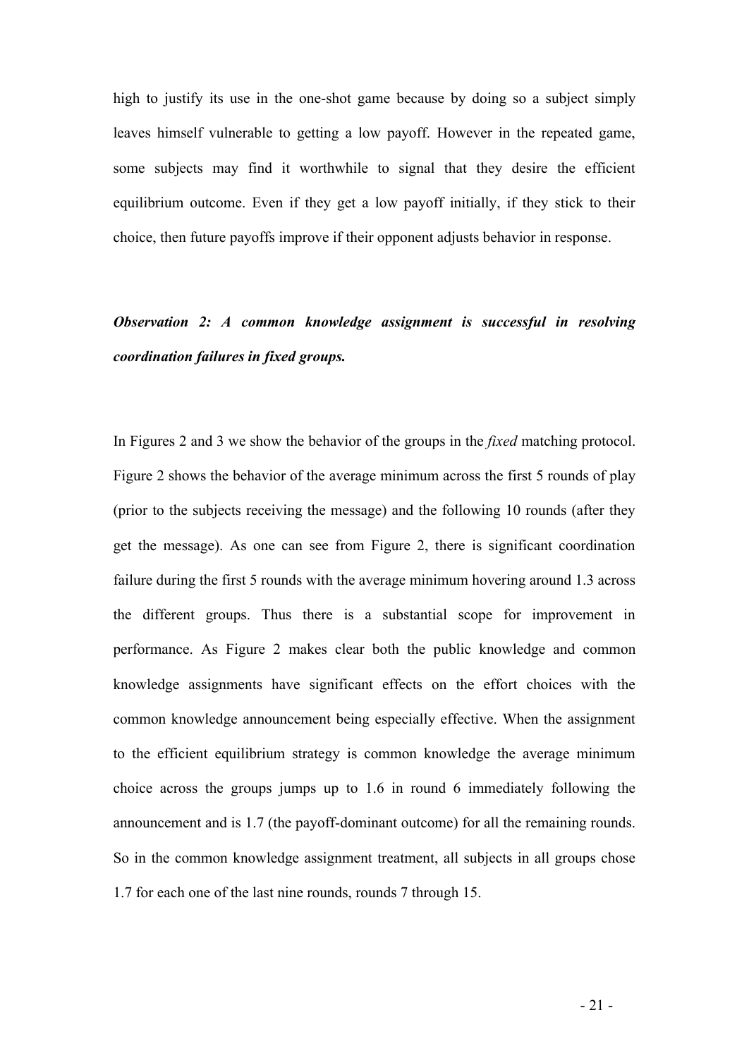high to justify its use in the one-shot game because by doing so a subject simply leaves himself vulnerable to getting a low payoff. However in the repeated game, some subjects may find it worthwhile to signal that they desire the efficient equilibrium outcome. Even if they get a low payoff initially, if they stick to their choice, then future payoffs improve if their opponent adjusts behavior in response.

***Observation 2: A common knowledge assignment is successful in resolving coordination failures in fixed groups.***

In Figures 2 and 3 we show the behavior of the groups in the *fixed* matching protocol. Figure 2 shows the behavior of the average minimum across the first 5 rounds of play (prior to the subjects receiving the message) and the following 10 rounds (after they get the message). As one can see from Figure 2, there is significant coordination failure during the first 5 rounds with the average minimum hovering around 1.3 across the different groups. Thus there is a substantial scope for improvement in performance. As Figure 2 makes clear both the public knowledge and common knowledge assignments have significant effects on the effort choices with the common knowledge announcement being especially effective. When the assignment to the efficient equilibrium strategy is common knowledge the average minimum choice across the groups jumps up to 1.6 in round 6 immediately following the announcement and is 1.7 (the payoff-dominant outcome) for all the remaining rounds. So in the common knowledge assignment treatment, all subjects in all groups chose 1.7 for each one of the last nine rounds, rounds 7 through 15.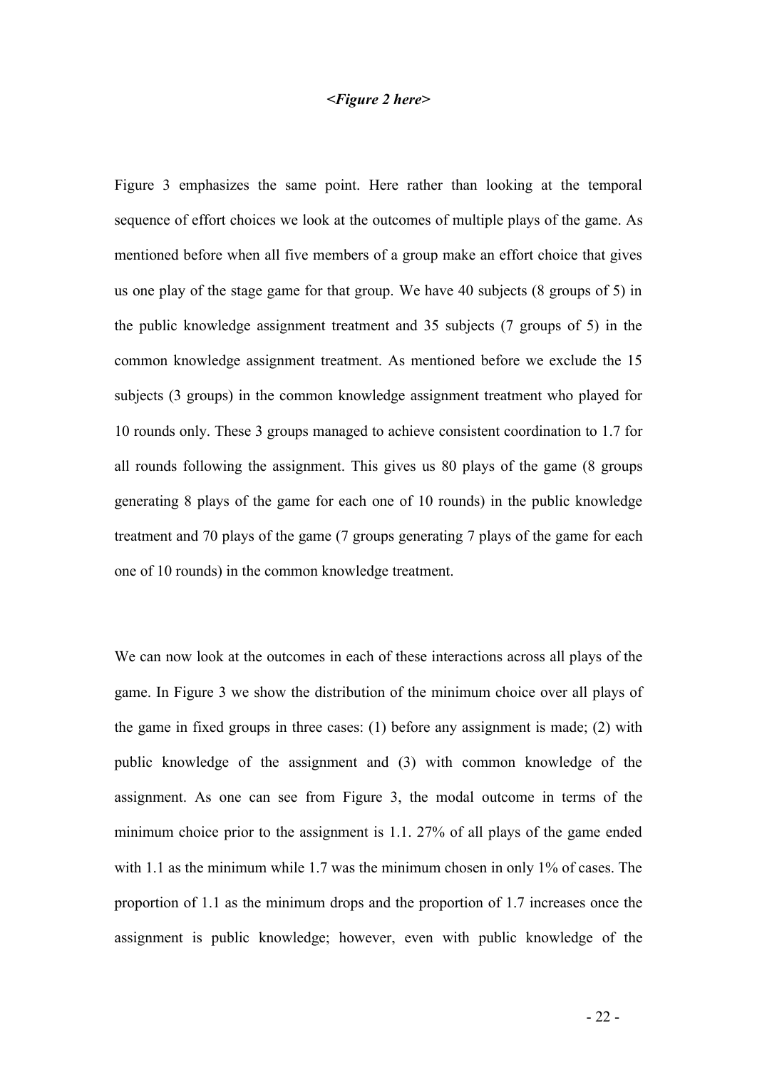***<Figure 2 here>***

Figure 3 emphasizes the same point. Here rather than looking at the temporal sequence of effort choices we look at the outcomes of multiple plays of the game. As mentioned before when all five members of a group make an effort choice that gives us one play of the stage game for that group. We have 40 subjects (8 groups of 5) in the public knowledge assignment treatment and 35 subjects (7 groups of 5) in the common knowledge assignment treatment. As mentioned before we exclude the 15 subjects (3 groups) in the common knowledge assignment treatment who played for 10 rounds only. These 3 groups managed to achieve consistent coordination to 1.7 for all rounds following the assignment. This gives us 80 plays of the game (8 groups generating 8 plays of the game for each one of 10 rounds) in the public knowledge treatment and 70 plays of the game (7 groups generating 7 plays of the game for each one of 10 rounds) in the common knowledge treatment.

We can now look at the outcomes in each of these interactions across all plays of the game. In Figure 3 we show the distribution of the minimum choice over all plays of the game in fixed groups in three cases: (1) before any assignment is made; (2) with public knowledge of the assignment and (3) with common knowledge of the assignment. As one can see from Figure 3, the modal outcome in terms of the minimum choice prior to the assignment is 1.1. 27% of all plays of the game ended with 1.1 as the minimum while 1.7 was the minimum chosen in only 1% of cases. The proportion of 1.1 as the minimum drops and the proportion of 1.7 increases once the assignment is public knowledge; however, even with public knowledge of the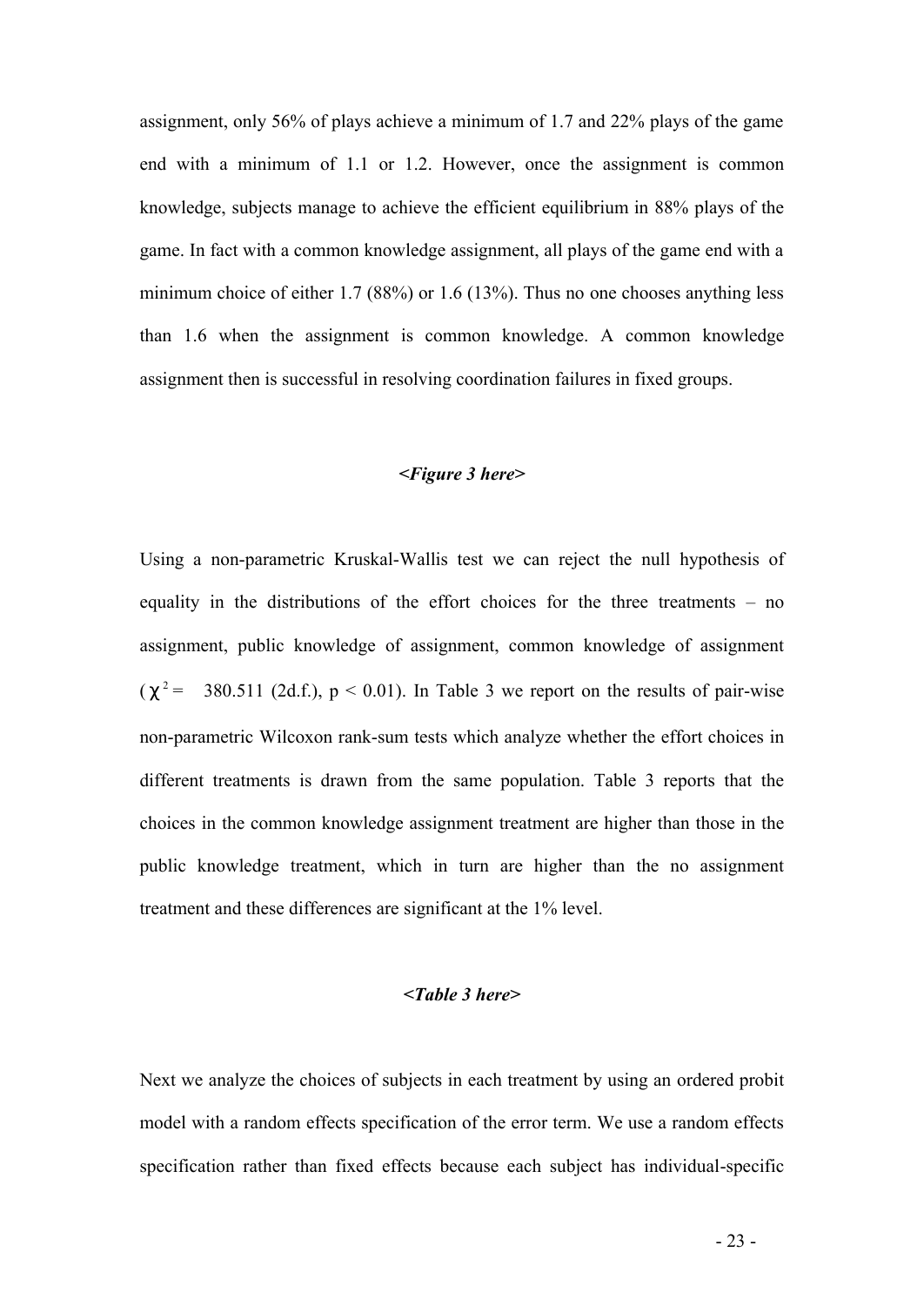assignment, only 56% of plays achieve a minimum of 1.7 and 22% plays of the game end with a minimum of 1.1 or 1.2. However, once the assignment is common knowledge, subjects manage to achieve the efficient equilibrium in 88% plays of the game. In fact with a common knowledge assignment, all plays of the game end with a minimum choice of either 1.7 (88%) or 1.6 (13%). Thus no one chooses anything less than 1.6 when the assignment is common knowledge. A common knowledge assignment then is successful in resolving coordination failures in fixed groups.

***<Figure 3 here>***

Using a non-parametric Kruskal-Wallis test we can reject the null hypothesis of equality in the distributions of the effort choices for the three treatments – no assignment, public knowledge of assignment, common knowledge of assignment ($\chi^2 =$ 380.511 (2d.f.), $p < 0.01$). In Table 3 we report on the results of pair-wise non-parametric Wilcoxon rank-sum tests which analyze whether the effort choices in different treatments is drawn from the same population. Table 3 reports that the choices in the common knowledge assignment treatment are higher than those in the public knowledge treatment, which in turn are higher than the no assignment treatment and these differences are significant at the 1% level.

***<Table 3 here>***

Next we analyze the choices of subjects in each treatment by using an ordered probit model with a random effects specification of the error term. We use a random effects specification rather than fixed effects because each subject has individual-specific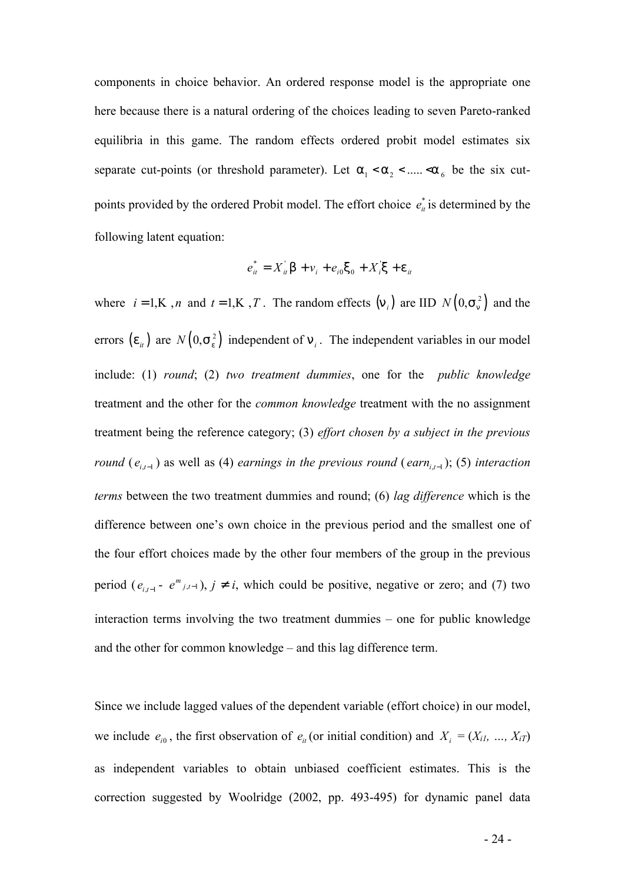components in choice behavior. An ordered response model is the appropriate one here because there is a natural ordering of the choices leading to seven Pareto-ranked equilibria in this game. The random effects ordered probit model estimates six separate cut-points (or threshold parameter). Let $\alpha_1 < \alpha_2 < ..... < \alpha_6$ be the six cut-points provided by the ordered Probit model. The effort choice $e_{it}^*$ is determined by the following latent equation:

$$e_{it}^* = X_{it}^{'}\beta + v_i + e_{i0}\xi_0 + X_i^{'}\xi + \varepsilon_{it}$$

where $i = 1, \ldots, n$ and $t = 1, \ldots, T$. The random effects $(\nu_i)$ are IID $N(0, \sigma_\nu^2)$ and the errors $(\varepsilon_{it})$ are $N(0, \sigma_\varepsilon^2)$ independent of $\nu_i$. The independent variables in our model include: (1) *round*; (2) *two treatment dummies*, one for the *public knowledge* treatment and the other for the *common knowledge* treatment with the no assignment treatment being the reference category; (3) *effort chosen by a subject in the previous round* ($e_{i,t-1}$) as well as (4) *earnings in the previous round* ($earn_{i,t-1}$); (5) *interaction terms* between the two treatment dummies and round; (6) *lag difference* which is the difference between one's own choice in the previous period and the smallest one of the four effort choices made by the other four members of the group in the previous period ($e_{i,t-1}$ - $e^m{}_{j,t-1}$), $j \neq i$, which could be positive, negative or zero; and (7) two interaction terms involving the two treatment dummies – one for public knowledge and the other for common knowledge – and this lag difference term.

Since we include lagged values of the dependent variable (effort choice) in our model, we include $e_{i0}$, the first observation of $e_{it}$ (or initial condition) and $X_i = (X_{i1}, \ldots, X_{iT})$ as independent variables to obtain unbiased coefficient estimates. This is the correction suggested by Woolridge (2002, pp. 493-495) for dynamic panel data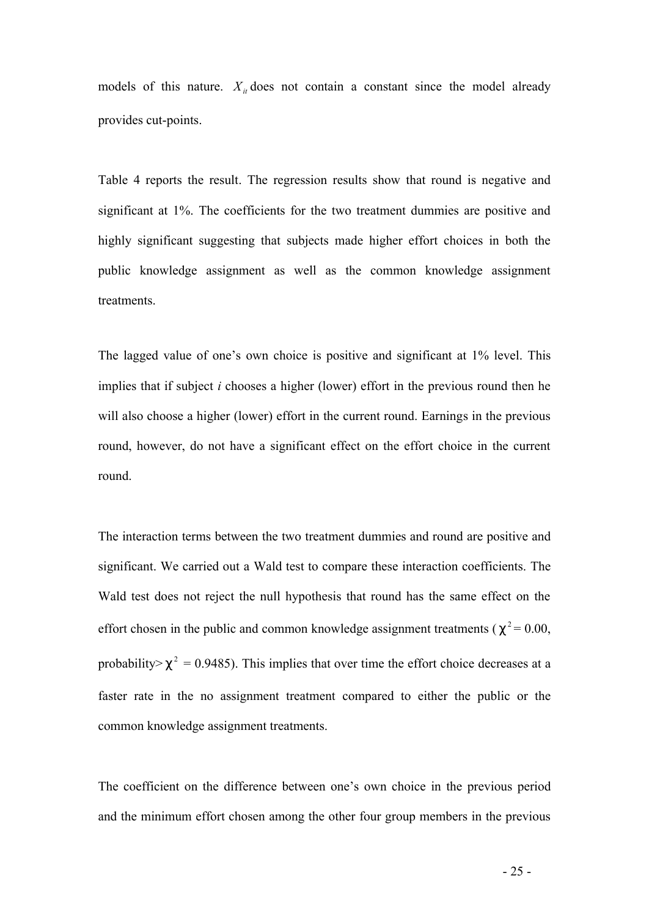models of this nature. $X_{it}$ does not contain a constant since the model already provides cut-points.

Table 4 reports the result. The regression results show that round is negative and significant at 1%. The coefficients for the two treatment dummies are positive and highly significant suggesting that subjects made higher effort choices in both the public knowledge assignment as well as the common knowledge assignment treatments.

The lagged value of one's own choice is positive and significant at 1% level. This implies that if subject *i* chooses a higher (lower) effort in the previous round then he will also choose a higher (lower) effort in the current round. Earnings in the previous round, however, do not have a significant effect on the effort choice in the current round.

The interaction terms between the two treatment dummies and round are positive and significant. We carried out a Wald test to compare these interaction coefficients. The Wald test does not reject the null hypothesis that round has the same effect on the effort chosen in the public and common knowledge assignment treatments ($\chi^2 = 0.00$, probability> $\chi^2$ = 0.9485). This implies that over time the effort choice decreases at a faster rate in the no assignment treatment compared to either the public or the common knowledge assignment treatments.

The coefficient on the difference between one's own choice in the previous period and the minimum effort chosen among the other four group members in the previous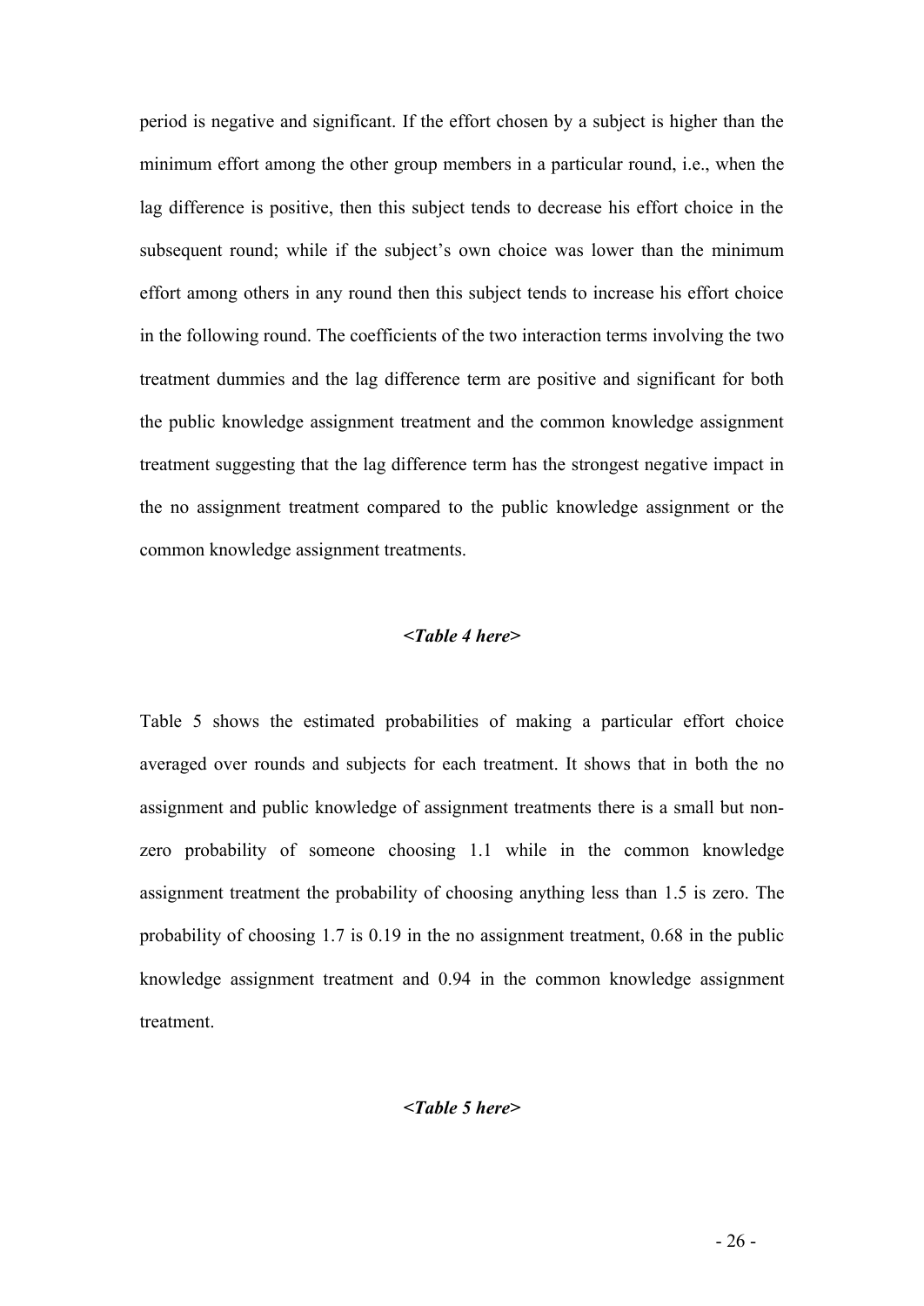period is negative and significant. If the effort chosen by a subject is higher than the minimum effort among the other group members in a particular round, i.e., when the lag difference is positive, then this subject tends to decrease his effort choice in the subsequent round; while if the subject's own choice was lower than the minimum effort among others in any round then this subject tends to increase his effort choice in the following round. The coefficients of the two interaction terms involving the two treatment dummies and the lag difference term are positive and significant for both the public knowledge assignment treatment and the common knowledge assignment treatment suggesting that the lag difference term has the strongest negative impact in the no assignment treatment compared to the public knowledge assignment or the common knowledge assignment treatments.

***<Table 4 here>***

Table 5 shows the estimated probabilities of making a particular effort choice averaged over rounds and subjects for each treatment. It shows that in both the no assignment and public knowledge of assignment treatments there is a small but non-zero probability of someone choosing 1.1 while in the common knowledge assignment treatment the probability of choosing anything less than 1.5 is zero. The probability of choosing 1.7 is 0.19 in the no assignment treatment, 0.68 in the public knowledge assignment treatment and 0.94 in the common knowledge assignment treatment.

***<Table 5 here>***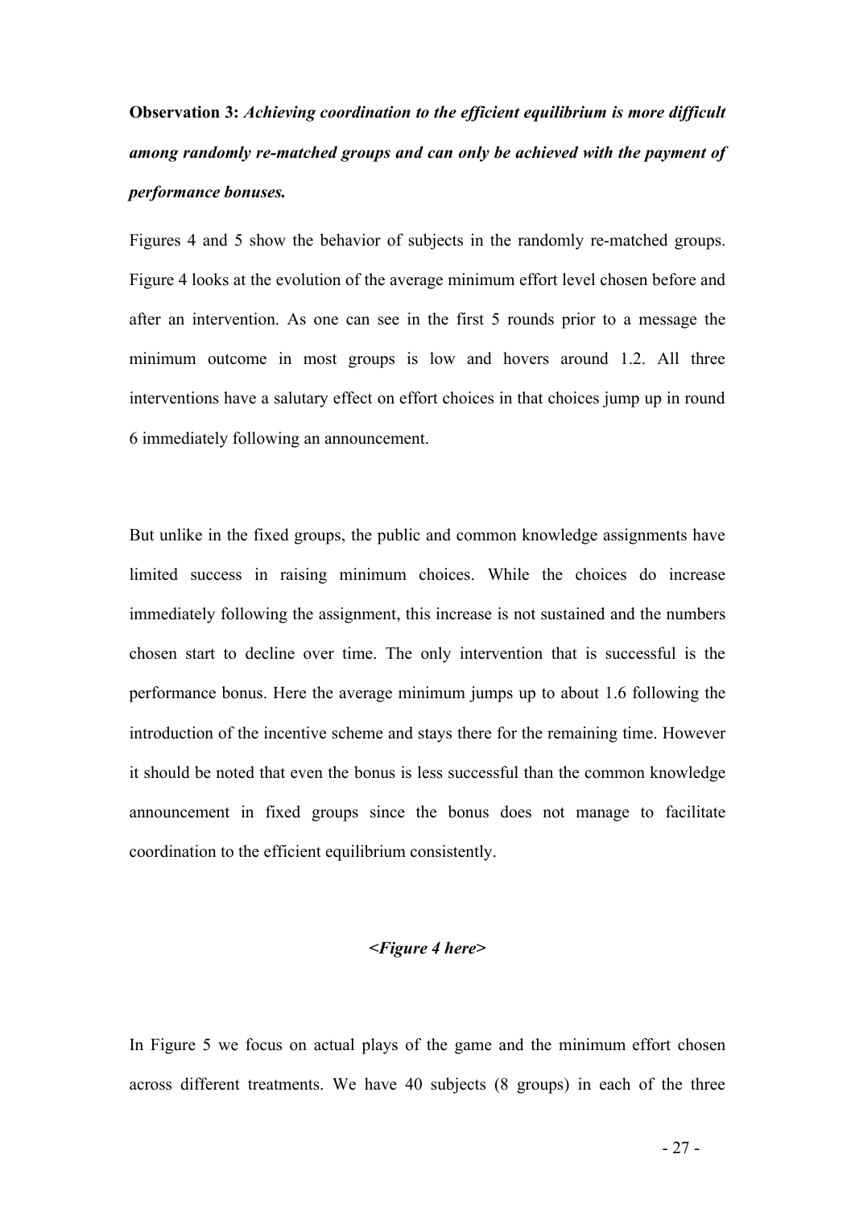**Observation 3:** ***Achieving coordination to the efficient equilibrium is more difficult among randomly re-matched groups and can only be achieved with the payment of performance bonuses.***

Figures 4 and 5 show the behavior of subjects in the randomly re-matched groups. Figure 4 looks at the evolution of the average minimum effort level chosen before and after an intervention. As one can see in the first 5 rounds prior to a message the minimum outcome in most groups is low and hovers around 1.2. All three interventions have a salutary effect on effort choices in that choices jump up in round 6 immediately following an announcement.

But unlike in the fixed groups, the public and common knowledge assignments have limited success in raising minimum choices. While the choices do increase immediately following the assignment, this increase is not sustained and the numbers chosen start to decline over time. The only intervention that is successful is the performance bonus. Here the average minimum jumps up to about 1.6 following the introduction of the incentive scheme and stays there for the remaining time. However it should be noted that even the bonus is less successful than the common knowledge announcement in fixed groups since the bonus does not manage to facilitate coordination to the efficient equilibrium consistently.

*<Figure 4 here>*

In Figure 5 we focus on actual plays of the game and the minimum effort chosen across different treatments. We have 40 subjects (8 groups) in each of the three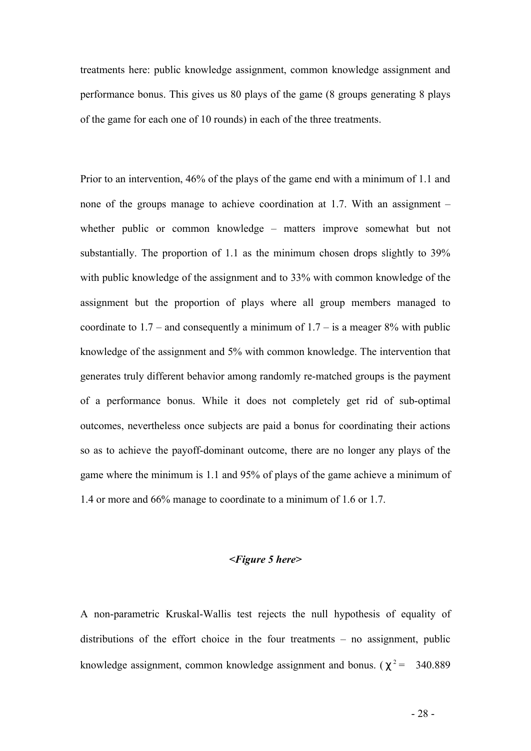treatments here: public knowledge assignment, common knowledge assignment and performance bonus. This gives us 80 plays of the game (8 groups generating 8 plays of the game for each one of 10 rounds) in each of the three treatments.

Prior to an intervention, 46% of the plays of the game end with a minimum of 1.1 and none of the groups manage to achieve coordination at 1.7. With an assignment – whether public or common knowledge – matters improve somewhat but not substantially. The proportion of 1.1 as the minimum chosen drops slightly to 39% with public knowledge of the assignment and to 33% with common knowledge of the assignment but the proportion of plays where all group members managed to coordinate to 1.7 – and consequently a minimum of 1.7 – is a meager 8% with public knowledge of the assignment and 5% with common knowledge. The intervention that generates truly different behavior among randomly re-matched groups is the payment of a performance bonus. While it does not completely get rid of sub-optimal outcomes, nevertheless once subjects are paid a bonus for coordinating their actions so as to achieve the payoff-dominant outcome, there are no longer any plays of the game where the minimum is 1.1 and 95% of plays of the game achieve a minimum of 1.4 or more and 66% manage to coordinate to a minimum of 1.6 or 1.7.

***<Figure 5 here>***

A non-parametric Kruskal-Wallis test rejects the null hypothesis of equality of distributions of the effort choice in the four treatments – no assignment, public knowledge assignment, common knowledge assignment and bonus. ($\chi^2 =$ 340.889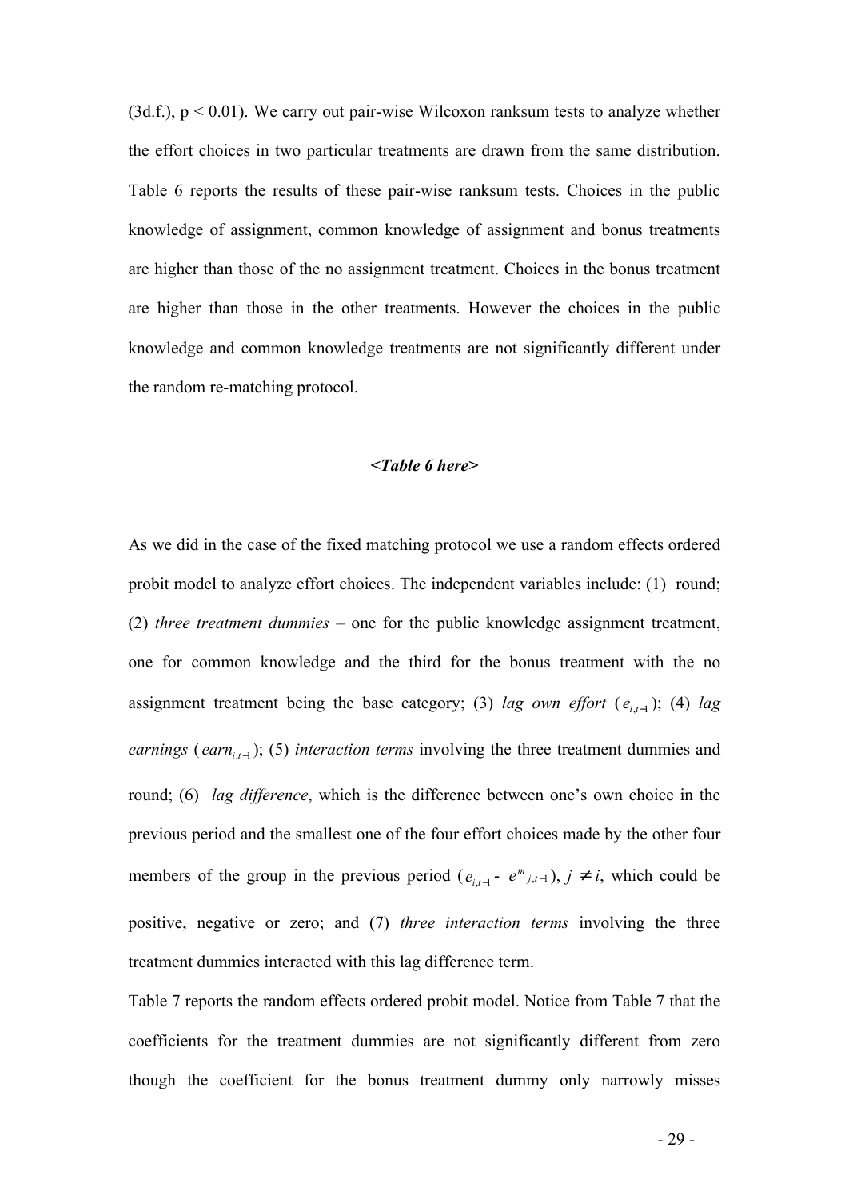(3d.f.), $p < 0.01$). We carry out pair-wise Wilcoxon ranksum tests to analyze whether the effort choices in two particular treatments are drawn from the same distribution. Table 6 reports the results of these pair-wise ranksum tests. Choices in the public knowledge of assignment, common knowledge of assignment and bonus treatments are higher than those of the no assignment treatment. Choices in the bonus treatment are higher than those in the other treatments. However the choices in the public knowledge and common knowledge treatments are not significantly different under the random re-matching protocol.

***<Table 6 here>***

As we did in the case of the fixed matching protocol we use a random effects ordered probit model to analyze effort choices. The independent variables include: (1) round; (2) *three treatment dummies* – one for the public knowledge assignment treatment, one for common knowledge and the third for the bonus treatment with the no assignment treatment being the base category; (3) *lag own effort* ($e_{i,t-1}$); (4) *lag earnings* ($earn_{i,t-1}$); (5) *interaction terms* involving the three treatment dummies and round; (6) *lag difference*, which is the difference between one's own choice in the previous period and the smallest one of the four effort choices made by the other four members of the group in the previous period ($e_{i,t-1}$ - $e^{m}{}_{j,t-1}$), $j \neq i$, which could be positive, negative or zero; and (7) *three interaction terms* involving the three treatment dummies interacted with this lag difference term.

Table 7 reports the random effects ordered probit model. Notice from Table 7 that the coefficients for the treatment dummies are not significantly different from zero though the coefficient for the bonus treatment dummy only narrowly misses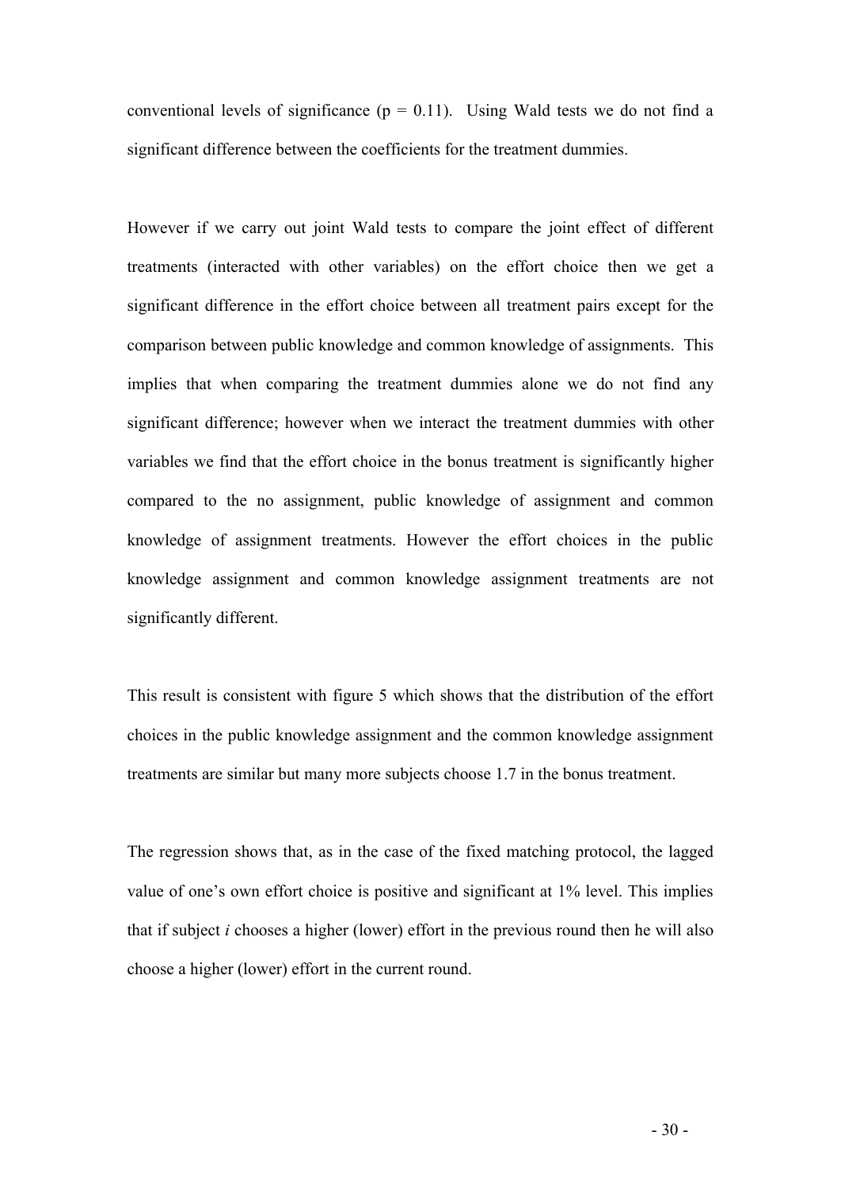conventional levels of significance ($p = 0.11$). Using Wald tests we do not find a significant difference between the coefficients for the treatment dummies.

However if we carry out joint Wald tests to compare the joint effect of different treatments (interacted with other variables) on the effort choice then we get a significant difference in the effort choice between all treatment pairs except for the comparison between public knowledge and common knowledge of assignments. This implies that when comparing the treatment dummies alone we do not find any significant difference; however when we interact the treatment dummies with other variables we find that the effort choice in the bonus treatment is significantly higher compared to the no assignment, public knowledge of assignment and common knowledge of assignment treatments. However the effort choices in the public knowledge assignment and common knowledge assignment treatments are not significantly different.

This result is consistent with figure 5 which shows that the distribution of the effort choices in the public knowledge assignment and the common knowledge assignment treatments are similar but many more subjects choose 1.7 in the bonus treatment.

The regression shows that, as in the case of the fixed matching protocol, the lagged value of one's own effort choice is positive and significant at 1% level. This implies that if subject $i$ chooses a higher (lower) effort in the previous round then he will also choose a higher (lower) effort in the current round.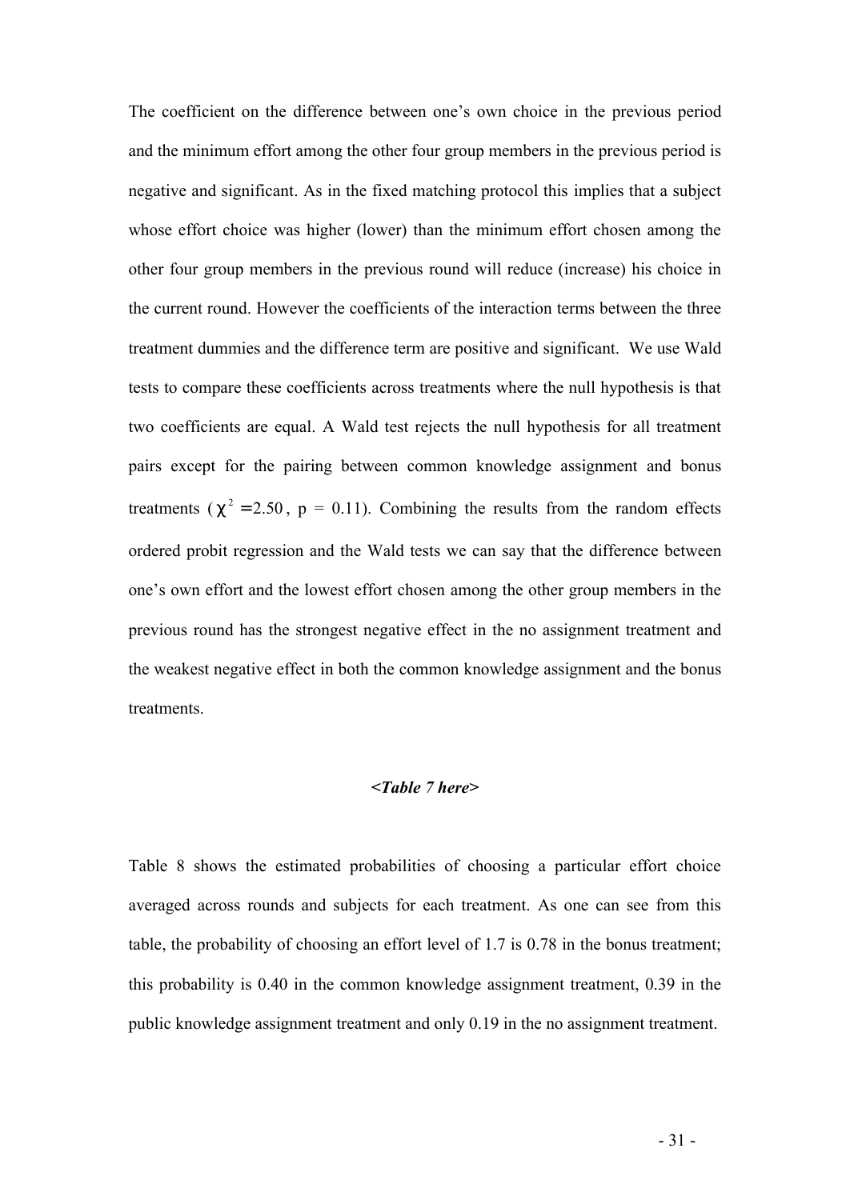The coefficient on the difference between one's own choice in the previous period and the minimum effort among the other four group members in the previous period is negative and significant. As in the fixed matching protocol this implies that a subject whose effort choice was higher (lower) than the minimum effort chosen among the other four group members in the previous round will reduce (increase) his choice in the current round. However the coefficients of the interaction terms between the three treatment dummies and the difference term are positive and significant. We use Wald tests to compare these coefficients across treatments where the null hypothesis is that two coefficients are equal. A Wald test rejects the null hypothesis for all treatment pairs except for the pairing between common knowledge assignment and bonus treatments ($\chi^2 = 2.50$, p = 0.11). Combining the results from the random effects ordered probit regression and the Wald tests we can say that the difference between one's own effort and the lowest effort chosen among the other group members in the previous round has the strongest negative effect in the no assignment treatment and the weakest negative effect in both the common knowledge assignment and the bonus treatments.

***<Table 7 here>***

Table 8 shows the estimated probabilities of choosing a particular effort choice averaged across rounds and subjects for each treatment. As one can see from this table, the probability of choosing an effort level of 1.7 is 0.78 in the bonus treatment; this probability is 0.40 in the common knowledge assignment treatment, 0.39 in the public knowledge assignment treatment and only 0.19 in the no assignment treatment.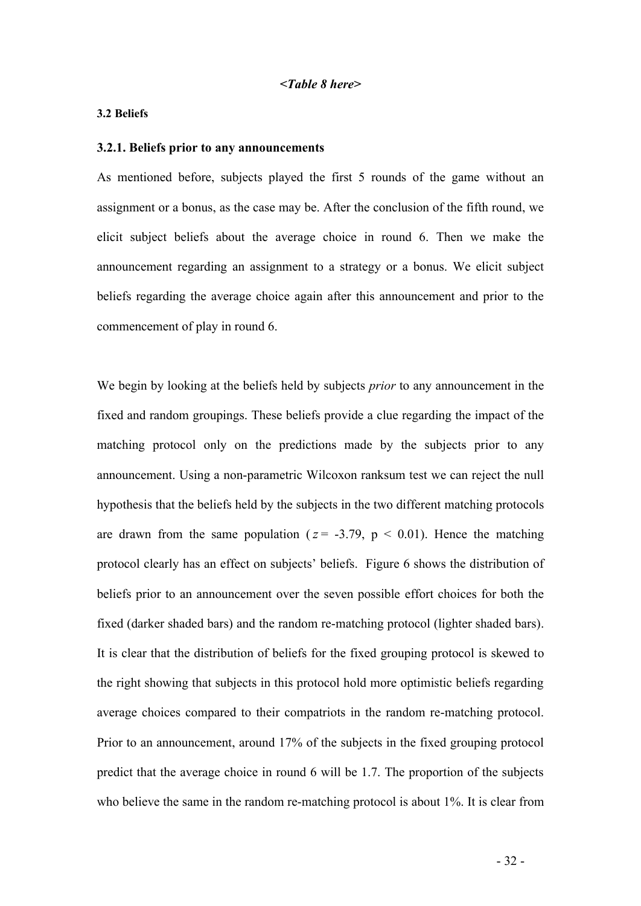*<Table 8 here>*

### 3.2 Beliefs

#### 3.2.1. Beliefs prior to any announcements

As mentioned before, subjects played the first 5 rounds of the game without an assignment or a bonus, as the case may be. After the conclusion of the fifth round, we elicit subject beliefs about the average choice in round 6. Then we make the announcement regarding an assignment to a strategy or a bonus. We elicit subject beliefs regarding the average choice again after this announcement and prior to the commencement of play in round 6.

We begin by looking at the beliefs held by subjects *prior* to any announcement in the fixed and random groupings. These beliefs provide a clue regarding the impact of the matching protocol only on the predictions made by the subjects prior to any announcement. Using a non-parametric Wilcoxon ranksum test we can reject the null hypothesis that the beliefs held by the subjects in the two different matching protocols are drawn from the same population ($z = -3.79$, $p < 0.01$). Hence the matching protocol clearly has an effect on subjects' beliefs. Figure 6 shows the distribution of beliefs prior to an announcement over the seven possible effort choices for both the fixed (darker shaded bars) and the random re-matching protocol (lighter shaded bars). It is clear that the distribution of beliefs for the fixed grouping protocol is skewed to the right showing that subjects in this protocol hold more optimistic beliefs regarding average choices compared to their compatriots in the random re-matching protocol. Prior to an announcement, around 17% of the subjects in the fixed grouping protocol predict that the average choice in round 6 will be 1.7. The proportion of the subjects who believe the same in the random re-matching protocol is about 1%. It is clear from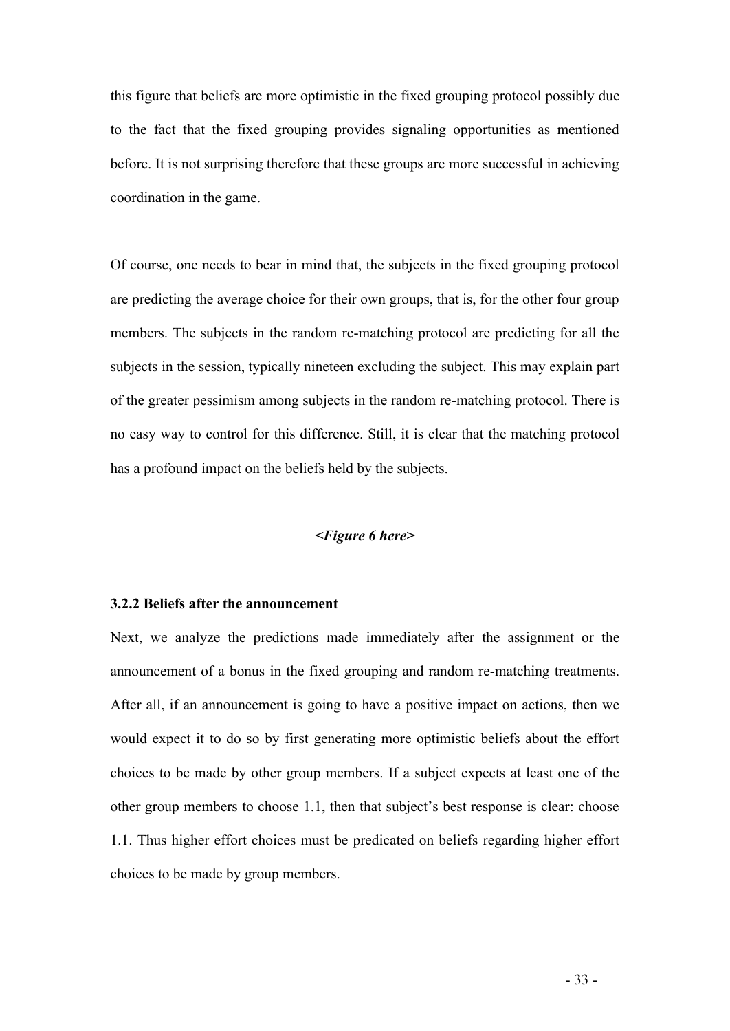this figure that beliefs are more optimistic in the fixed grouping protocol possibly due to the fact that the fixed grouping provides signaling opportunities as mentioned before. It is not surprising therefore that these groups are more successful in achieving coordination in the game.

Of course, one needs to bear in mind that, the subjects in the fixed grouping protocol are predicting the average choice for their own groups, that is, for the other four group members. The subjects in the random re-matching protocol are predicting for all the subjects in the session, typically nineteen excluding the subject. This may explain part of the greater pessimism among subjects in the random re-matching protocol. There is no easy way to control for this difference. Still, it is clear that the matching protocol has a profound impact on the beliefs held by the subjects.

***<Figure 6 here>***

### 3.2.2 Beliefs after the announcement

Next, we analyze the predictions made immediately after the assignment or the announcement of a bonus in the fixed grouping and random re-matching treatments. After all, if an announcement is going to have a positive impact on actions, then we would expect it to do so by first generating more optimistic beliefs about the effort choices to be made by other group members. If a subject expects at least one of the other group members to choose 1.1, then that subject's best response is clear: choose 1.1. Thus higher effort choices must be predicated on beliefs regarding higher effort choices to be made by group members.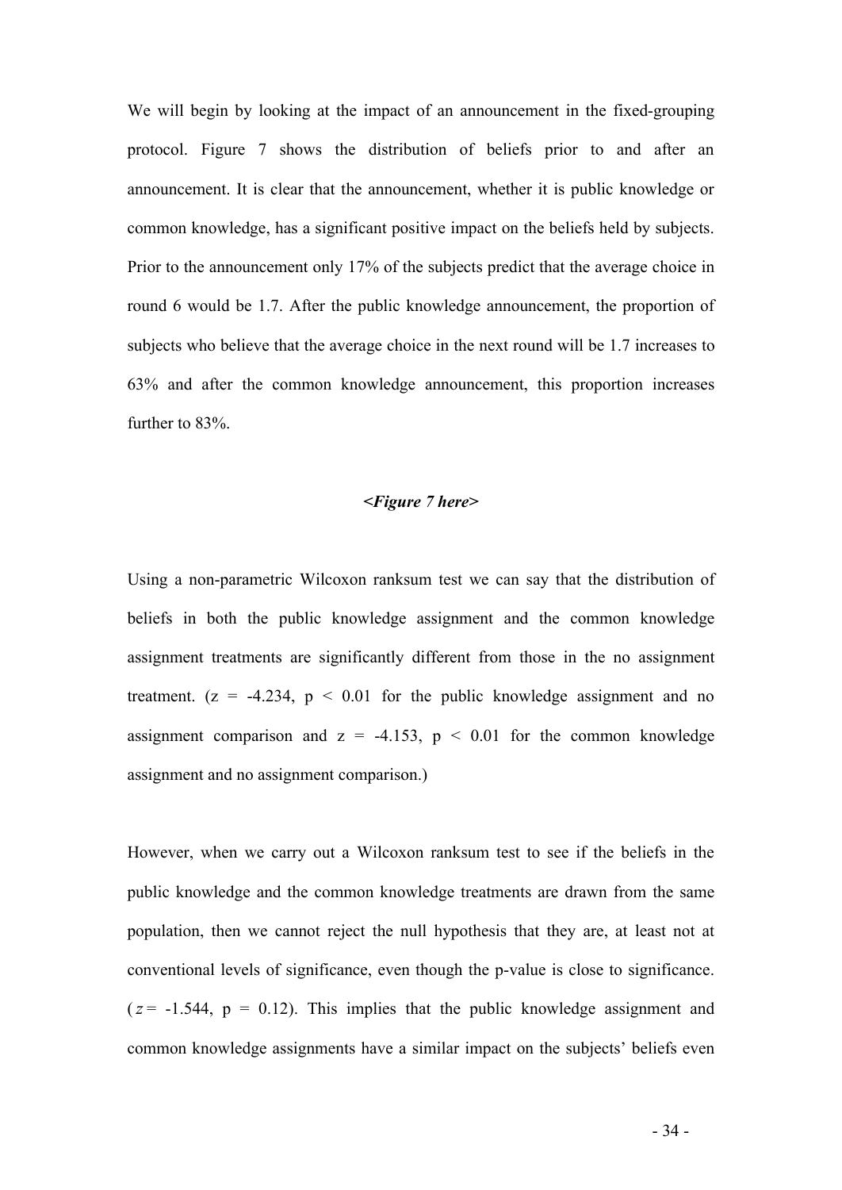We will begin by looking at the impact of an announcement in the fixed-grouping protocol. Figure 7 shows the distribution of beliefs prior to and after an announcement. It is clear that the announcement, whether it is public knowledge or common knowledge, has a significant positive impact on the beliefs held by subjects. Prior to the announcement only 17% of the subjects predict that the average choice in round 6 would be 1.7. After the public knowledge announcement, the proportion of subjects who believe that the average choice in the next round will be 1.7 increases to 63% and after the common knowledge announcement, this proportion increases further to 83%.

***<Figure 7 here>***

Using a non-parametric Wilcoxon ranksum test we can say that the distribution of beliefs in both the public knowledge assignment and the common knowledge assignment treatments are significantly different from those in the no assignment treatment. ($z = -4.234$, $p < 0.01$ for the public knowledge assignment and no assignment comparison and $z = -4.153$, $p < 0.01$ for the common knowledge assignment and no assignment comparison.)

However, when we carry out a Wilcoxon ranksum test to see if the beliefs in the public knowledge and the common knowledge treatments are drawn from the same population, then we cannot reject the null hypothesis that they are, at least not at conventional levels of significance, even though the p-value is close to significance. ($z = -1.544$, $p = 0.12$). This implies that the public knowledge assignment and common knowledge assignments have a similar impact on the subjects' beliefs even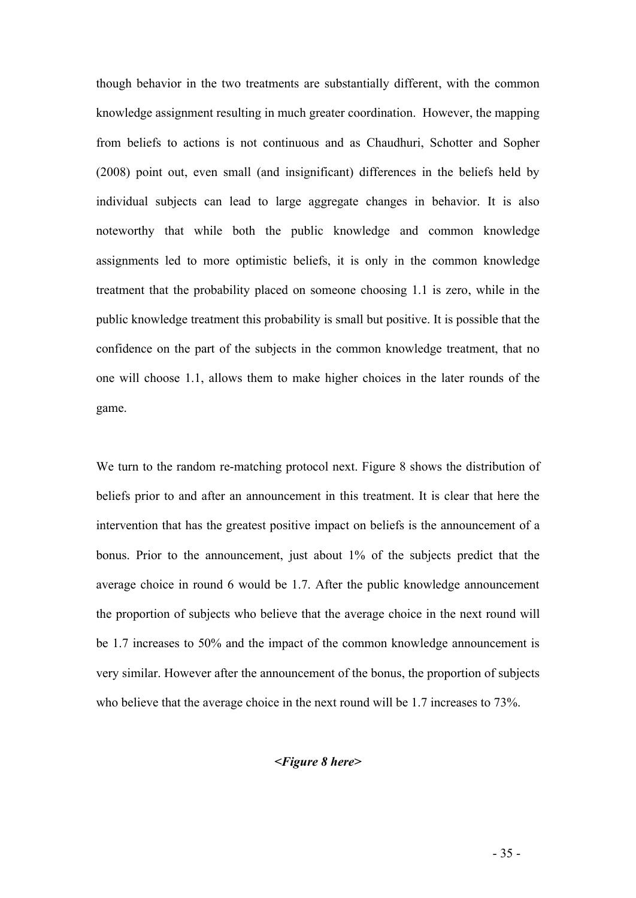though behavior in the two treatments are substantially different, with the common knowledge assignment resulting in much greater coordination. However, the mapping from beliefs to actions is not continuous and as Chaudhuri, Schotter and Sopher (2008) point out, even small (and insignificant) differences in the beliefs held by individual subjects can lead to large aggregate changes in behavior. It is also noteworthy that while both the public knowledge and common knowledge assignments led to more optimistic beliefs, it is only in the common knowledge treatment that the probability placed on someone choosing 1.1 is zero, while in the public knowledge treatment this probability is small but positive. It is possible that the confidence on the part of the subjects in the common knowledge treatment, that no one will choose 1.1, allows them to make higher choices in the later rounds of the game.

We turn to the random re-matching protocol next. Figure 8 shows the distribution of beliefs prior to and after an announcement in this treatment. It is clear that here the intervention that has the greatest positive impact on beliefs is the announcement of a bonus. Prior to the announcement, just about 1% of the subjects predict that the average choice in round 6 would be 1.7. After the public knowledge announcement the proportion of subjects who believe that the average choice in the next round will be 1.7 increases to 50% and the impact of the common knowledge announcement is very similar. However after the announcement of the bonus, the proportion of subjects who believe that the average choice in the next round will be 1.7 increases to 73%.

***<Figure 8 here>***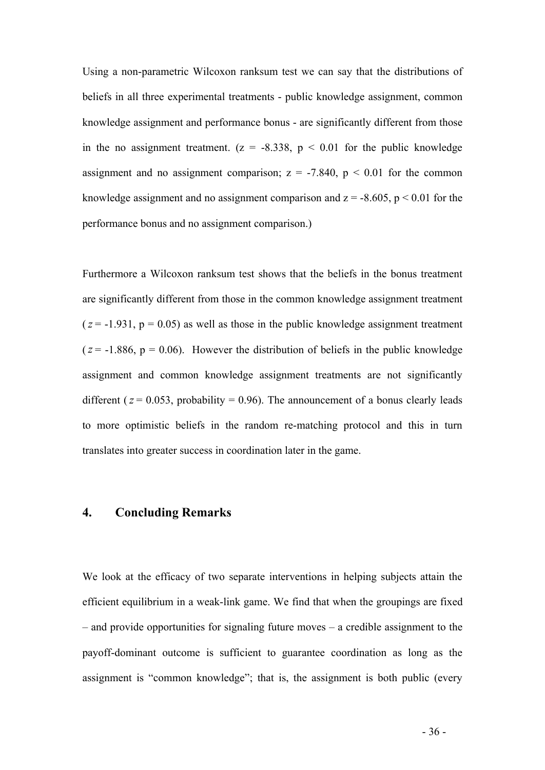Using a non-parametric Wilcoxon ranksum test we can say that the distributions of beliefs in all three experimental treatments - public knowledge assignment, common knowledge assignment and performance bonus - are significantly different from those in the no assignment treatment. ($z = -8.338$, $p < 0.01$ for the public knowledge assignment and no assignment comparison; $z = -7.840$, $p < 0.01$ for the common knowledge assignment and no assignment comparison and $z = -8.605$, $p < 0.01$ for the performance bonus and no assignment comparison.)

Furthermore a Wilcoxon ranksum test shows that the beliefs in the bonus treatment are significantly different from those in the common knowledge assignment treatment ($z = -1.931$, $p = 0.05$) as well as those in the public knowledge assignment treatment ($z = -1.886$, $p = 0.06$). However the distribution of beliefs in the public knowledge assignment and common knowledge assignment treatments are not significantly different ($z = 0.053$, probability = 0.96). The announcement of a bonus clearly leads to more optimistic beliefs in the random re-matching protocol and this in turn translates into greater success in coordination later in the game.

## 4. Concluding Remarks

We look at the efficacy of two separate interventions in helping subjects attain the efficient equilibrium in a weak-link game. We find that when the groupings are fixed – and provide opportunities for signaling future moves – a credible assignment to the payoff-dominant outcome is sufficient to guarantee coordination as long as the assignment is "common knowledge"; that is, the assignment is both public (every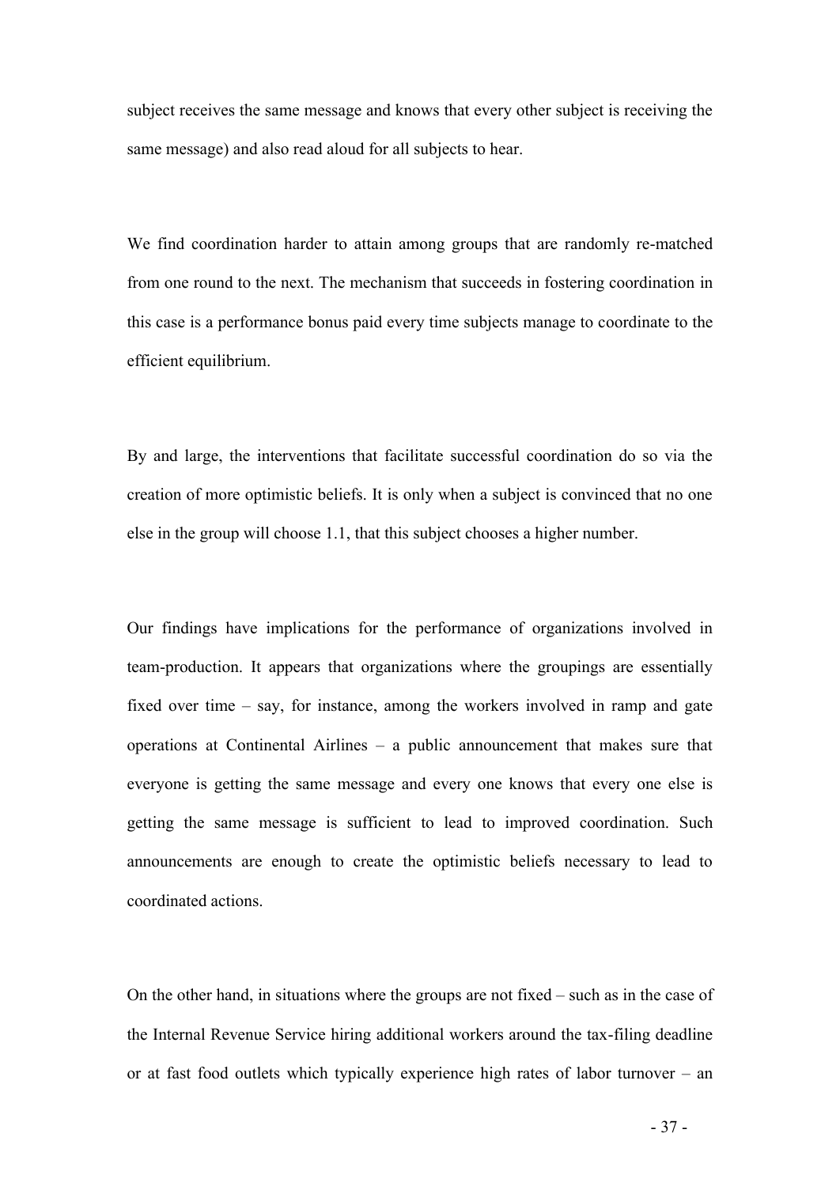subject receives the same message and knows that every other subject is receiving the same message) and also read aloud for all subjects to hear.

We find coordination harder to attain among groups that are randomly re-matched from one round to the next. The mechanism that succeeds in fostering coordination in this case is a performance bonus paid every time subjects manage to coordinate to the efficient equilibrium.

By and large, the interventions that facilitate successful coordination do so via the creation of more optimistic beliefs. It is only when a subject is convinced that no one else in the group will choose 1.1, that this subject chooses a higher number.

Our findings have implications for the performance of organizations involved in team-production. It appears that organizations where the groupings are essentially fixed over time – say, for instance, among the workers involved in ramp and gate operations at Continental Airlines – a public announcement that makes sure that everyone is getting the same message and every one knows that every one else is getting the same message is sufficient to lead to improved coordination. Such announcements are enough to create the optimistic beliefs necessary to lead to coordinated actions.

On the other hand, in situations where the groups are not fixed – such as in the case of the Internal Revenue Service hiring additional workers around the tax-filing deadline or at fast food outlets which typically experience high rates of labor turnover – an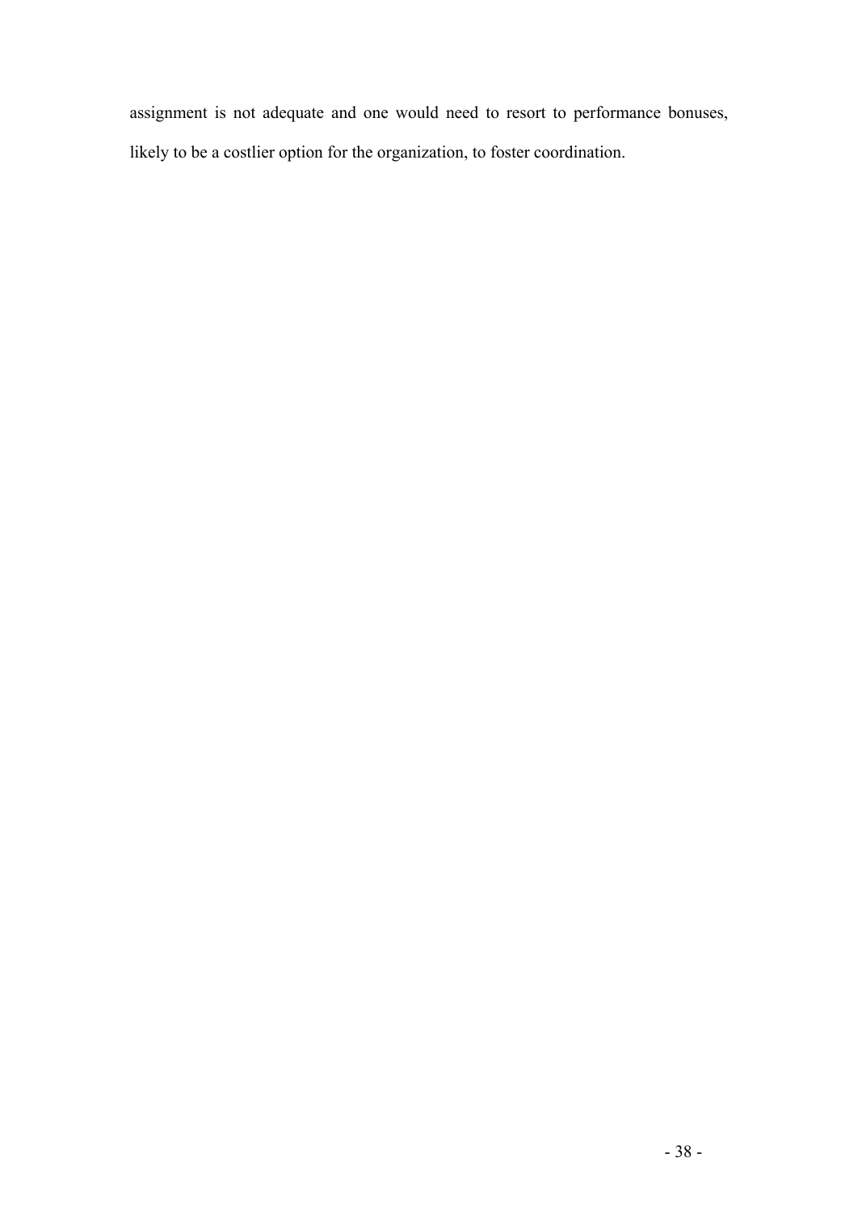assignment is not adequate and one would need to resort to performance bonuses, likely to be a costlier option for the organization, to foster coordination.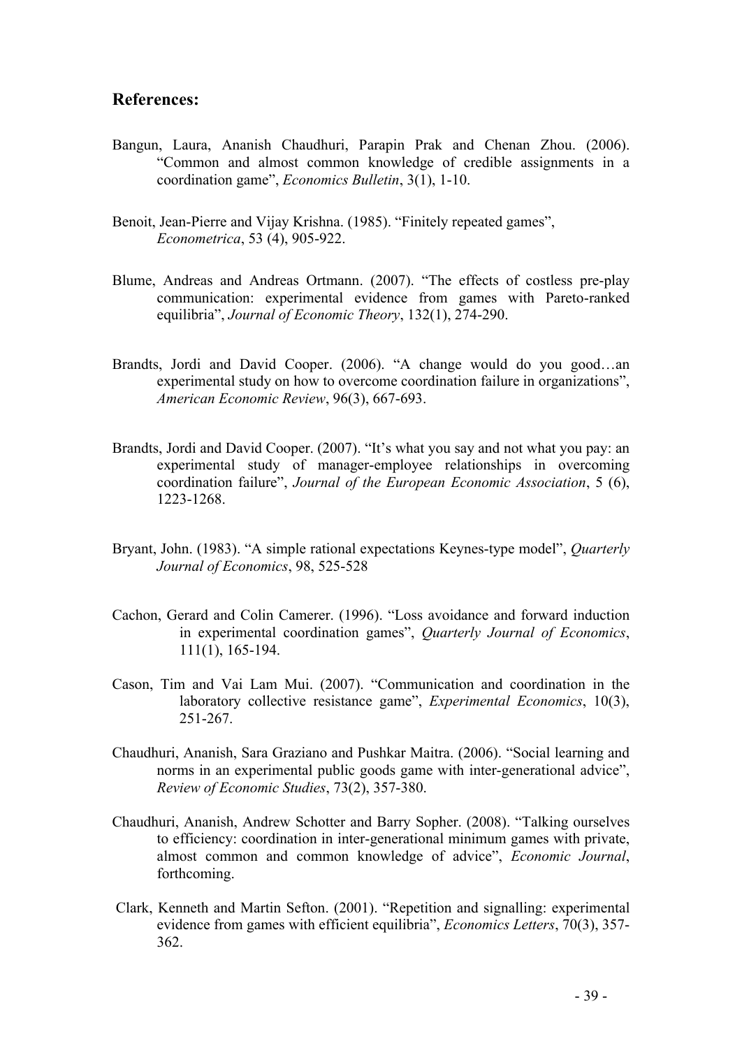## References:

Bangun, Laura, Ananish Chaudhuri, Parapin Prak and Chenan Zhou. (2006). "Common and almost common knowledge of credible assignments in a coordination game", *Economics Bulletin*, 3(1), 1-10.

Benoit, Jean-Pierre and Vijay Krishna. (1985). "Finitely repeated games", *Econometrica*, 53 (4), 905-922.

Blume, Andreas and Andreas Ortmann. (2007). "The effects of costless pre-play communication: experimental evidence from games with Pareto-ranked equilibria", *Journal of Economic Theory*, 132(1), 274-290.

Brandts, Jordi and David Cooper. (2006). "A change would do you good…an experimental study on how to overcome coordination failure in organizations", *American Economic Review*, 96(3), 667-693.

Brandts, Jordi and David Cooper. (2007). "It's what you say and not what you pay: an experimental study of manager-employee relationships in overcoming coordination failure", *Journal of the European Economic Association*, 5 (6), 1223-1268.

Bryant, John. (1983). "A simple rational expectations Keynes-type model", *Quarterly Journal of Economics*, 98, 525-528

Cachon, Gerard and Colin Camerer. (1996). "Loss avoidance and forward induction in experimental coordination games", *Quarterly Journal of Economics*, 111(1), 165-194.

Cason, Tim and Vai Lam Mui. (2007). "Communication and coordination in the laboratory collective resistance game", *Experimental Economics*, 10(3), 251-267.

Chaudhuri, Ananish, Sara Graziano and Pushkar Maitra. (2006). "Social learning and norms in an experimental public goods game with inter-generational advice", *Review of Economic Studies*, 73(2), 357-380.

Chaudhuri, Ananish, Andrew Schotter and Barry Sopher. (2008). "Talking ourselves to efficiency: coordination in inter-generational minimum games with private, almost common and common knowledge of advice", *Economic Journal*, forthcoming.

Clark, Kenneth and Martin Sefton. (2001). "Repetition and signalling: experimental evidence from games with efficient equilibria", *Economics Letters*, 70(3), 357-362.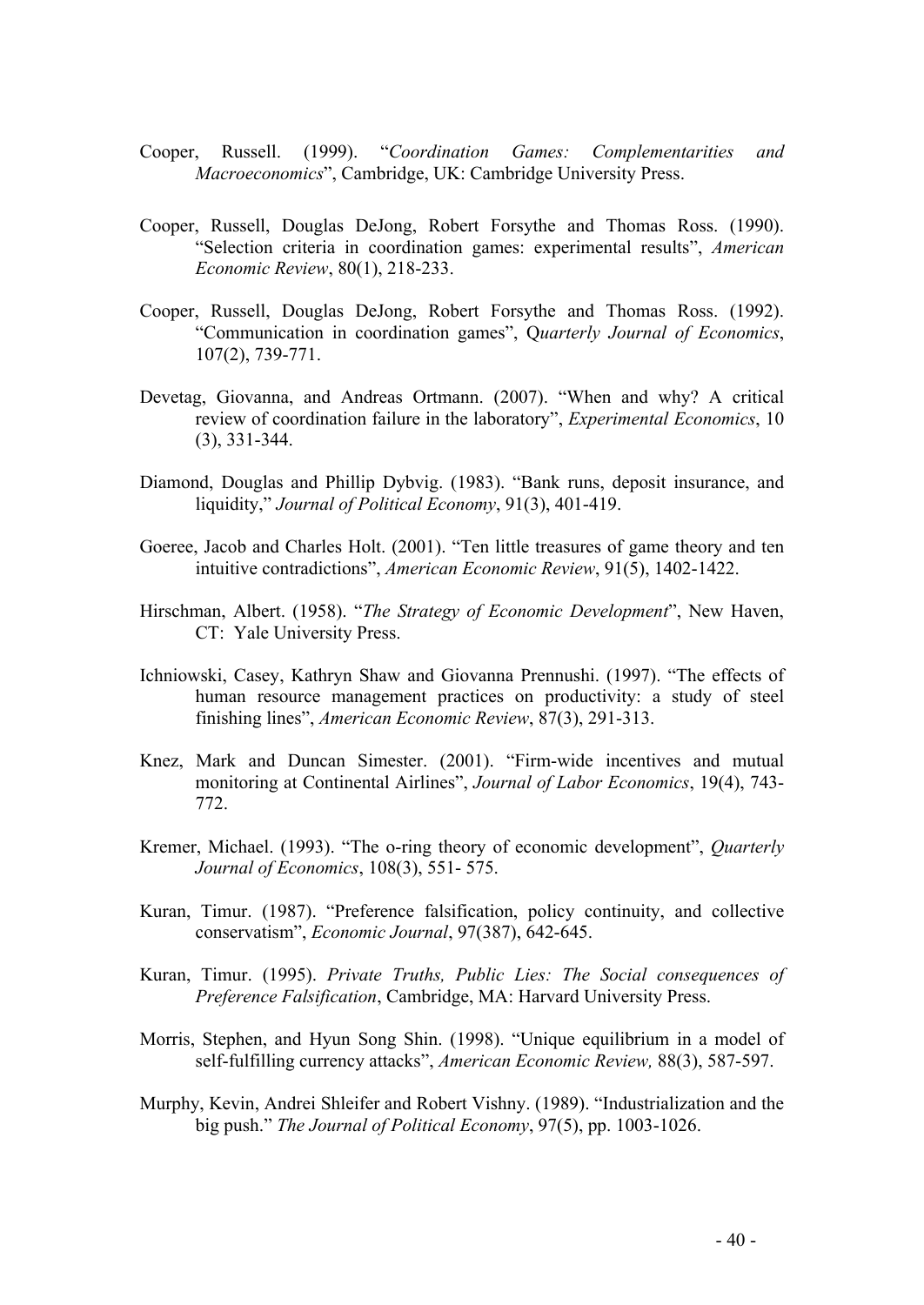Cooper, Russell. (1999). "*Coordination Games: Complementarities and Macroeconomics*", Cambridge, UK: Cambridge University Press.

Cooper, Russell, Douglas DeJong, Robert Forsythe and Thomas Ross. (1990). "Selection criteria in coordination games: experimental results", *American Economic Review*, 80(1), 218-233.

Cooper, Russell, Douglas DeJong, Robert Forsythe and Thomas Ross. (1992). "Communication in coordination games", Q*uarterly Journal of Economics*, 107(2), 739-771.

Devetag, Giovanna, and Andreas Ortmann. (2007). "When and why? A critical review of coordination failure in the laboratory", *Experimental Economics*, 10 (3), 331-344.

Diamond, Douglas and Phillip Dybvig. (1983). "Bank runs, deposit insurance, and liquidity," *Journal of Political Economy*, 91(3), 401-419.

Goeree, Jacob and Charles Holt. (2001). "Ten little treasures of game theory and ten intuitive contradictions", *American Economic Review*, 91(5), 1402-1422.

Hirschman, Albert. (1958). "*The Strategy of Economic Development*", New Haven, CT: Yale University Press.

Ichniowski, Casey, Kathryn Shaw and Giovanna Prennushi. (1997). "The effects of human resource management practices on productivity: a study of steel finishing lines", *American Economic Review*, 87(3), 291-313.

Knez, Mark and Duncan Simester. (2001). "Firm-wide incentives and mutual monitoring at Continental Airlines", *Journal of Labor Economics*, 19(4), 743-772.

Kremer, Michael. (1993). "The o-ring theory of economic development", *Quarterly Journal of Economics*, 108(3), 551- 575.

Kuran, Timur. (1987). "Preference falsification, policy continuity, and collective conservatism", *Economic Journal*, 97(387), 642-645.

Kuran, Timur. (1995). *Private Truths, Public Lies: The Social consequences of Preference Falsification*, Cambridge, MA: Harvard University Press.

Morris, Stephen, and Hyun Song Shin. (1998). "Unique equilibrium in a model of self-fulfilling currency attacks", *American Economic Review,* 88(3), 587-597.

Murphy, Kevin, Andrei Shleifer and Robert Vishny. (1989). "Industrialization and the big push." *The Journal of Political Economy*, 97(5), pp. 1003-1026.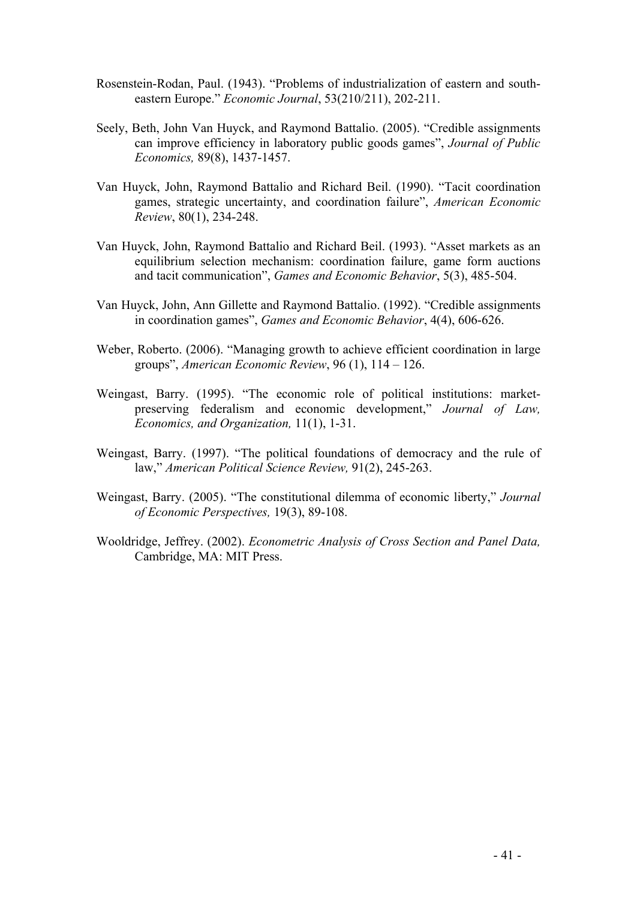Rosenstein-Rodan, Paul. (1943). "Problems of industrialization of eastern and south-eastern Europe." *Economic Journal*, 53(210/211), 202-211.

Seely, Beth, John Van Huyck, and Raymond Battalio. (2005). "Credible assignments can improve efficiency in laboratory public goods games", *Journal of Public Economics,* 89(8), 1437-1457.

Van Huyck, John, Raymond Battalio and Richard Beil. (1990). "Tacit coordination games, strategic uncertainty, and coordination failure", *American Economic Review*, 80(1), 234-248.

Van Huyck, John, Raymond Battalio and Richard Beil. (1993). "Asset markets as an equilibrium selection mechanism: coordination failure, game form auctions and tacit communication", *Games and Economic Behavior*, 5(3), 485-504.

Van Huyck, John, Ann Gillette and Raymond Battalio. (1992). "Credible assignments in coordination games", *Games and Economic Behavior*, 4(4), 606-626.

Weber, Roberto. (2006). "Managing growth to achieve efficient coordination in large groups", *American Economic Review*, 96 (1), 114 – 126.

Weingast, Barry. (1995). "The economic role of political institutions: market-preserving federalism and economic development," *Journal of Law, Economics, and Organization,* 11(1), 1-31.

Weingast, Barry. (1997). "The political foundations of democracy and the rule of law," *American Political Science Review,* 91(2), 245-263.

Weingast, Barry. (2005). "The constitutional dilemma of economic liberty," *Journal of Economic Perspectives,* 19(3), 89-108.

Wooldridge, Jeffrey. (2002). *Econometric Analysis of Cross Section and Panel Data,* Cambridge, MA: MIT Press.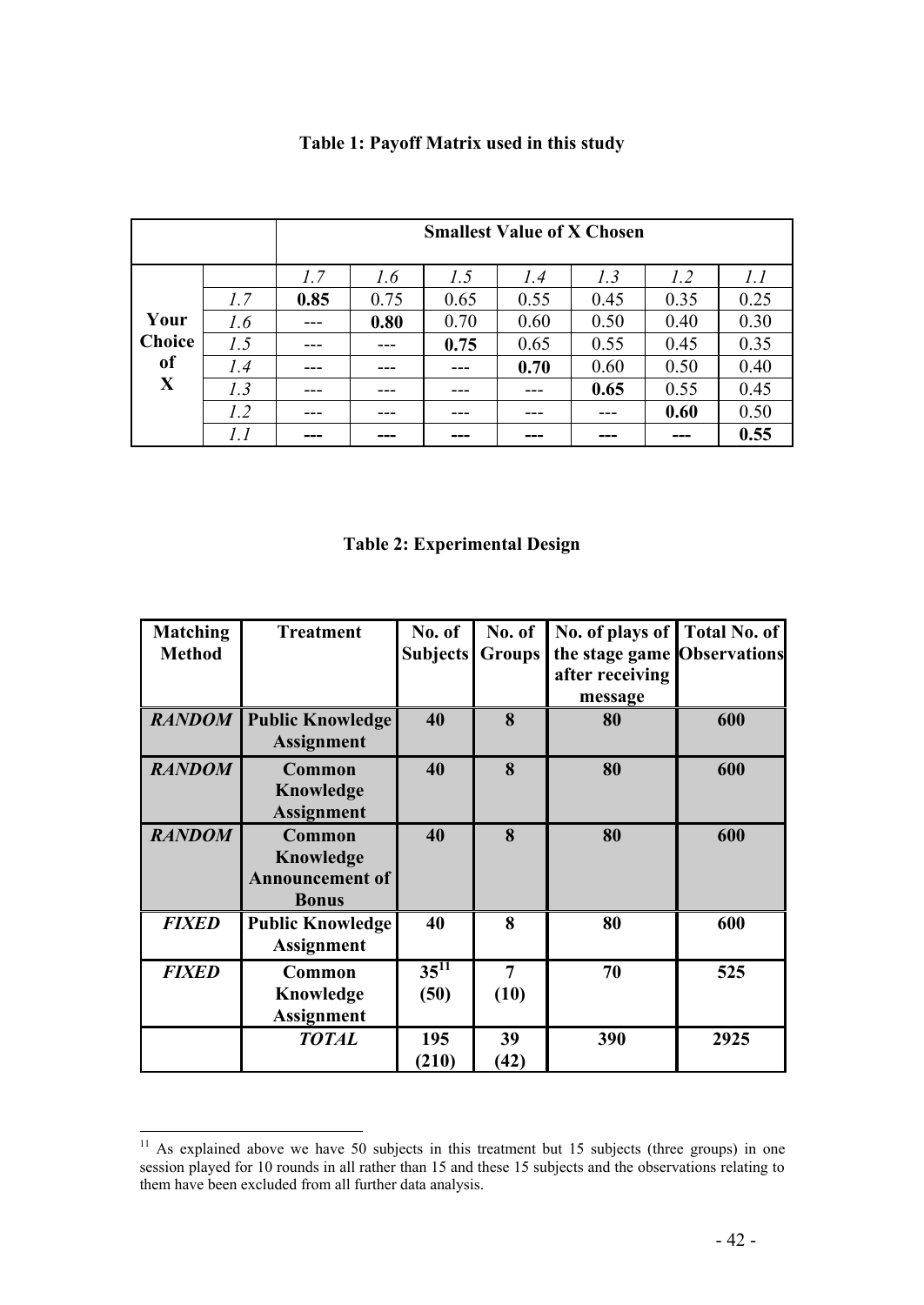**Table 1: Payoff Matrix used in this study**

| | | Smallest Value of X Chosen | | | | | | |
|---|---|---|---|---|---|---|---|---|
| | | *1.7* | *1.6* | *1.5* | *1.4* | *1.3* | *1.2* | *1.1* |
| **Your Choice of X** | *1.7* | **0.85** | 0.75 | 0.65 | 0.55 | 0.45 | 0.35 | 0.25 |
| | *1.6* | --- | **0.80** | 0.70 | 0.60 | 0.50 | 0.40 | 0.30 |
| | *1.5* | --- | --- | **0.75** | 0.65 | 0.55 | 0.45 | 0.35 |
| | *1.4* | --- | --- | --- | **0.70** | 0.60 | 0.50 | 0.40 |
| | *1.3* | --- | --- | --- | --- | **0.65** | 0.55 | 0.45 |
| | *1.2* | --- | --- | --- | --- | --- | **0.60** | 0.50 |
| | *1.1* | **---** | **---** | **---** | **---** | **---** | **---** | **0.55** |

**Table 2: Experimental Design**

| Matching Method | Treatment | No. of Subjects | No. of Groups | No. of plays of the stage game after receiving message | Total No. of Observations |
|---|---|---|---|---|---|
| ***RANDOM*** | **Public Knowledge Assignment** | **40** | **8** | **80** | **600** |
| ***RANDOM*** | **Common Knowledge Assignment** | **40** | **8** | **80** | **600** |
| ***RANDOM*** | **Common Knowledge Announcement of Bonus** | **40** | **8** | **80** | **600** |
| ***FIXED*** | **Public Knowledge Assignment** | **40** | **8** | **80** | **600** |
| ***FIXED*** | **Common Knowledge Assignment** | **35**[11] **(50)** | **7 (10)** | **70** | **525** |
| | ***TOTAL*** | **195 (210)** | **39 (42)** | **390** | **2925** |

[11] As explained above we have 50 subjects in this treatment but 15 subjects (three groups) in one session played for 10 rounds in all rather than 15 and these 15 subjects and the observations relating to them have been excluded from all further data analysis.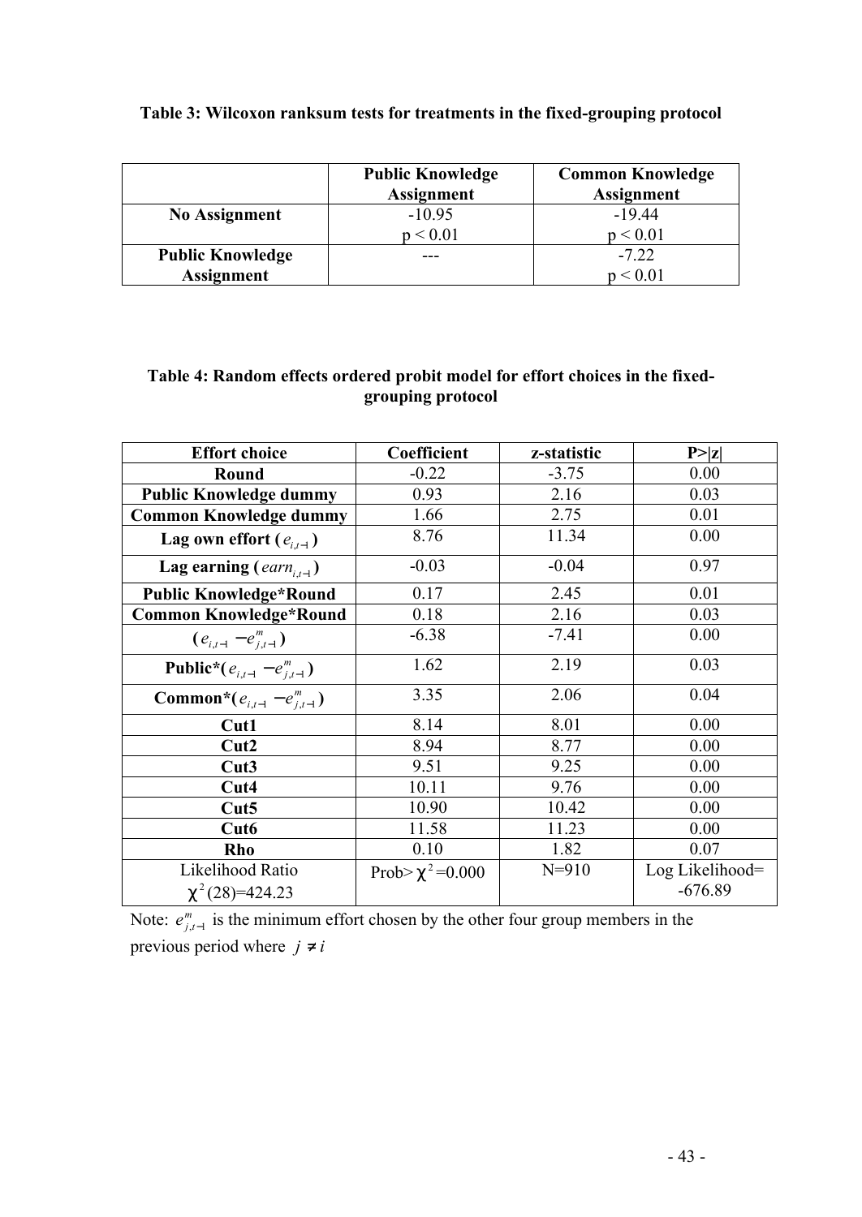**Table 3: Wilcoxon ranksum tests for treatments in the fixed-grouping protocol**

| | Public Knowledge Assignment | Common Knowledge Assignment |
|---|---|---|
| **No Assignment** | -10.95<br>$p < 0.01$ | -19.44<br>$p < 0.01$ |
| **Public Knowledge Assignment** | --- | -7.22<br>$p < 0.01$ |

**Table 4: Random effects ordered probit model for effort choices in the fixed-grouping protocol**

| Effort choice | Coefficient | z-statistic | P>\|z\| |
|---|---|---|---|
| **Round** | -0.22 | -3.75 | 0.00 |
| **Public Knowledge dummy** | 0.93 | 2.16 | 0.03 |
| **Common Knowledge dummy** | 1.66 | 2.75 | 0.01 |
| **Lag own effort ($e_{i,t-1}$)** | 8.76 | 11.34 | 0.00 |
| **Lag earning ($earn_{i,t-1}$)** | -0.03 | -0.04 | 0.97 |
| **Public Knowledge*Round** | 0.17 | 2.45 | 0.01 |
| **Common Knowledge*Round** | 0.18 | 2.16 | 0.03 |
| **($e_{i,t-1} - e^{m}_{j,t-1}$)** | -6.38 | -7.41 | 0.00 |
| **Public*($e_{i,t-1} - e^{m}_{j,t-1}$)** | 1.62 | 2.19 | 0.03 |
| **Common*($e_{i,t-1} - e^{m}_{j,t-1}$)** | 3.35 | 2.06 | 0.04 |
| **Cut1** | 8.14 | 8.01 | 0.00 |
| **Cut2** | 8.94 | 8.77 | 0.00 |
| **Cut3** | 9.51 | 9.25 | 0.00 |
| **Cut4** | 10.11 | 9.76 | 0.00 |
| **Cut5** | 10.90 | 10.42 | 0.00 |
| **Cut6** | 11.58 | 11.23 | 0.00 |
| **Rho** | 0.10 | 1.82 | 0.07 |
| Likelihood Ratio $\chi^2(28)$=424.23 | Prob> $\chi^2$=0.000 | N=910 | Log Likelihood= -676.89 |

Note: $e^{m}_{j,t-1}$ is the minimum effort chosen by the other four group members in the previous period where $j \neq i$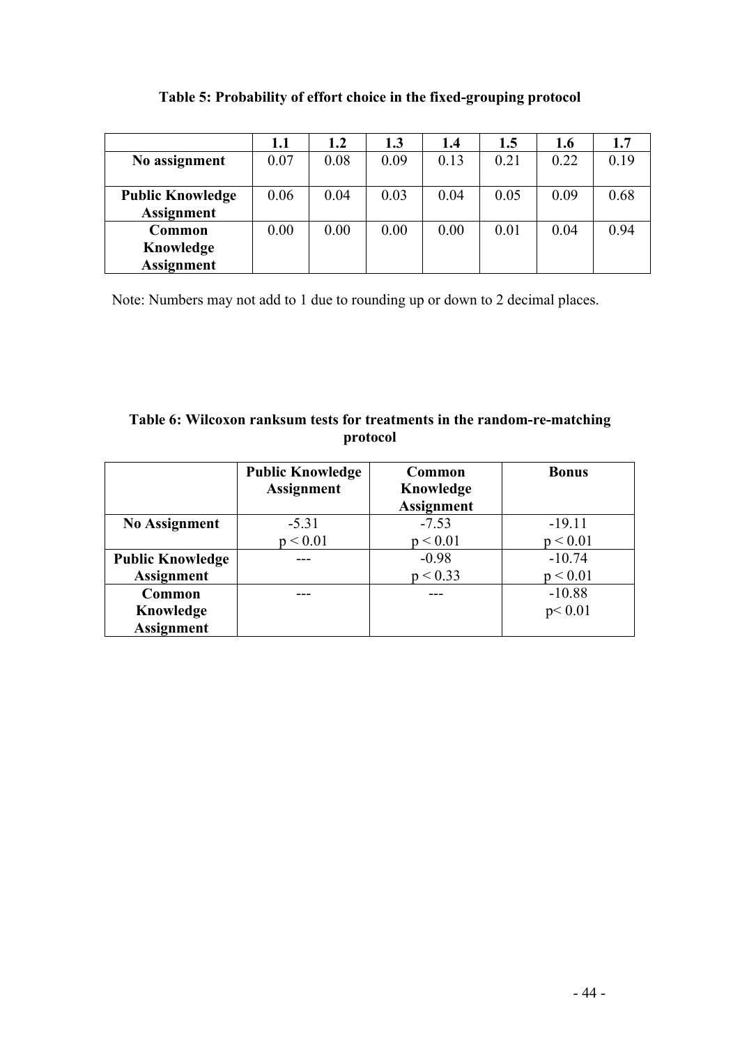**Table 5: Probability of effort choice in the fixed-grouping protocol**

| | 1.1 | 1.2 | 1.3 | 1.4 | 1.5 | 1.6 | 1.7 |
|---|---|---|---|---|---|---|---|
| **No assignment** | 0.07 | 0.08 | 0.09 | 0.13 | 0.21 | 0.22 | 0.19 |
| **Public Knowledge Assignment** | 0.06 | 0.04 | 0.03 | 0.04 | 0.05 | 0.09 | 0.68 |
| **Common Knowledge Assignment** | 0.00 | 0.00 | 0.00 | 0.00 | 0.01 | 0.04 | 0.94 |

Note: Numbers may not add to 1 due to rounding up or down to 2 decimal places.

**Table 6: Wilcoxon ranksum tests for treatments in the random-re-matching protocol**

| | Public Knowledge Assignment | Common Knowledge Assignment | Bonus |
|---|---|---|---|
| **No Assignment** | -5.31<br>$p < 0.01$ | -7.53<br>$p < 0.01$ | -19.11<br>$p < 0.01$ |
| **Public Knowledge Assignment** | --- | -0.98<br>$p < 0.33$ | -10.74<br>$p < 0.01$ |
| **Common Knowledge Assignment** | --- | --- | -10.88<br>$p < 0.01$ |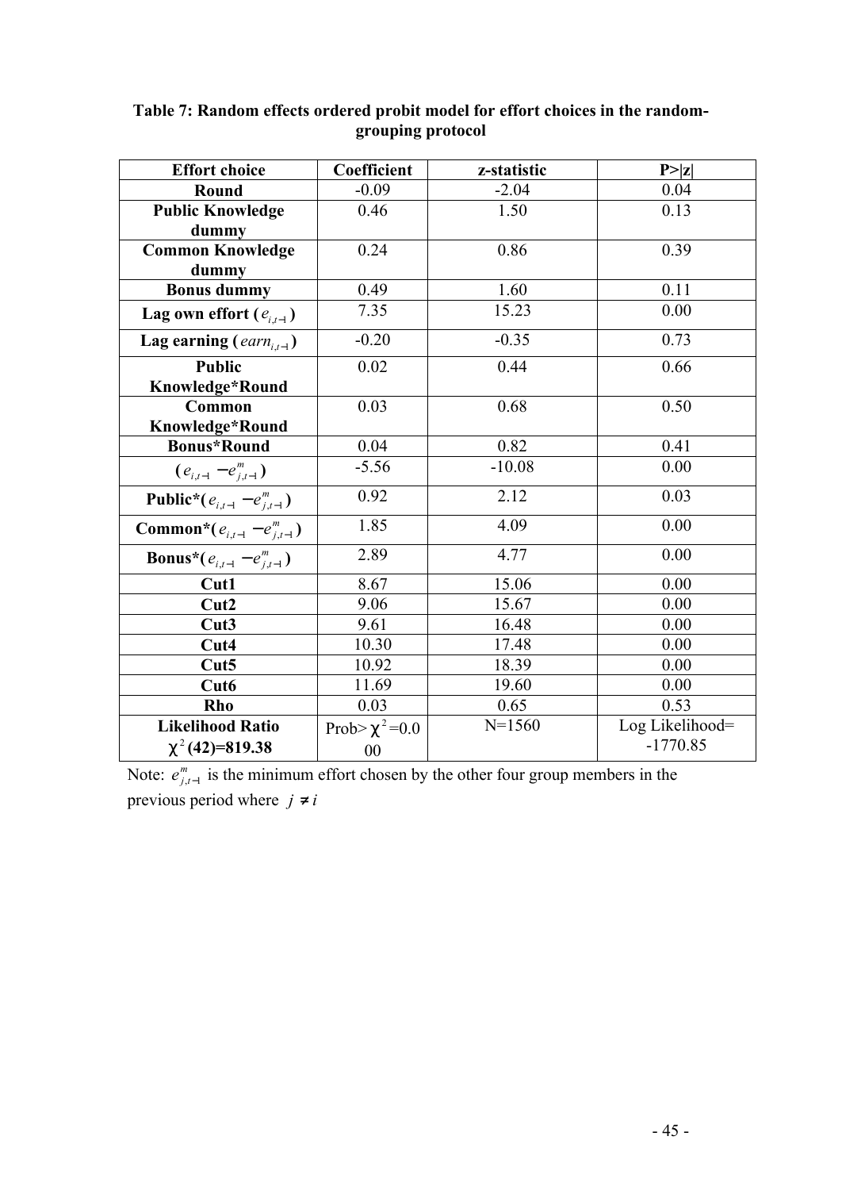**Table 7: Random effects ordered probit model for effort choices in the random-grouping protocol**

| Effort choice | Coefficient | z-statistic | P>\|z\| |
|---|---|---|---|
| **Round** | -0.09 | -2.04 | 0.04 |
| **Public Knowledge dummy** | 0.46 | 1.50 | 0.13 |
| **Common Knowledge dummy** | 0.24 | 0.86 | 0.39 |
| **Bonus dummy** | 0.49 | 1.60 | 0.11 |
| **Lag own effort ($e_{i,t-1}$)** | 7.35 | 15.23 | 0.00 |
| **Lag earning ($earn_{i,t-1}$)** | -0.20 | -0.35 | 0.73 |
| **Public Knowledge*Round** | 0.02 | 0.44 | 0.66 |
| **Common Knowledge*Round** | 0.03 | 0.68 | 0.50 |
| **Bonus*Round** | 0.04 | 0.82 | 0.41 |
| **($e_{i,t-1} - e^{m}_{j,t-1}$)** | -5.56 | -10.08 | 0.00 |
| **Public*($e_{i,t-1} - e^{m}_{j,t-1}$)** | 0.92 | 2.12 | 0.03 |
| **Common*($e_{i,t-1} - e^{m}_{j,t-1}$)** | 1.85 | 4.09 | 0.00 |
| **Bonus*($e_{i,t-1} - e^{m}_{j,t-1}$)** | 2.89 | 4.77 | 0.00 |
| **Cut1** | 8.67 | 15.06 | 0.00 |
| **Cut2** | 9.06 | 15.67 | 0.00 |
| **Cut3** | 9.61 | 16.48 | 0.00 |
| **Cut4** | 10.30 | 17.48 | 0.00 |
| **Cut5** | 10.92 | 18.39 | 0.00 |
| **Cut6** | 11.69 | 19.60 | 0.00 |
| **Rho** | 0.03 | 0.65 | 0.53 |
| **Likelihood Ratio $\chi^2$(42)=819.38** | Prob> $\chi^2$=0.000 | N=1560 | Log Likelihood= -1770.85 |

Note: $e^{m}_{j,t-1}$ is the minimum effort chosen by the other four group members in the previous period where $j \neq i$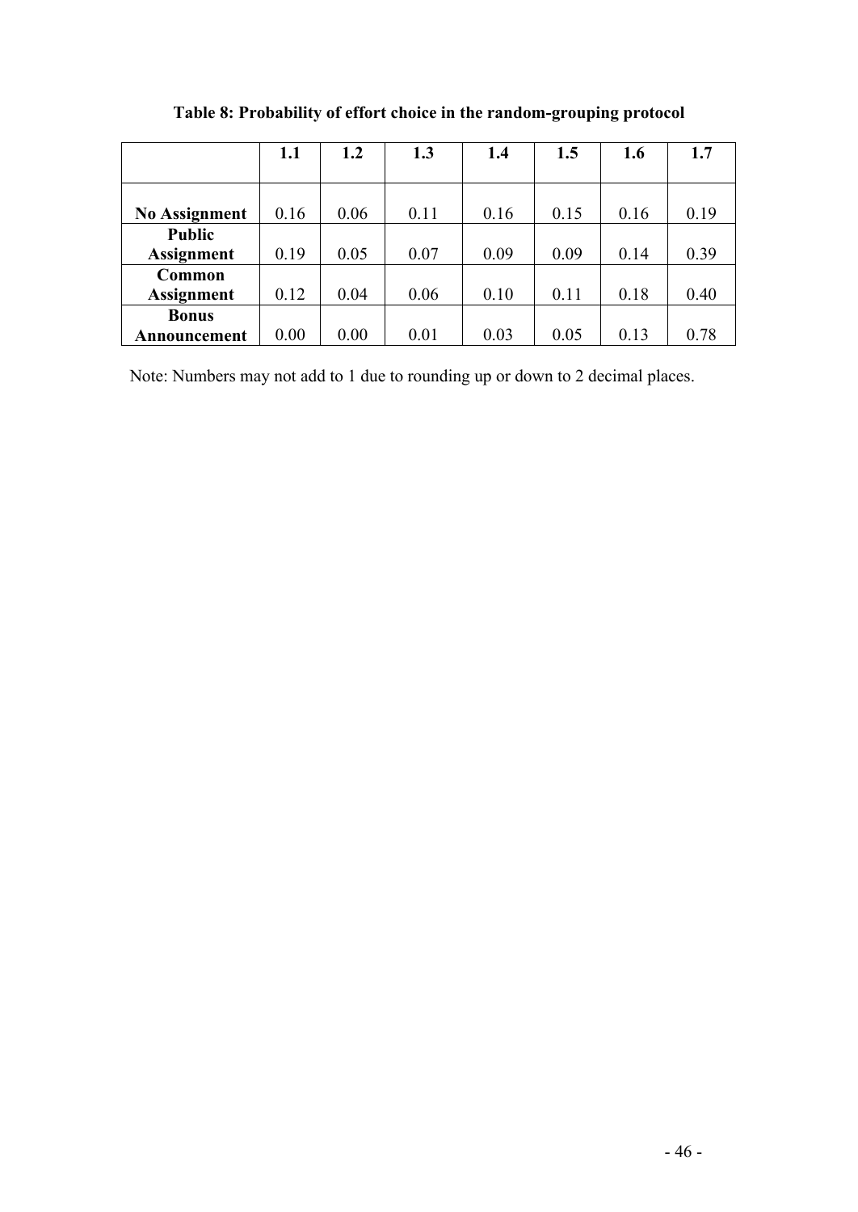**Table 8: Probability of effort choice in the random-grouping protocol**

| | 1.1 | 1.2 | 1.3 | 1.4 | 1.5 | 1.6 | 1.7 |
|---|---|---|---|---|---|---|---|
| **No Assignment** | 0.16 | 0.06 | 0.11 | 0.16 | 0.15 | 0.16 | 0.19 |
| **Public Assignment** | 0.19 | 0.05 | 0.07 | 0.09 | 0.09 | 0.14 | 0.39 |
| **Common Assignment** | 0.12 | 0.04 | 0.06 | 0.10 | 0.11 | 0.18 | 0.40 |
| **Bonus Announcement** | 0.00 | 0.00 | 0.01 | 0.03 | 0.05 | 0.13 | 0.78 |

Note: Numbers may not add to 1 due to rounding up or down to 2 decimal places.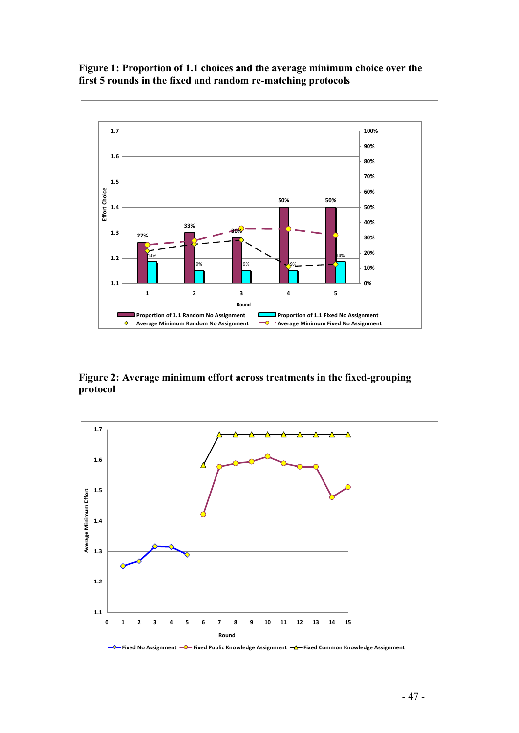**Figure 1: Proportion of 1.1 choices and the average minimum choice over the first 5 rounds in the fixed and random re-matching protocols**

**Figure 2: Average minimum effort across treatments in the fixed-grouping protocol**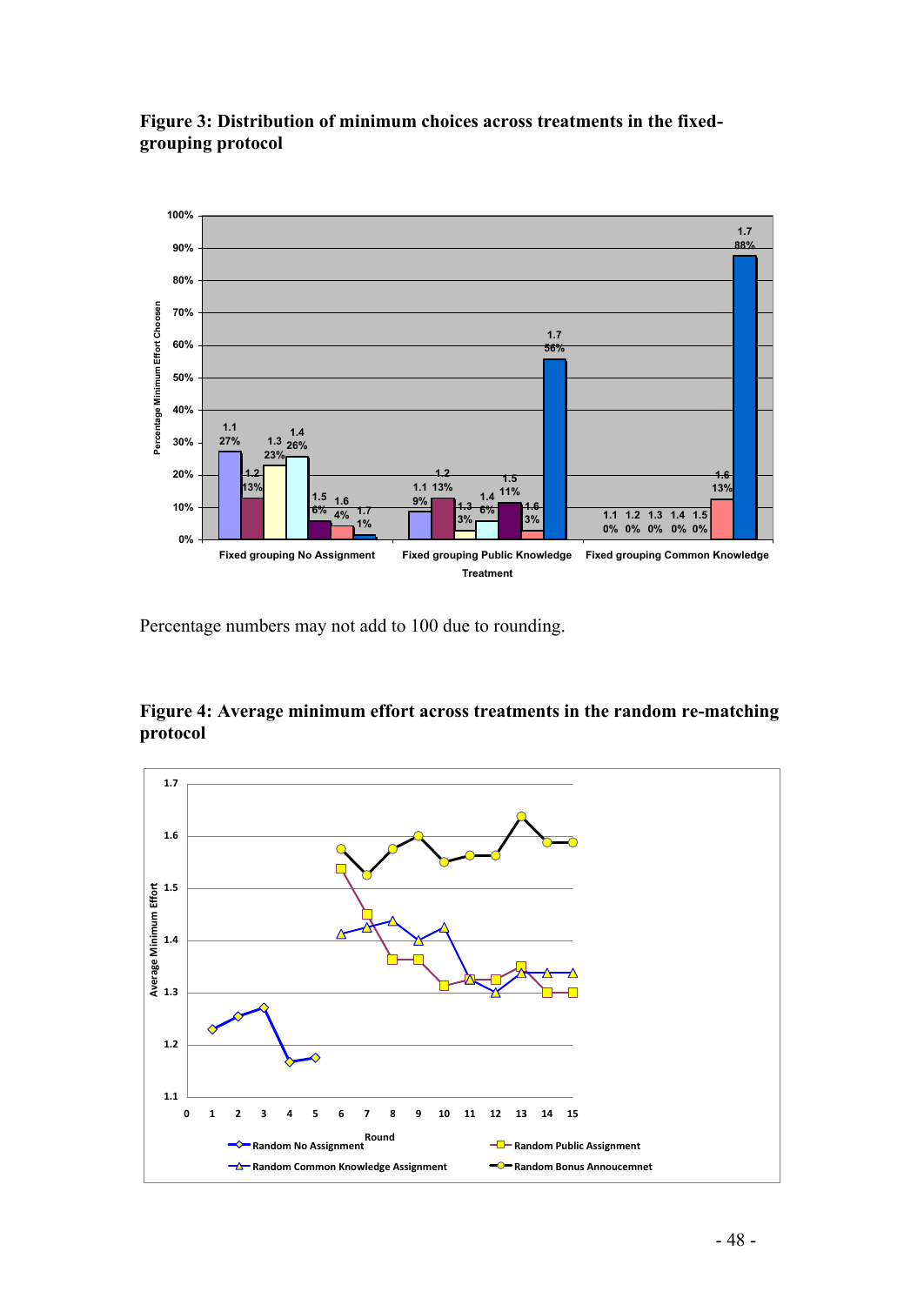**Figure 3: Distribution of minimum choices across treatments in the fixed-grouping protocol**

Percentage numbers may not add to 100 due to rounding.

**Figure 4: Average minimum effort across treatments in the random re-matching protocol**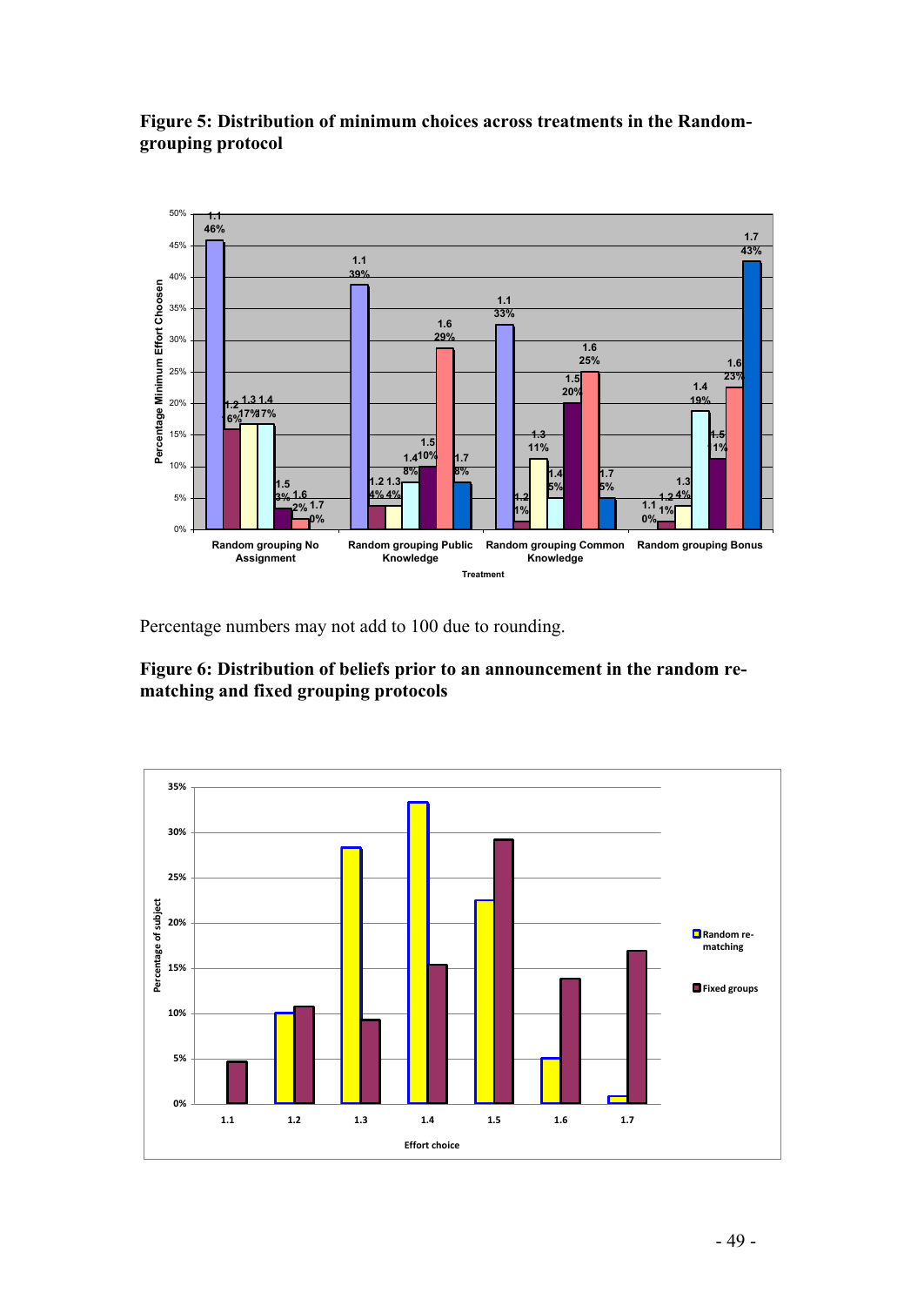**Figure 5: Distribution of minimum choices across treatments in the Random-grouping protocol**

Percentage numbers may not add to 100 due to rounding.

**Figure 6: Distribution of beliefs prior to an announcement in the random re-matching and fixed grouping protocols**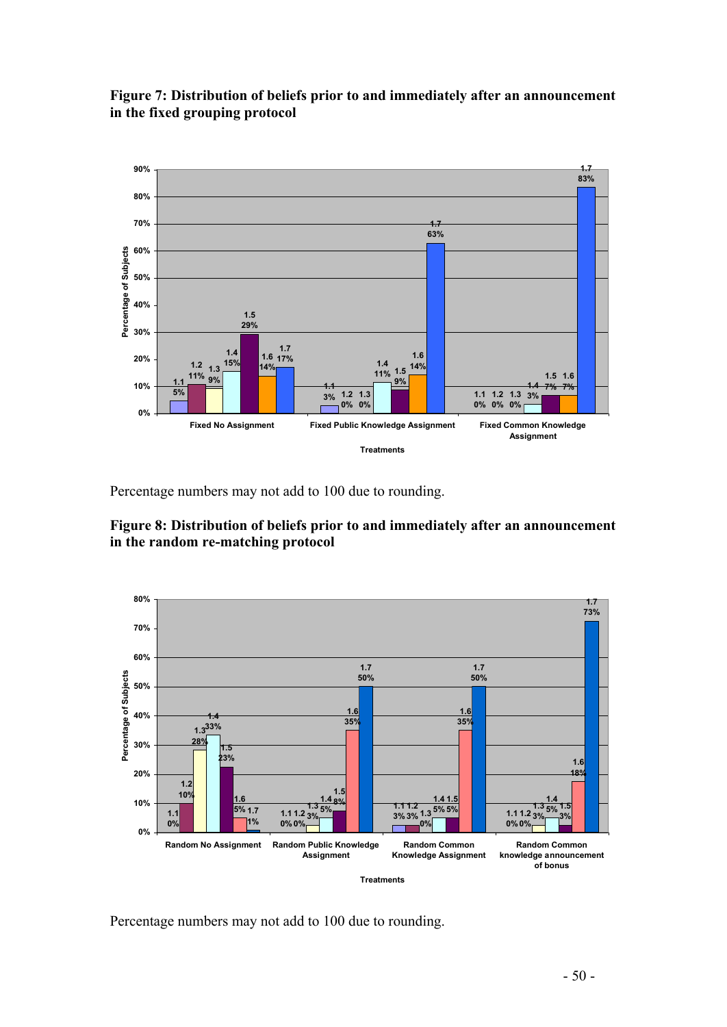**Figure 7: Distribution of beliefs prior to and immediately after an announcement in the fixed grouping protocol**

Percentage numbers may not add to 100 due to rounding.

**Figure 8: Distribution of beliefs prior to and immediately after an announcement in the random re-matching protocol**

Percentage numbers may not add to 100 due to rounding.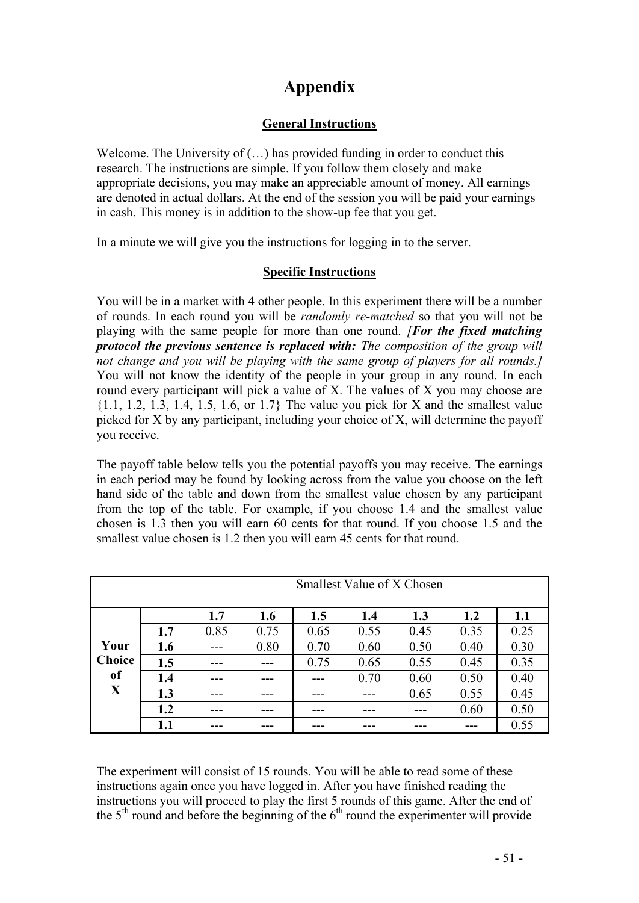# Appendix

## General Instructions

Welcome. The University of (…) has provided funding in order to conduct this research. The instructions are simple. If you follow them closely and make appropriate decisions, you may make an appreciable amount of money. All earnings are denoted in actual dollars. At the end of the session you will be paid your earnings in cash. This money is in addition to the show-up fee that you get.

In a minute we will give you the instructions for logging in to the server.

## Specific Instructions

You will be in a market with 4 other people. In this experiment there will be a number of rounds. In each round you will be *randomly re-matched* so that you will not be playing with the same people for more than one round. ***[For the fixed matching protocol the previous sentence is replaced with:** The composition of the group will not change and you will be playing with the same group of players for all rounds.]* You will not know the identity of the people in your group in any round. In each round every participant will pick a value of X. The values of X you may choose are {1.1, 1.2, 1.3, 1.4, 1.5, 1.6, or 1.7} The value you pick for X and the smallest value picked for X by any participant, including your choice of X, will determine the payoff you receive.

The payoff table below tells you the potential payoffs you may receive. The earnings in each period may be found by looking across from the value you choose on the left hand side of the table and down from the smallest value chosen by any participant from the top of the table. For example, if you choose 1.4 and the smallest value chosen is 1.3 then you will earn 60 cents for that round. If you choose 1.5 and the smallest value chosen is 1.2 then you will earn 45 cents for that round.

| | | Smallest Value of X Chosen | | | | | | |
|---|---|---|---|---|---|---|---|---|
| | | **1.7** | **1.6** | **1.5** | **1.4** | **1.3** | **1.2** | **1.1** |
| **Your Choice of X** | **1.7** | 0.85 | 0.75 | 0.65 | 0.55 | 0.45 | 0.35 | 0.25 |
| | **1.6** | --- | 0.80 | 0.70 | 0.60 | 0.50 | 0.40 | 0.30 |
| | **1.5** | --- | --- | 0.75 | 0.65 | 0.55 | 0.45 | 0.35 |
| | **1.4** | --- | --- | --- | 0.70 | 0.60 | 0.50 | 0.40 |
| | **1.3** | --- | --- | --- | --- | 0.65 | 0.55 | 0.45 |
| | **1.2** | --- | --- | --- | --- | --- | 0.60 | 0.50 |
| | **1.1** | --- | --- | --- | --- | --- | --- | 0.55 |

The experiment will consist of 15 rounds. You will be able to read some of these instructions again once you have logged in. After you have finished reading the instructions you will proceed to play the first 5 rounds of this game. After the end of the 5th round and before the beginning of the 6th round the experimenter will provide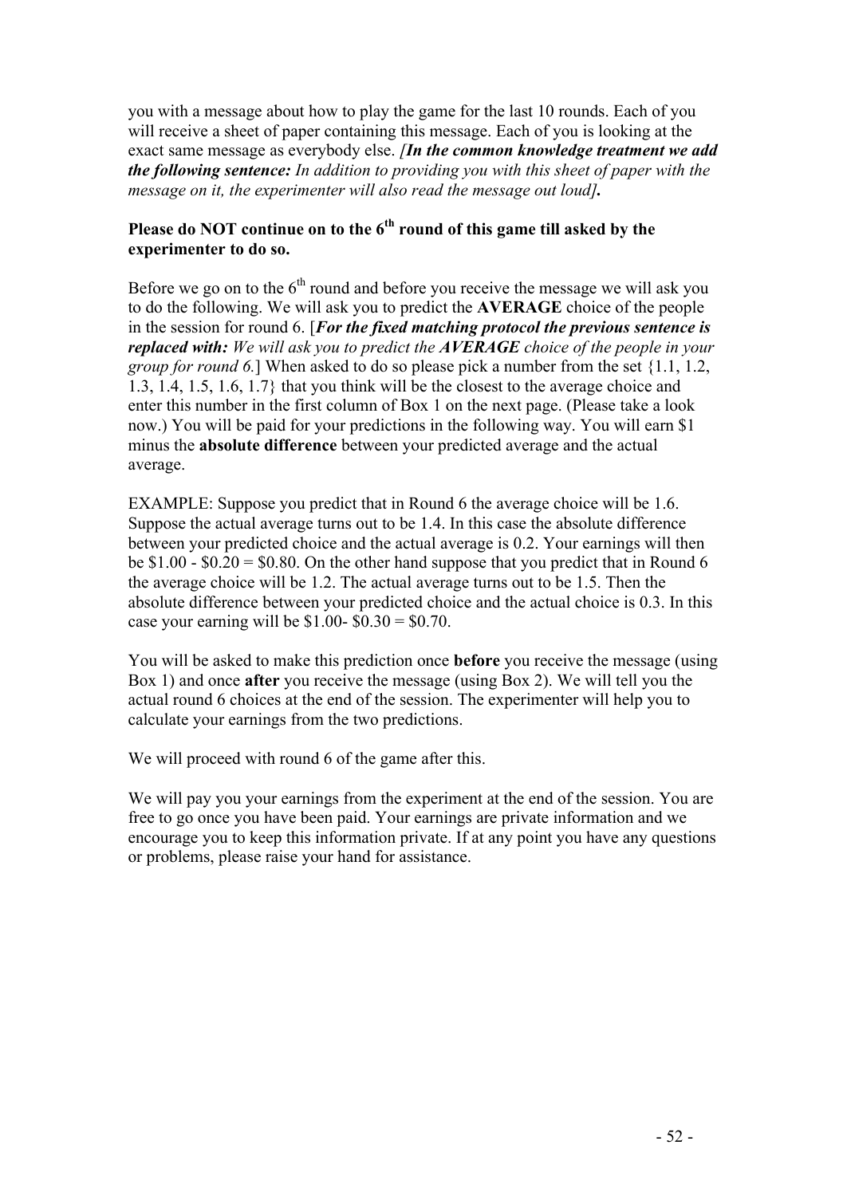you with a message about how to play the game for the last 10 rounds. Each of you will receive a sheet of paper containing this message. Each of you is looking at the exact same message as everybody else. *[**In the common knowledge treatment we add the following sentence:** In addition to providing you with this sheet of paper with the message on it, the experimenter will also read the message out loud]***.**

**Please do NOT continue on to the 6th round of this game till asked by the experimenter to do so.**

Before we go on to the 6th round and before you receive the message we will ask you to do the following. We will ask you to predict the **AVERAGE** choice of the people in the session for round 6. [***For the fixed matching protocol the previous sentence is replaced with:*** *We will ask you to predict the **AVERAGE** choice of the people in your group for round 6.*] When asked to do so please pick a number from the set {1.1, 1.2, 1.3, 1.4, 1.5, 1.6, 1.7} that you think will be the closest to the average choice and enter this number in the first column of Box 1 on the next page. (Please take a look now.) You will be paid for your predictions in the following way. You will earn $1 minus the **absolute difference** between your predicted average and the actual average.

EXAMPLE: Suppose you predict that in Round 6 the average choice will be 1.6. Suppose the actual average turns out to be 1.4. In this case the absolute difference between your predicted choice and the actual average is 0.2. Your earnings will then be $1.00 - $0.20 = $0.80. On the other hand suppose that you predict that in Round 6 the average choice will be 1.2. The actual average turns out to be 1.5. Then the absolute difference between your predicted choice and the actual choice is 0.3. In this case your earning will be $1.00- $0.30 = $0.70.

You will be asked to make this prediction once **before** you receive the message (using Box 1) and once **after** you receive the message (using Box 2). We will tell you the actual round 6 choices at the end of the session. The experimenter will help you to calculate your earnings from the two predictions.

We will proceed with round 6 of the game after this.

We will pay you your earnings from the experiment at the end of the session. You are free to go once you have been paid. Your earnings are private information and we encourage you to keep this information private. If at any point you have any questions or problems, please raise your hand for assistance.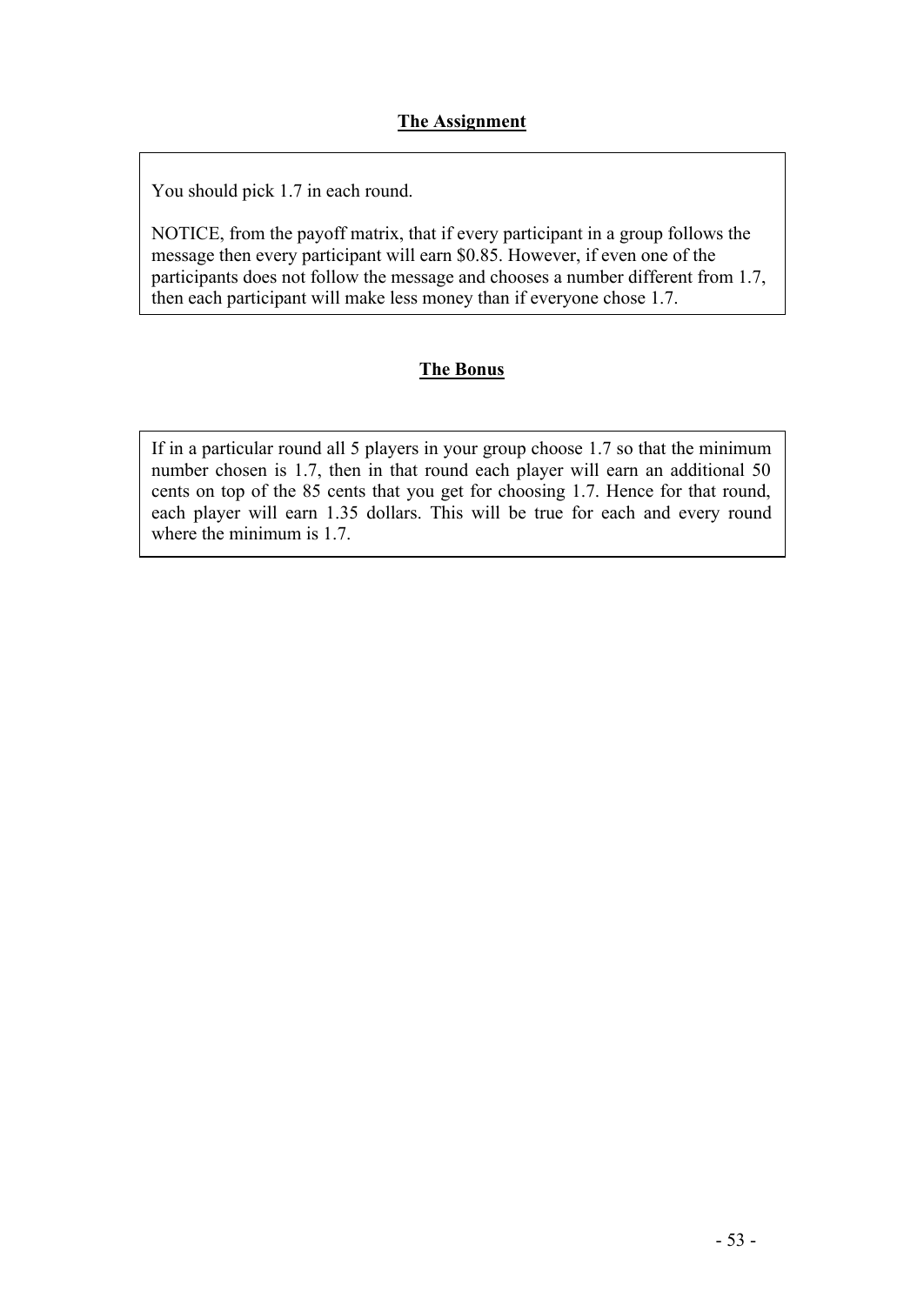## The Assignment

You should pick 1.7 in each round.

NOTICE, from the payoff matrix, that if every participant in a group follows the message then every participant will earn $0.85. However, if even one of the participants does not follow the message and chooses a number different from 1.7, then each participant will make less money than if everyone chose 1.7.

## The Bonus

If in a particular round all 5 players in your group choose 1.7 so that the minimum number chosen is 1.7, then in that round each player will earn an additional 50 cents on top of the 85 cents that you get for choosing 1.7. Hence for that round, each player will earn 1.35 dollars. This will be true for each and every round where the minimum is 1.7.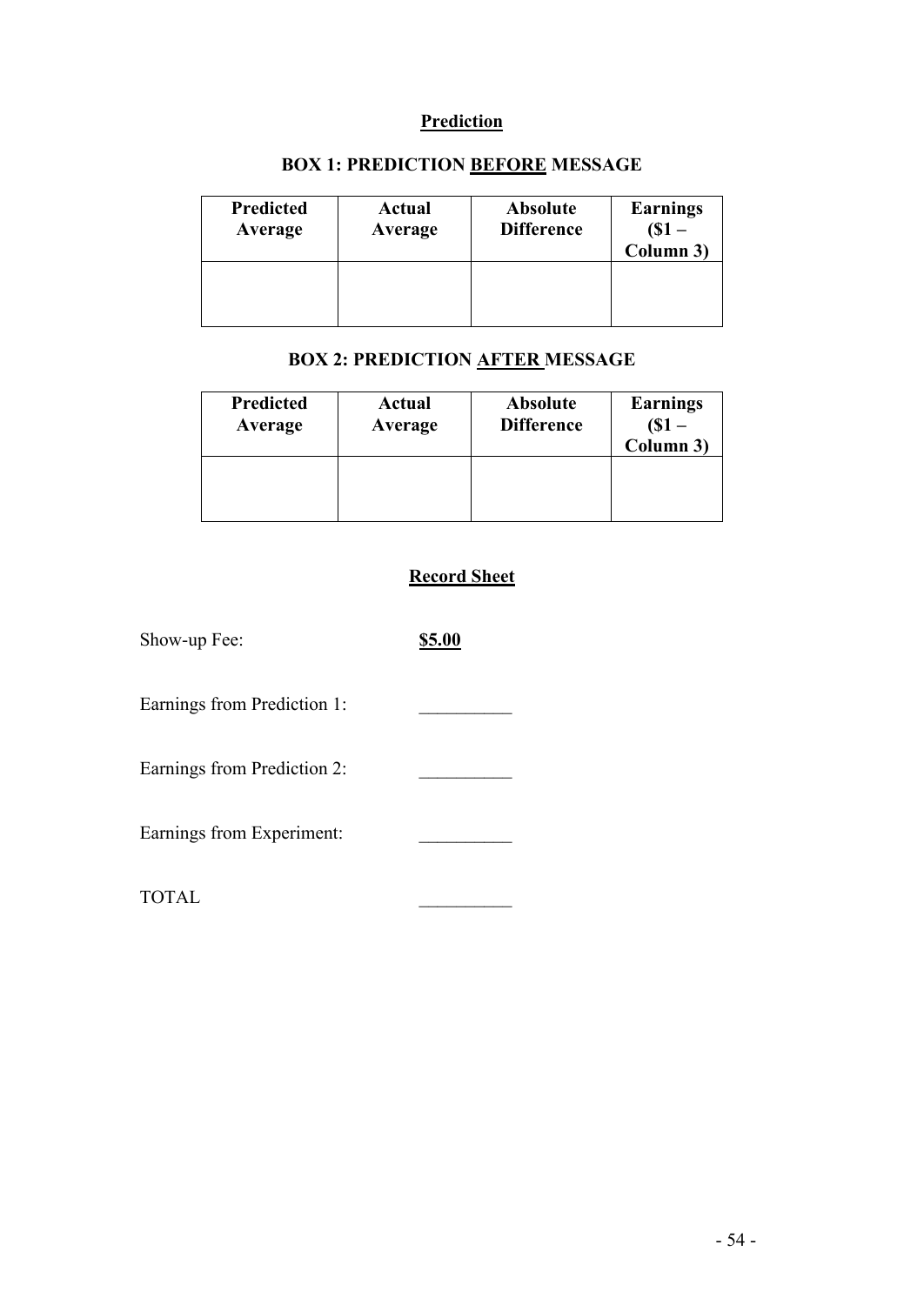**Prediction**

**BOX 1: PREDICTION BEFORE MESSAGE**

| Predicted Average | Actual Average | Absolute Difference | Earnings ($1 – Column 3) |
|---|---|---|---|
| | | | |

**BOX 2: PREDICTION AFTER MESSAGE**

| Predicted Average | Actual Average | Absolute Difference | Earnings ($1 – Column 3) |
|---|---|---|---|
| | | | |

**Record Sheet**

Show-up Fee: **$5.00**

Earnings from Prediction 1: __________

Earnings from Prediction 2: __________

Earnings from Experiment: __________

TOTAL __________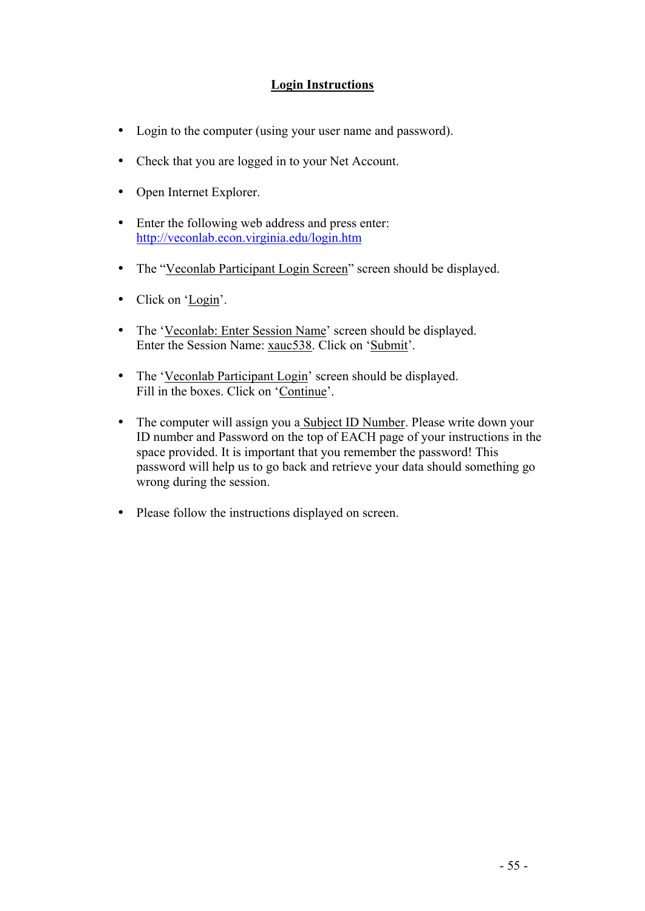## Login Instructions

- Login to the computer (using your user name and password).
- Check that you are logged in to your Net Account.
- Open Internet Explorer.
- Enter the following web address and press enter:
  http://veconlab.econ.virginia.edu/login.htm
- The "Veconlab Participant Login Screen" screen should be displayed.
- Click on 'Login'.
- The 'Veconlab: Enter Session Name' screen should be displayed.
  Enter the Session Name: xauc538. Click on 'Submit'.
- The 'Veconlab Participant Login' screen should be displayed.
  Fill in the boxes. Click on 'Continue'.
- The computer will assign you a Subject ID Number. Please write down your ID number and Password on the top of EACH page of your instructions in the space provided. It is important that you remember the password! This password will help us to go back and retrieve your data should something go wrong during the session.
- Please follow the instructions displayed on screen.